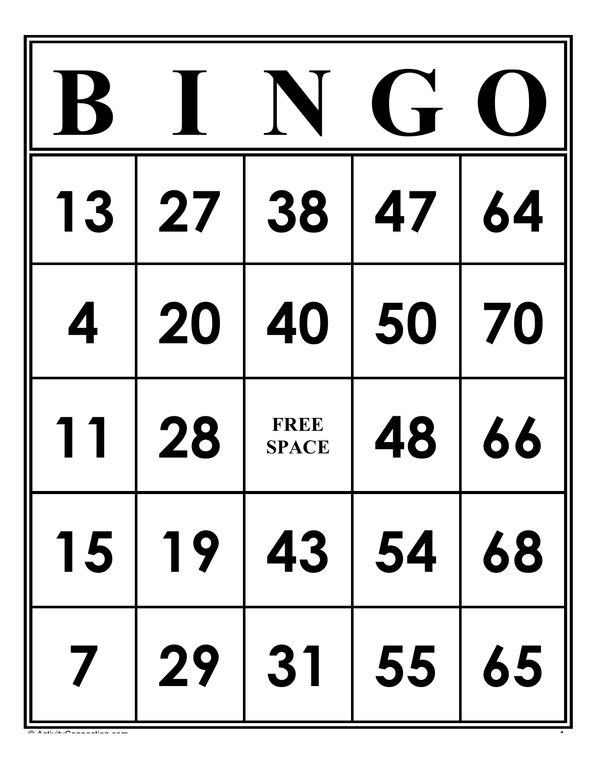| B | I | N | G | O |
| --- | --- | --- | --- | --- |
| 13 | 27 | 38 | 47 | 64 |
| 4 | 20 | 40 | 50 | 70 |
| 11 | 28 | FREE SPACE | 48 | 66 |
| 15 | 19 | 43 | 54 | 68 |
| 7 | 29 | 31 | 55 | 65 |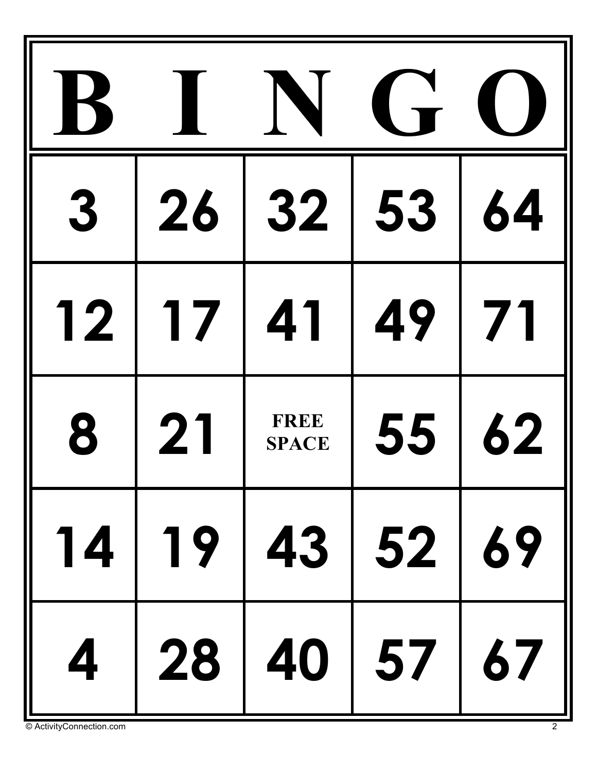| B | I | N | G | O |
| --- | --- | --- | --- | --- |
| 3 | 26 | 32 | 53 | 64 |
| 12 | 17 | 41 | 49 | 71 |
| 8 | 21 | FREE SPACE | 55 | 62 |
| 14 | 19 | 43 | 52 | 69 |
| 4 | 28 | 40 | 57 | 67 |

© ActivityConnection.com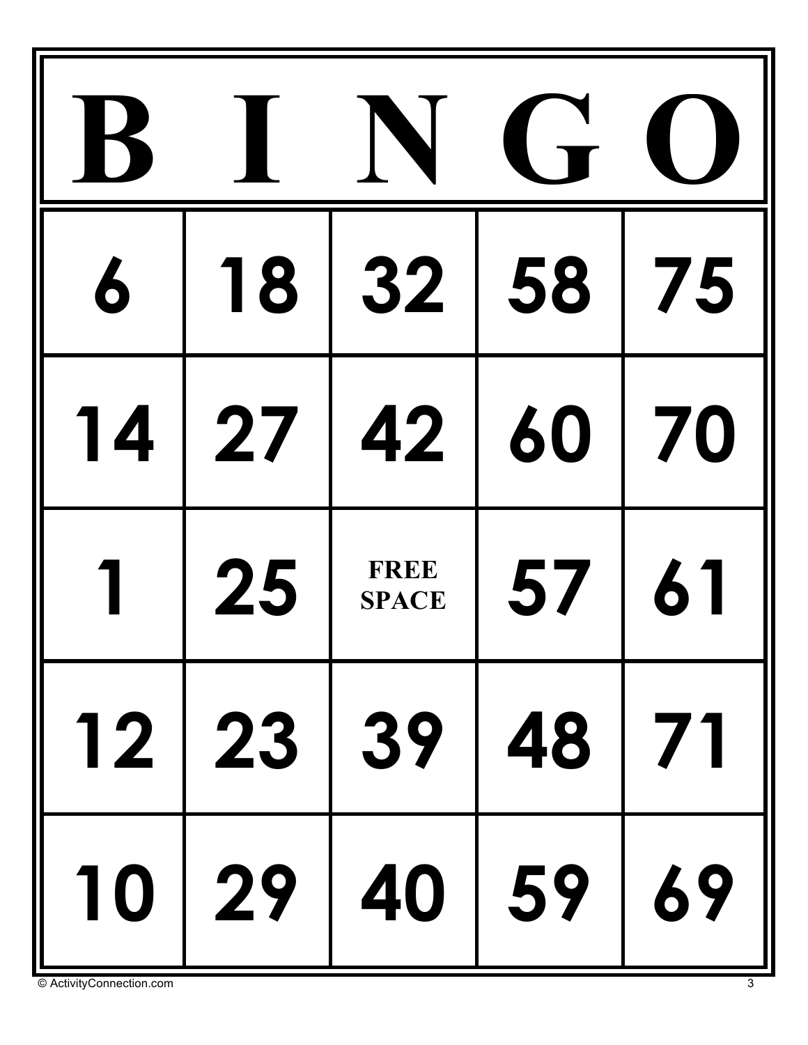| B | I | N | G | O |
| --- | --- | --- | --- | --- |
| 6 | 18 | 32 | 58 | 75 |
| 14 | 27 | 42 | 60 | 70 |
| 1 | 25 | FREE SPACE | 57 | 61 |
| 12 | 23 | 39 | 48 | 71 |
| 10 | 29 | 40 | 59 | 69 |

© ActivityConnection.com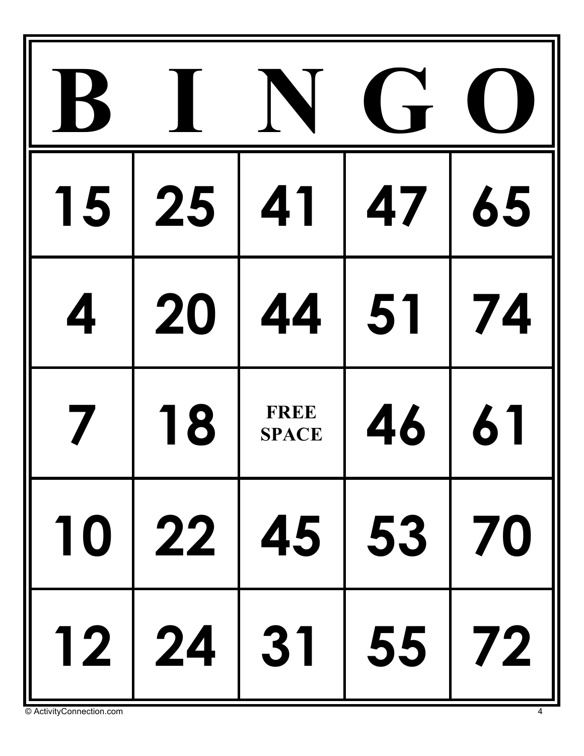| B | I | N | G | O |
|---|---|---|---|---|
| 15 | 25 | 41 | 47 | 65 |
| 4 | 20 | 44 | 51 | 74 |
| 7 | 18 | FREE SPACE | 46 | 61 |
| 10 | 22 | 45 | 53 | 70 |
| 12 | 24 | 31 | 55 | 72 |

© ActivityConnection.com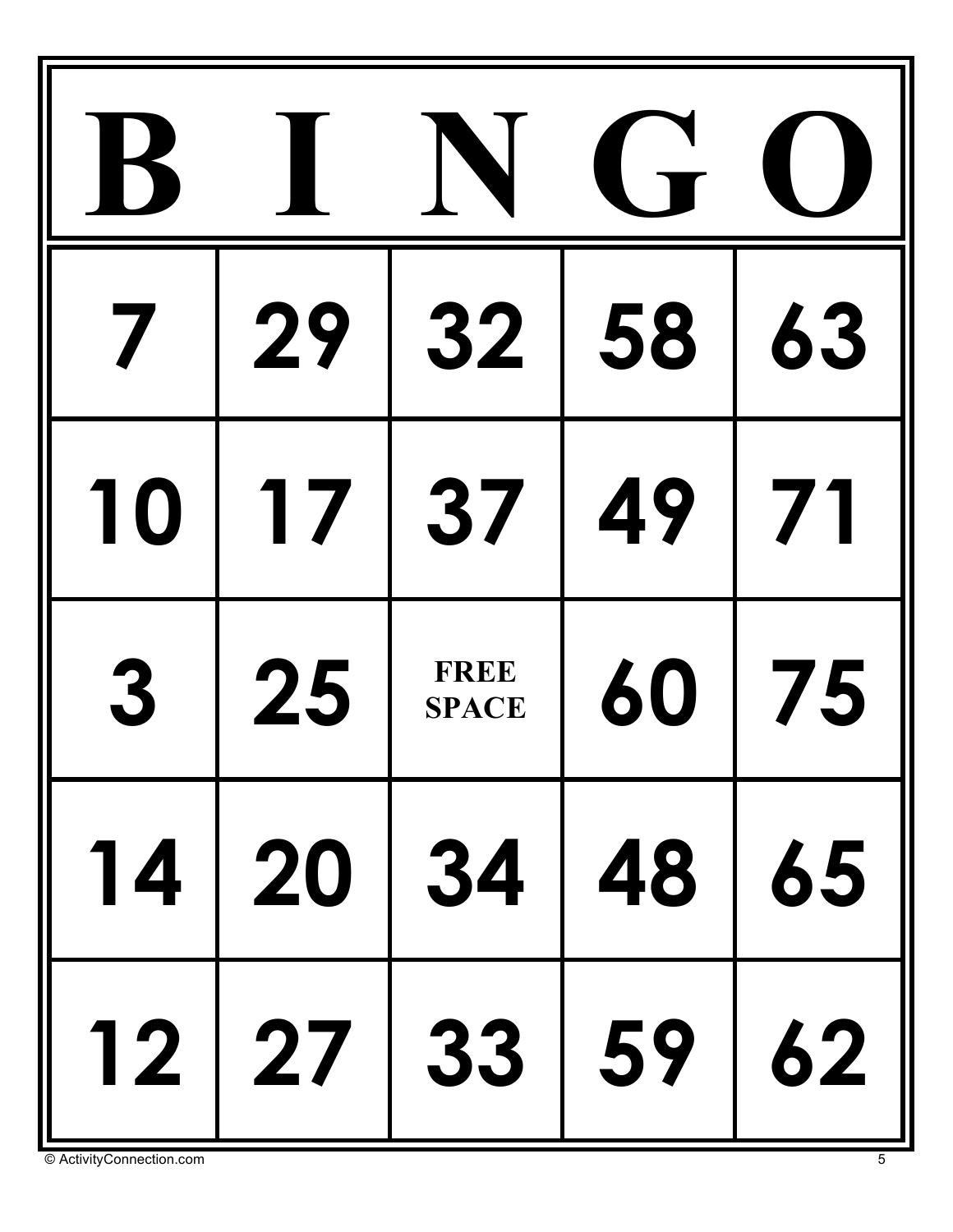| B | I | N | G | O |
| --- | --- | --- | --- | --- |
| 7 | 29 | 32 | 58 | 63 |
| 10 | 17 | 37 | 49 | 71 |
| 3 | 25 | FREE SPACE | 60 | 75 |
| 14 | 20 | 34 | 48 | 65 |
| 12 | 27 | 33 | 59 | 62 |

© ActivityConnection.com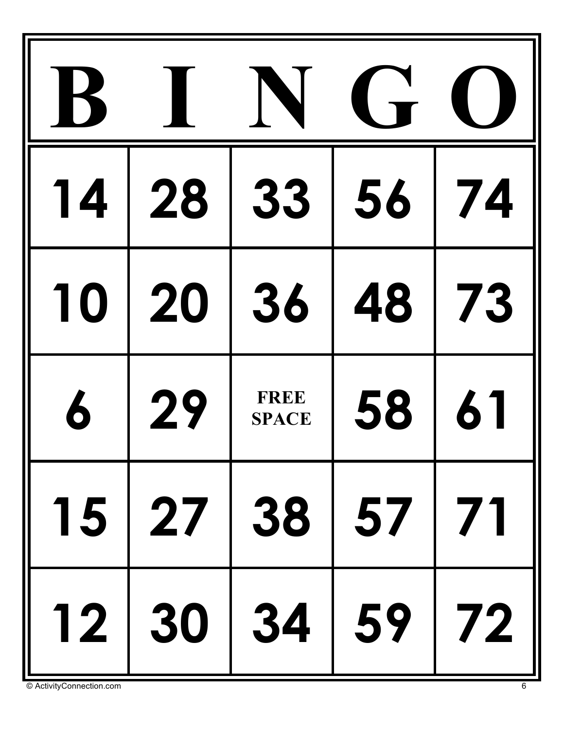| B | I | N | G | O |
| --- | --- | --- | --- | --- |
| 14 | 28 | 33 | 56 | 74 |
| 10 | 20 | 36 | 48 | 73 |
| 6 | 29 | FREE SPACE | 58 | 61 |
| 15 | 27 | 38 | 57 | 71 |
| 12 | 30 | 34 | 59 | 72 |

© ActivityConnection.com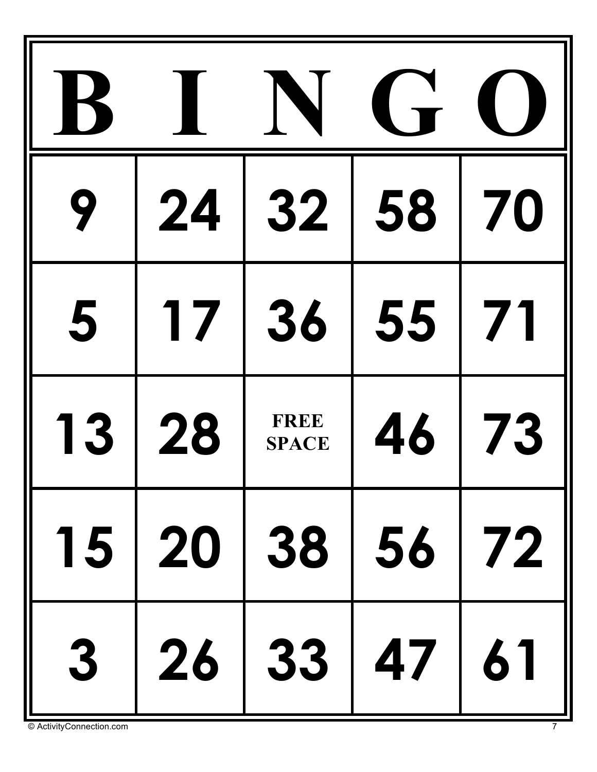| B | I | N | G | O |
|---|---|---|---|---|
| 9 | 24 | 32 | 58 | 70 |
| 5 | 17 | 36 | 55 | 71 |
| 13 | 28 | FREE SPACE | 46 | 73 |
| 15 | 20 | 38 | 56 | 72 |
| 3 | 26 | 33 | 47 | 61 |

© ActivityConnection.com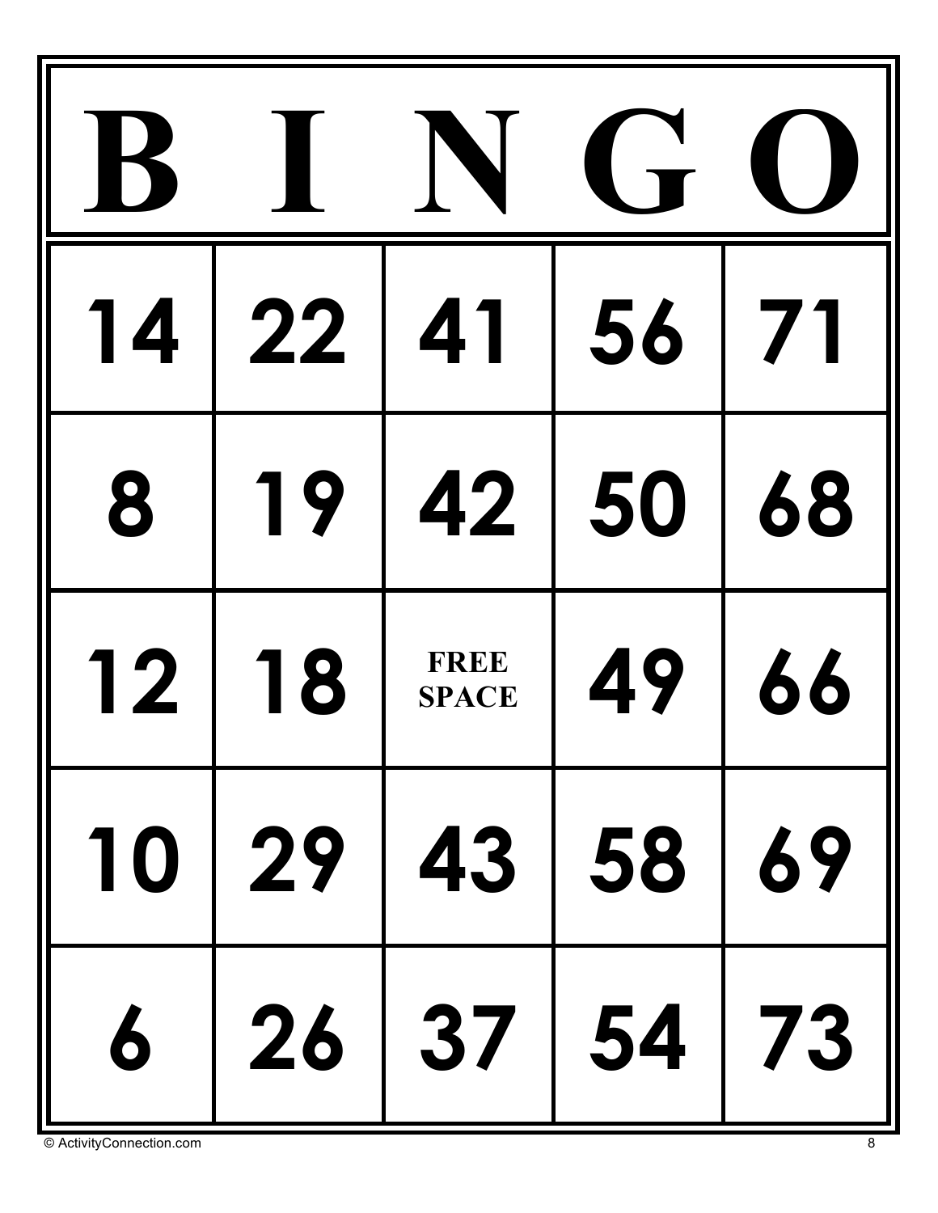| B | I | N | G | O |
|---|---|---|---|---|
| 14 | 22 | 41 | 56 | 71 |
| 8 | 19 | 42 | 50 | 68 |
| 12 | 18 | FREE SPACE | 49 | 66 |
| 10 | 29 | 43 | 58 | 69 |
| 6 | 26 | 37 | 54 | 73 |

© ActivityConnection.com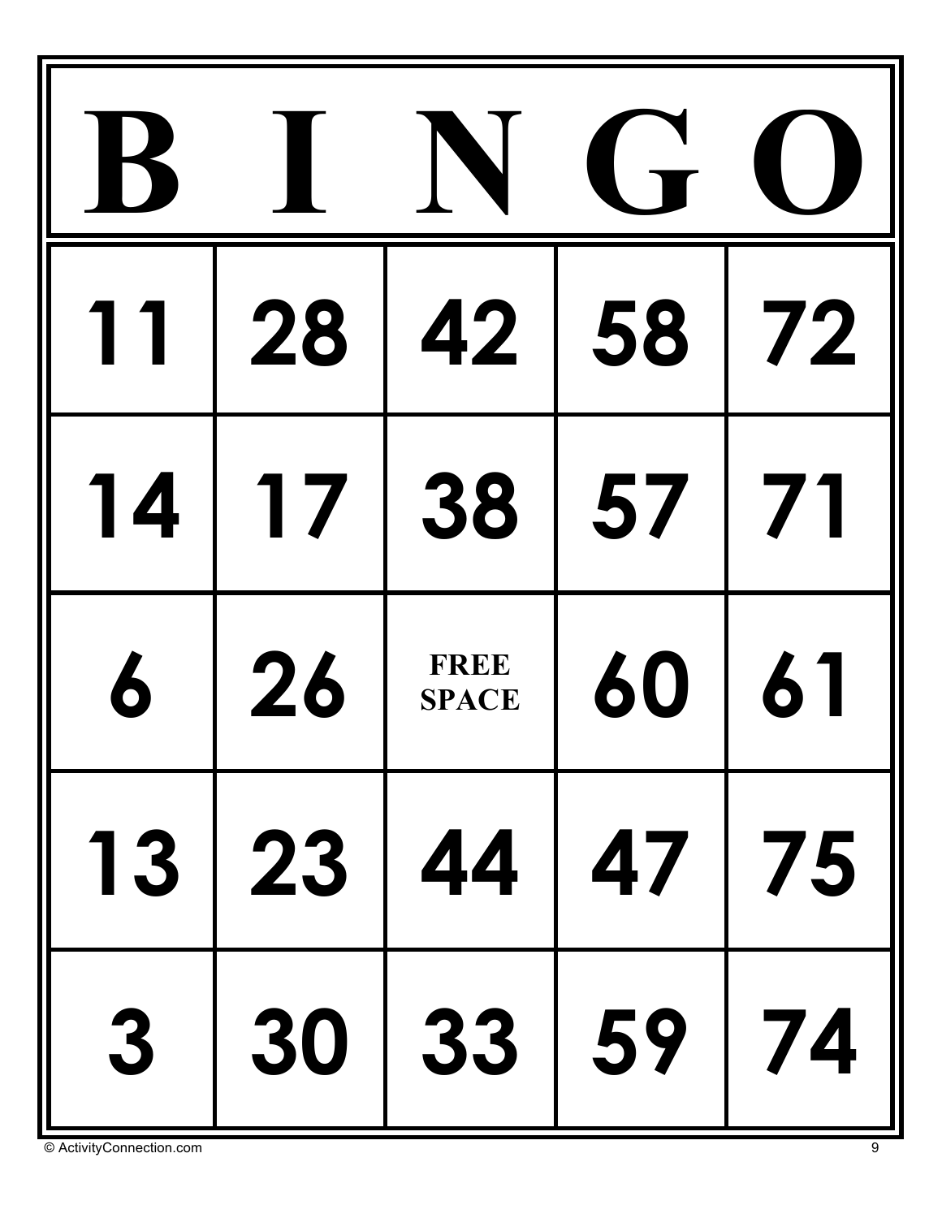| B | I | N | G | O |
|---|---|---|---|---|
| 11 | 28 | 42 | 58 | 72 |
| 14 | 17 | 38 | 57 | 71 |
| 6 | 26 | FREE SPACE | 60 | 61 |
| 13 | 23 | 44 | 47 | 75 |
| 3 | 30 | 33 | 59 | 74 |

© ActivityConnection.com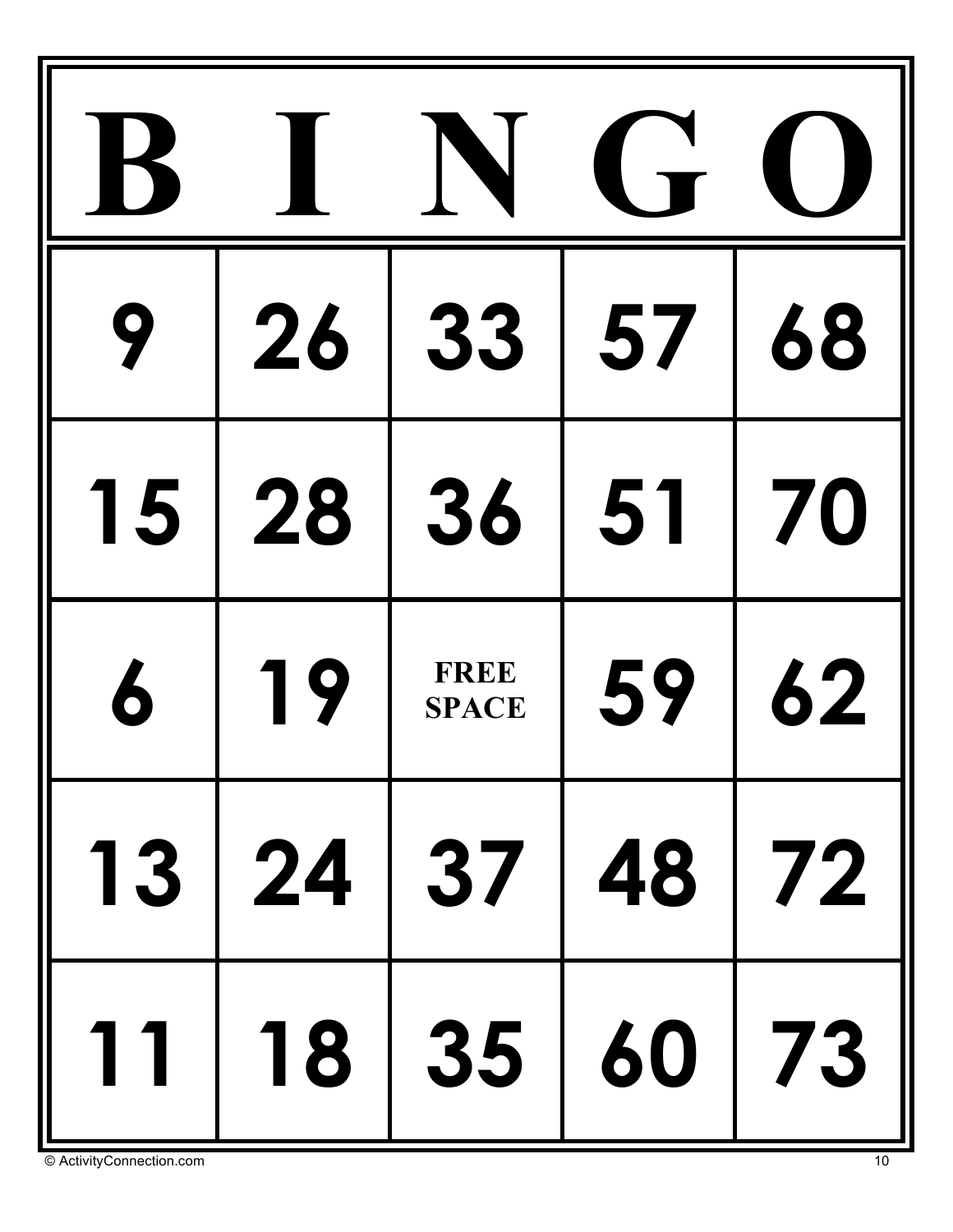| B | I | N | G | O |
|---|---|---|---|---|
| 9 | 26 | 33 | 57 | 68 |
| 15 | 28 | 36 | 51 | 70 |
| 6 | 19 | FREE SPACE | 59 | 62 |
| 13 | 24 | 37 | 48 | 72 |
| 11 | 18 | 35 | 60 | 73 |

© ActivityConnection.com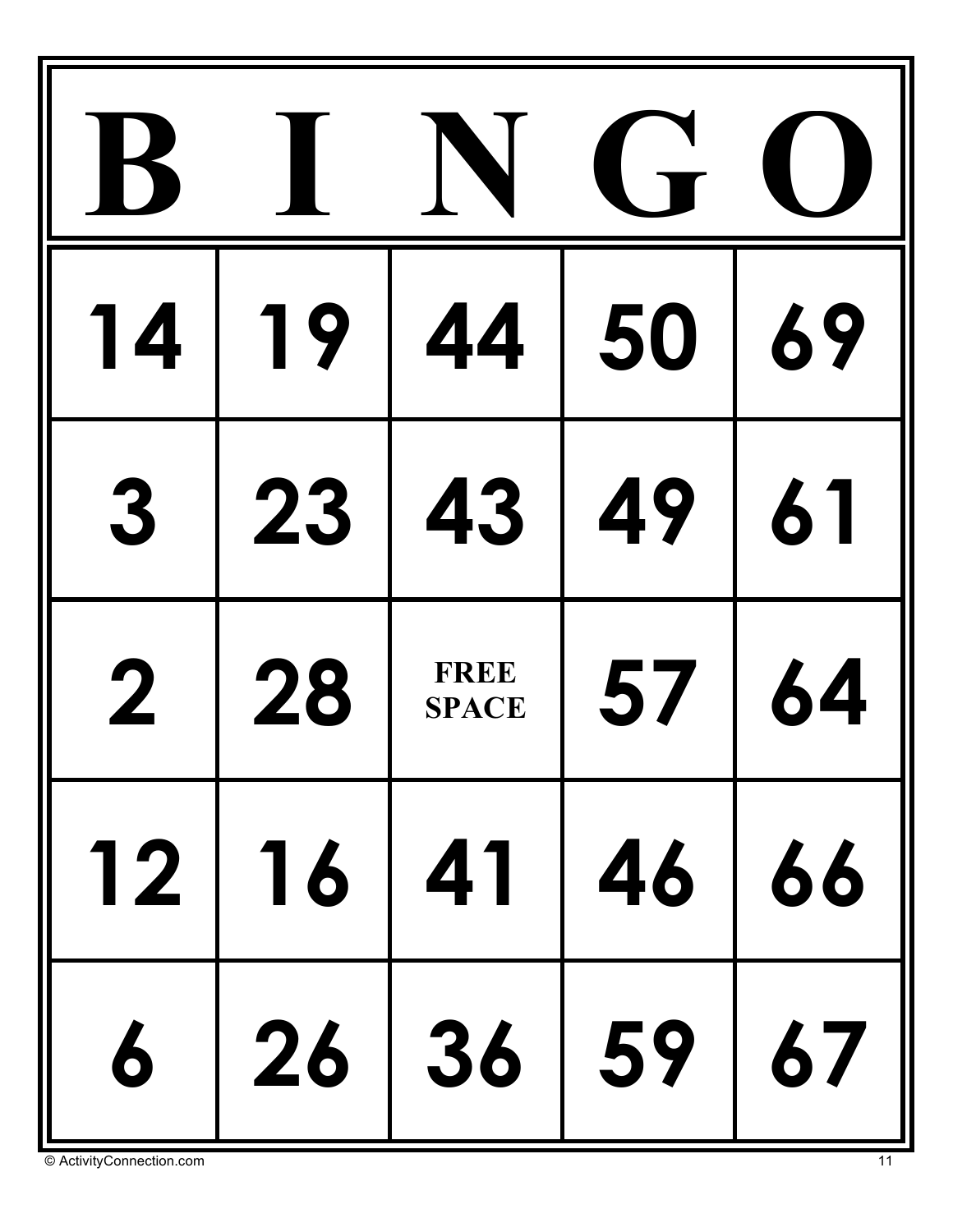| B | I | N | G | O |
|---|---|---|---|---|
| 14 | 19 | 44 | 50 | 69 |
| 3 | 23 | 43 | 49 | 61 |
| 2 | 28 | FREE SPACE | 57 | 64 |
| 12 | 16 | 41 | 46 | 66 |
| 6 | 26 | 36 | 59 | 67 |

© ActivityConnection.com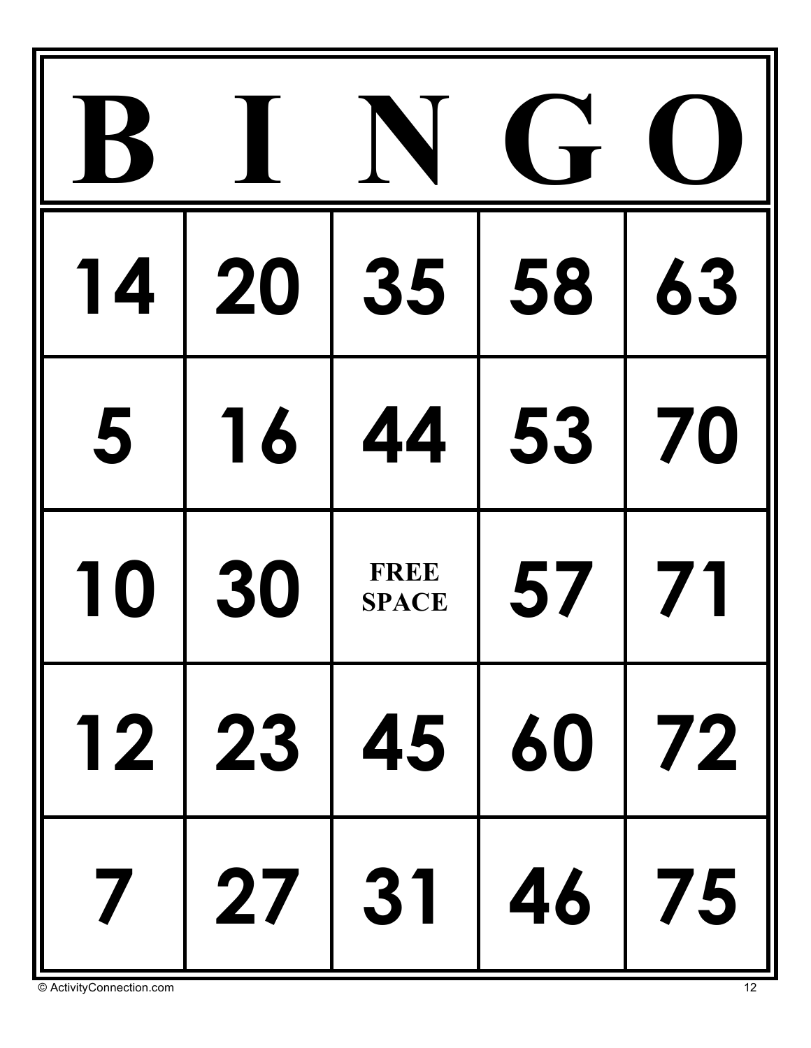| B | I | N | G | O |
|---|---|---|---|---|
| 14 | 20 | 35 | 58 | 63 |
| 5 | 16 | 44 | 53 | 70 |
| 10 | 30 | FREE SPACE | 57 | 71 |
| 12 | 23 | 45 | 60 | 72 |
| 7 | 27 | 31 | 46 | 75 |

© ActivityConnection.com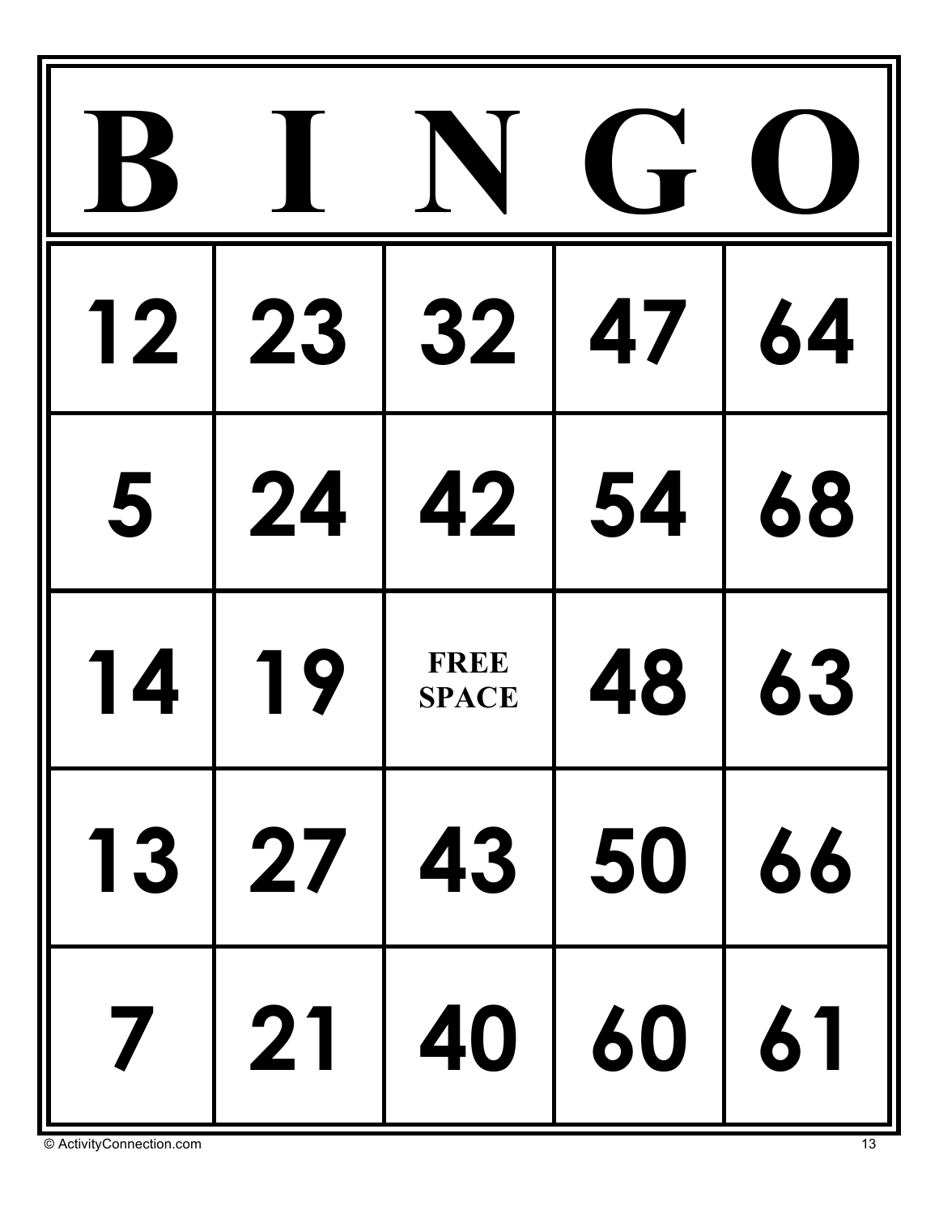| B | I | N | G | O |
|---|---|---|---|---|
| 12 | 23 | 32 | 47 | 64 |
| 5 | 24 | 42 | 54 | 68 |
| 14 | 19 | FREE SPACE | 48 | 63 |
| 13 | 27 | 43 | 50 | 66 |
| 7 | 21 | 40 | 60 | 61 |

© ActivityConnection.com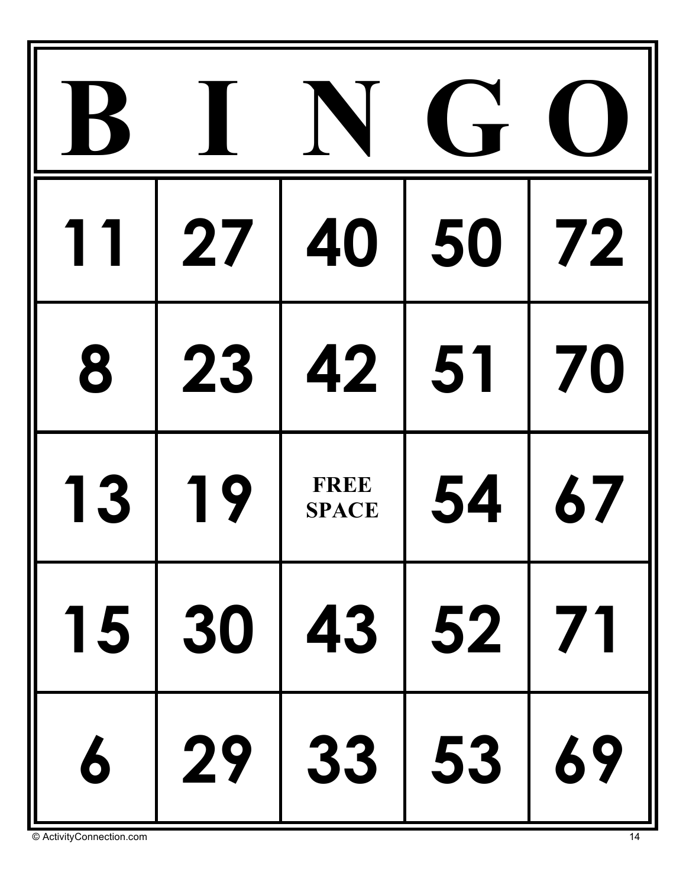| B | I | N | G | O |
|---|---|---|---|---|
| 11 | 27 | 40 | 50 | 72 |
| 8 | 23 | 42 | 51 | 70 |
| 13 | 19 | FREE SPACE | 54 | 67 |
| 15 | 30 | 43 | 52 | 71 |
| 6 | 29 | 33 | 53 | 69 |

© ActivityConnection.com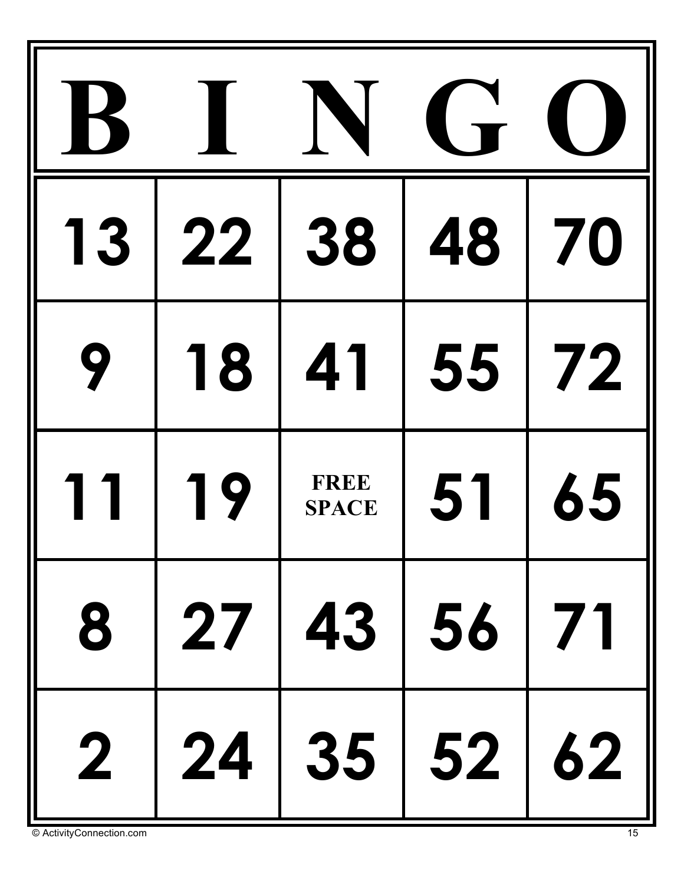| B | I | N | G | O |
| --- | --- | --- | --- | --- |
| 13 | 22 | 38 | 48 | 70 |
| 9 | 18 | 41 | 55 | 72 |
| 11 | 19 | FREE SPACE | 51 | 65 |
| 8 | 27 | 43 | 56 | 71 |
| 2 | 24 | 35 | 52 | 62 |

© ActivityConnection.com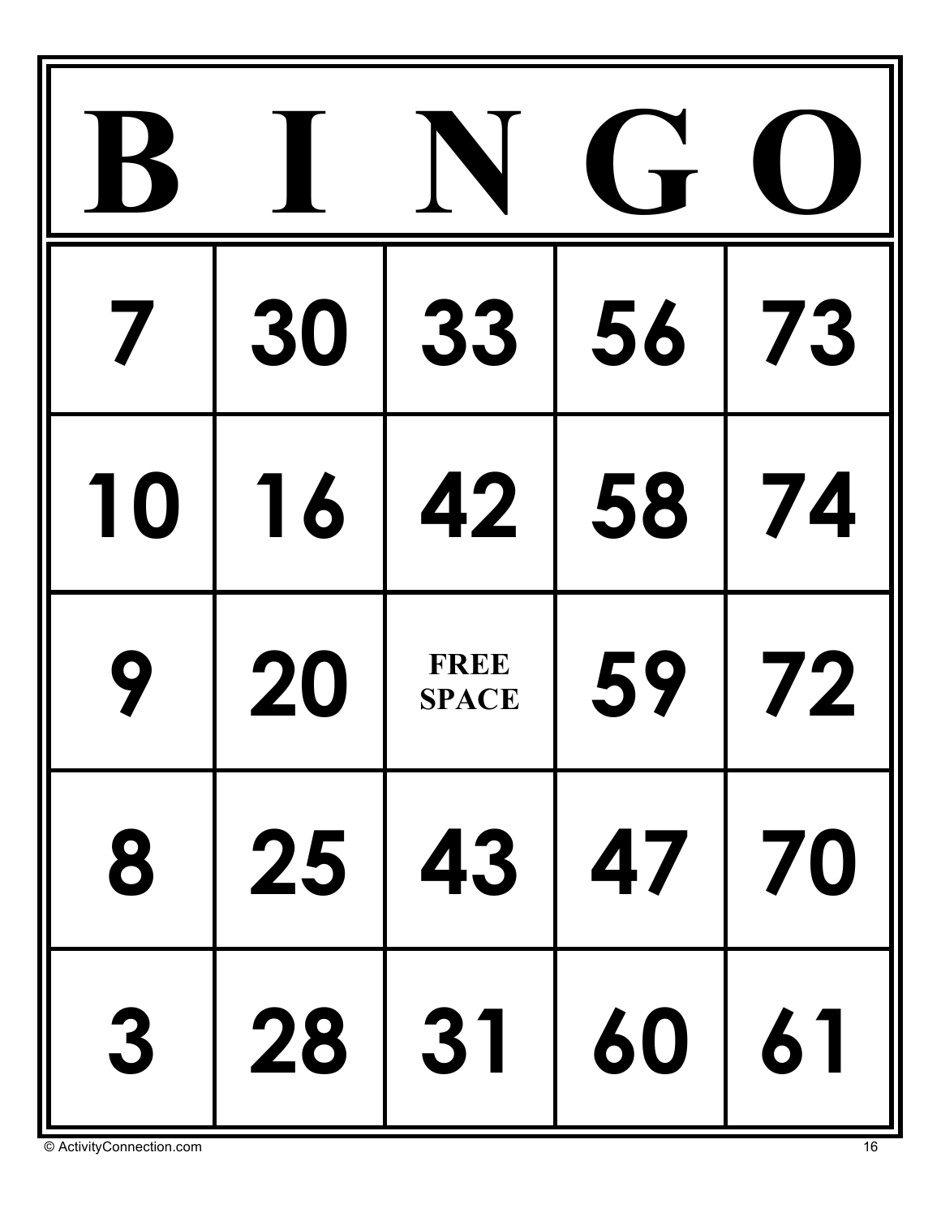| B | I | N | G | O |
| --- | --- | --- | --- | --- |
| 7 | 30 | 33 | 56 | 73 |
| 10 | 16 | 42 | 58 | 74 |
| 9 | 20 | FREE SPACE | 59 | 72 |
| 8 | 25 | 43 | 47 | 70 |
| 3 | 28 | 31 | 60 | 61 |

© ActivityConnection.com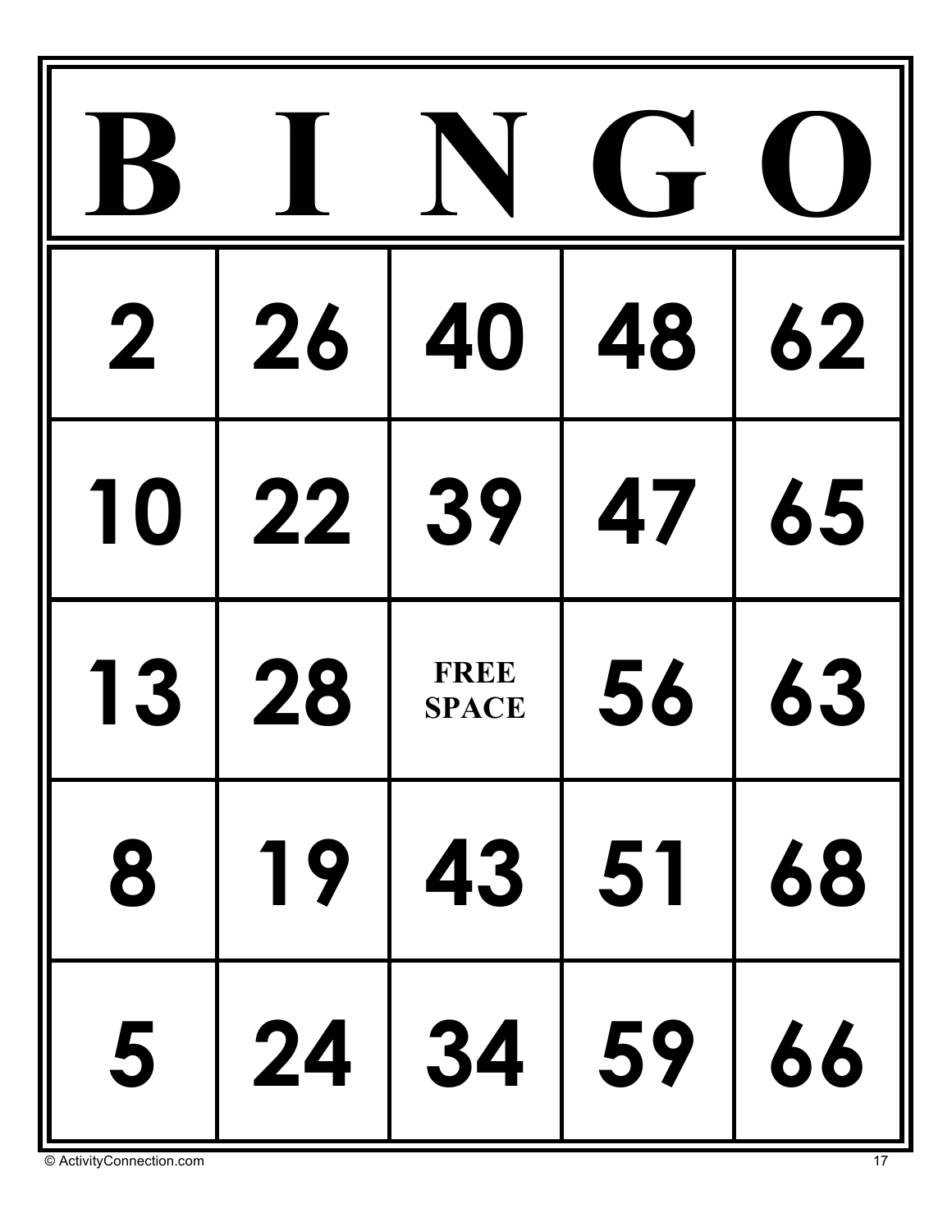| B | I | N | G | O |
|---|---|---|---|---|
| 2 | 26 | 40 | 48 | 62 |
| 10 | 22 | 39 | 47 | 65 |
| 13 | 28 | FREE SPACE | 56 | 63 |
| 8 | 19 | 43 | 51 | 68 |
| 5 | 24 | 34 | 59 | 66 |

© ActivityConnection.com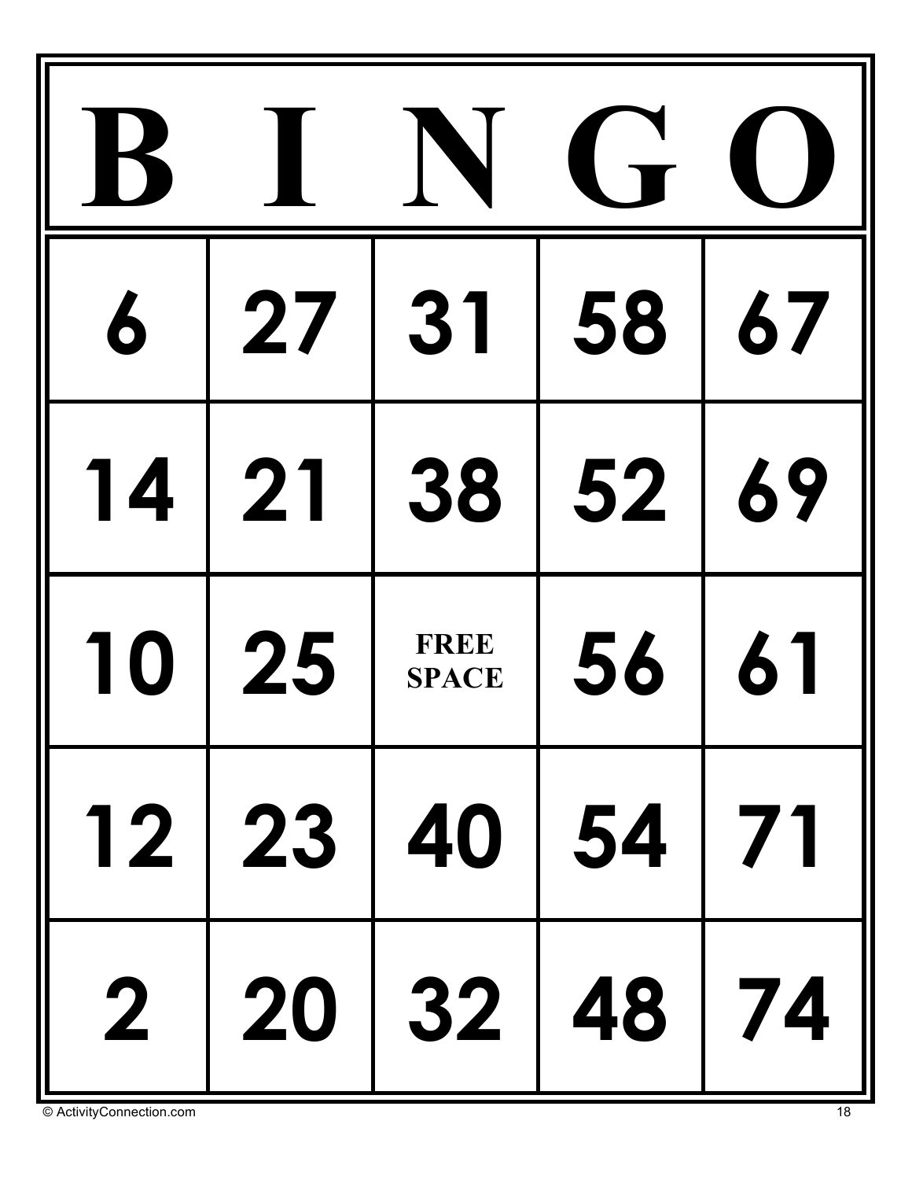| B | I | N | G | O |
|---|---|---|---|---|
| 6 | 27 | 31 | 58 | 67 |
| 14 | 21 | 38 | 52 | 69 |
| 10 | 25 | FREE SPACE | 56 | 61 |
| 12 | 23 | 40 | 54 | 71 |
| 2 | 20 | 32 | 48 | 74 |

© ActivityConnection.com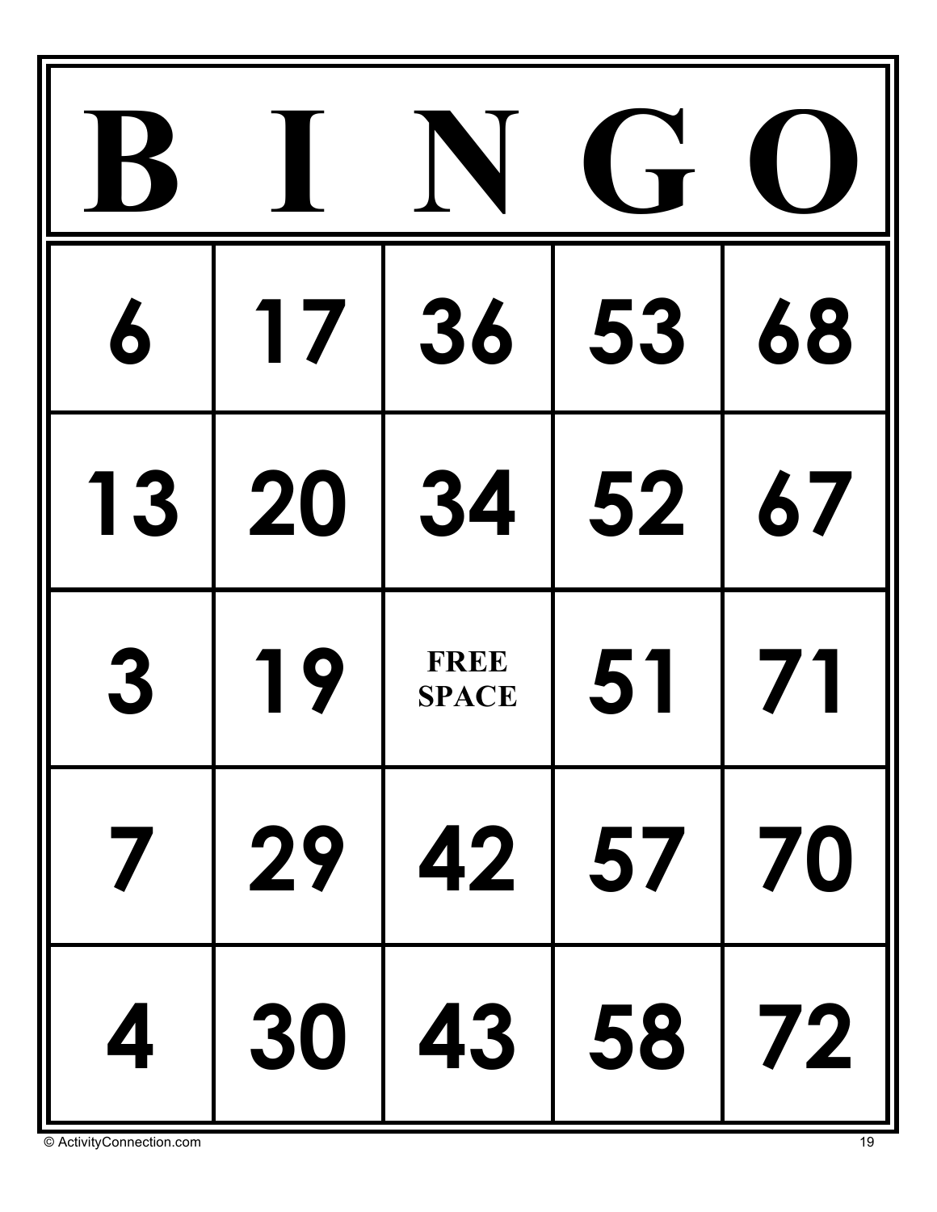| B | I | N | G | O |
| --- | --- | --- | --- | --- |
| 6 | 17 | 36 | 53 | 68 |
| 13 | 20 | 34 | 52 | 67 |
| 3 | 19 | FREE SPACE | 51 | 71 |
| 7 | 29 | 42 | 57 | 70 |
| 4 | 30 | 43 | 58 | 72 |

© ActivityConnection.com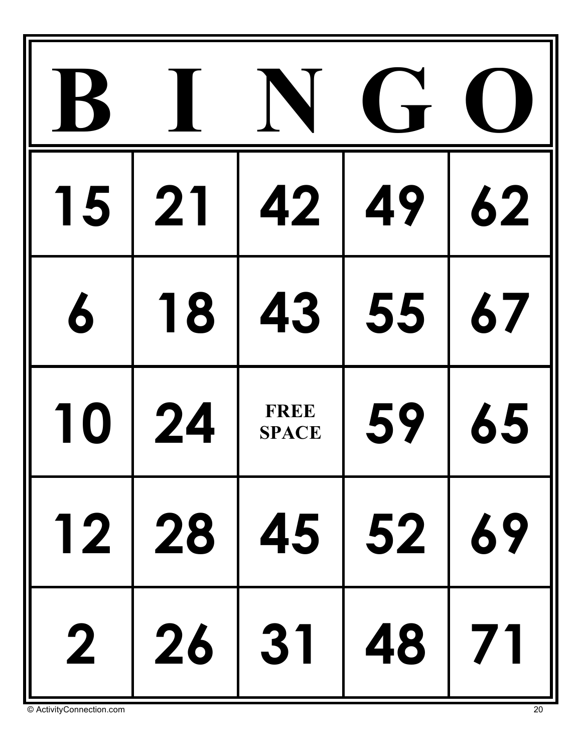| B | I | N | G | O |
|---|---|---|---|---|
| 15 | 21 | 42 | 49 | 62 |
| 6 | 18 | 43 | 55 | 67 |
| 10 | 24 | FREE SPACE | 59 | 65 |
| 12 | 28 | 45 | 52 | 69 |
| 2 | 26 | 31 | 48 | 71 |

© ActivityConnection.com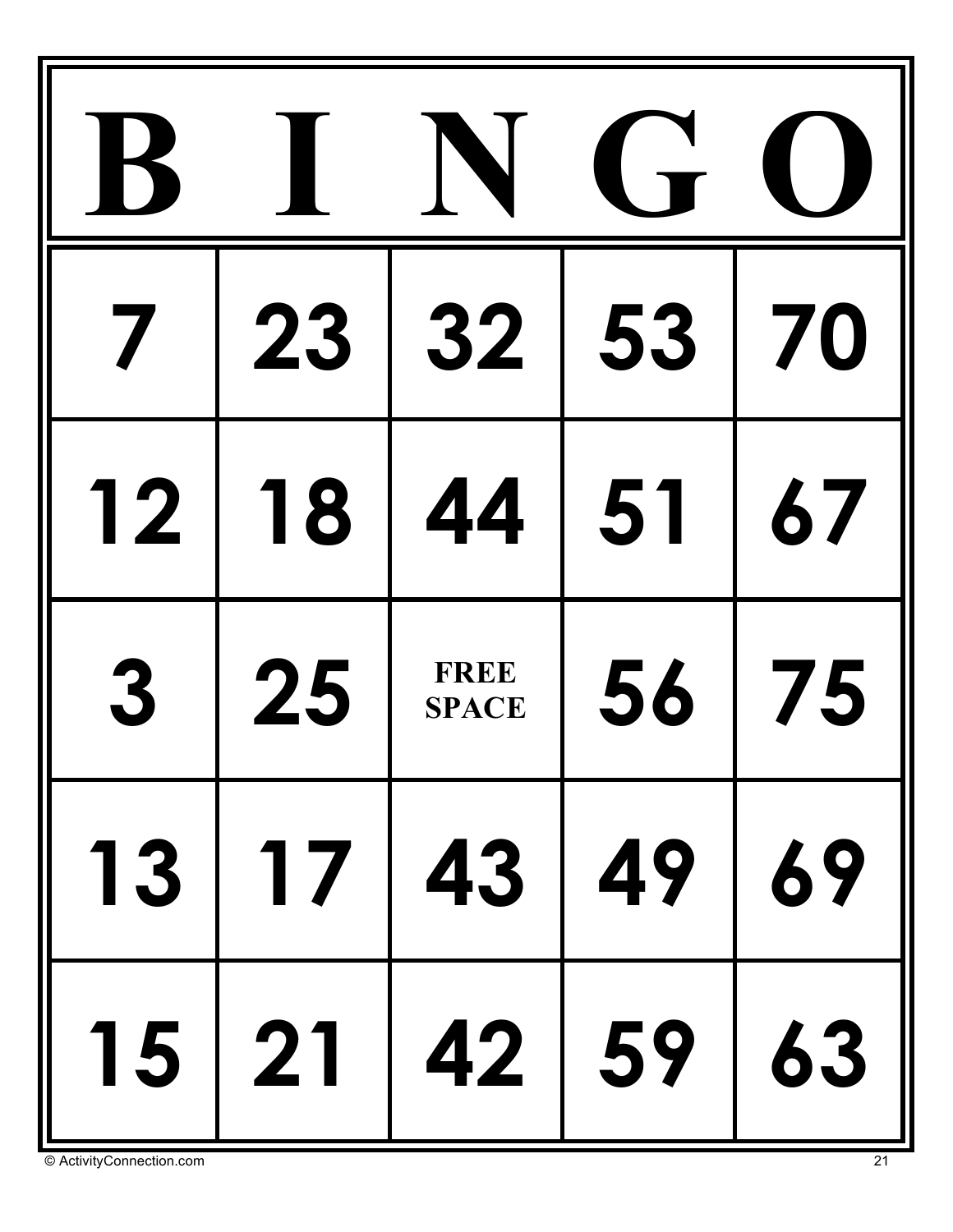| B | I | N | G | O |
|---|---|---|---|---|
| 7 | 23 | 32 | 53 | 70 |
| 12 | 18 | 44 | 51 | 67 |
| 3 | 25 | FREE SPACE | 56 | 75 |
| 13 | 17 | 43 | 49 | 69 |
| 15 | 21 | 42 | 59 | 63 |

© ActivityConnection.com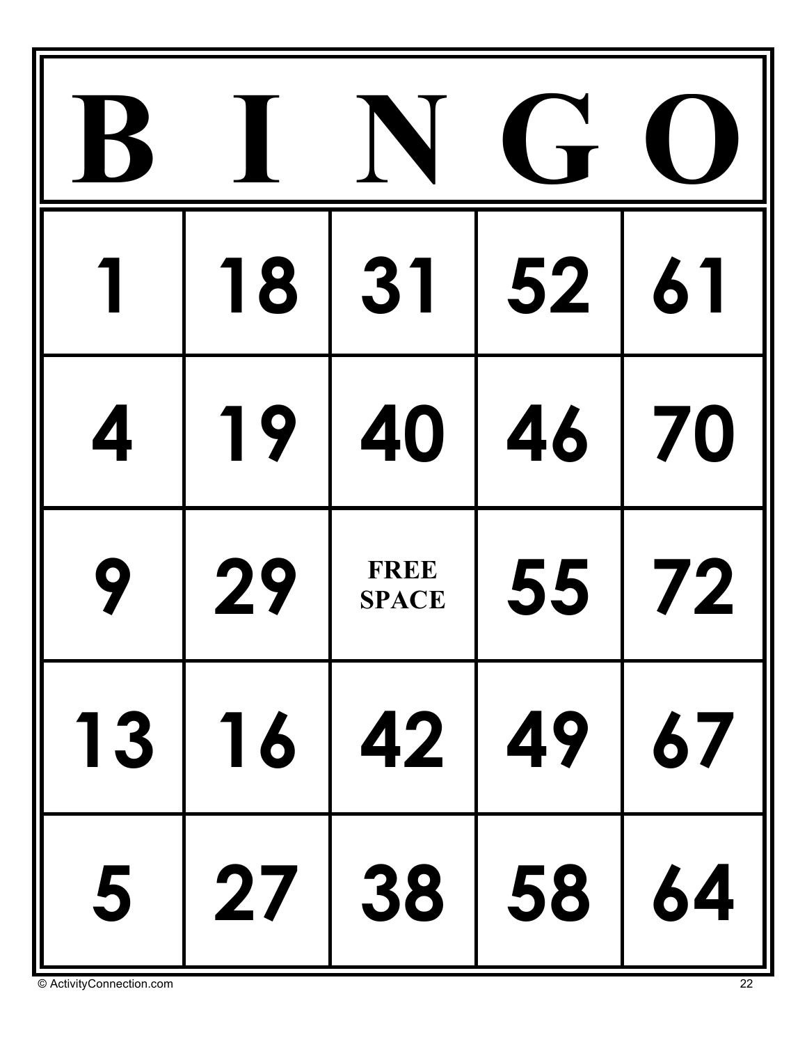| B | I | N | G | O |
|---|---|---|---|---|
| 1 | 18 | 31 | 52 | 61 |
| 4 | 19 | 40 | 46 | 70 |
| 9 | 29 | FREE SPACE | 55 | 72 |
| 13 | 16 | 42 | 49 | 67 |
| 5 | 27 | 38 | 58 | 64 |

© ActivityConnection.com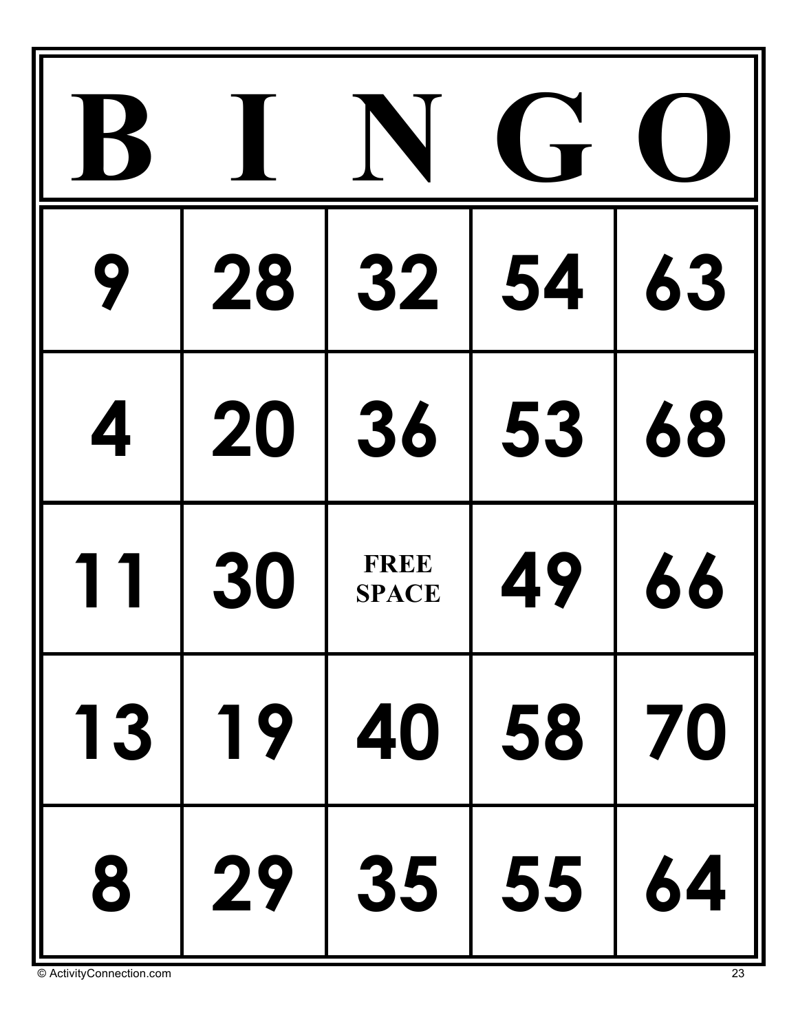| B | I | N | G | O |
| --- | --- | --- | --- | --- |
| 9 | 28 | 32 | 54 | 63 |
| 4 | 20 | 36 | 53 | 68 |
| 11 | 30 | FREE SPACE | 49 | 66 |
| 13 | 19 | 40 | 58 | 70 |
| 8 | 29 | 35 | 55 | 64 |

© ActivityConnection.com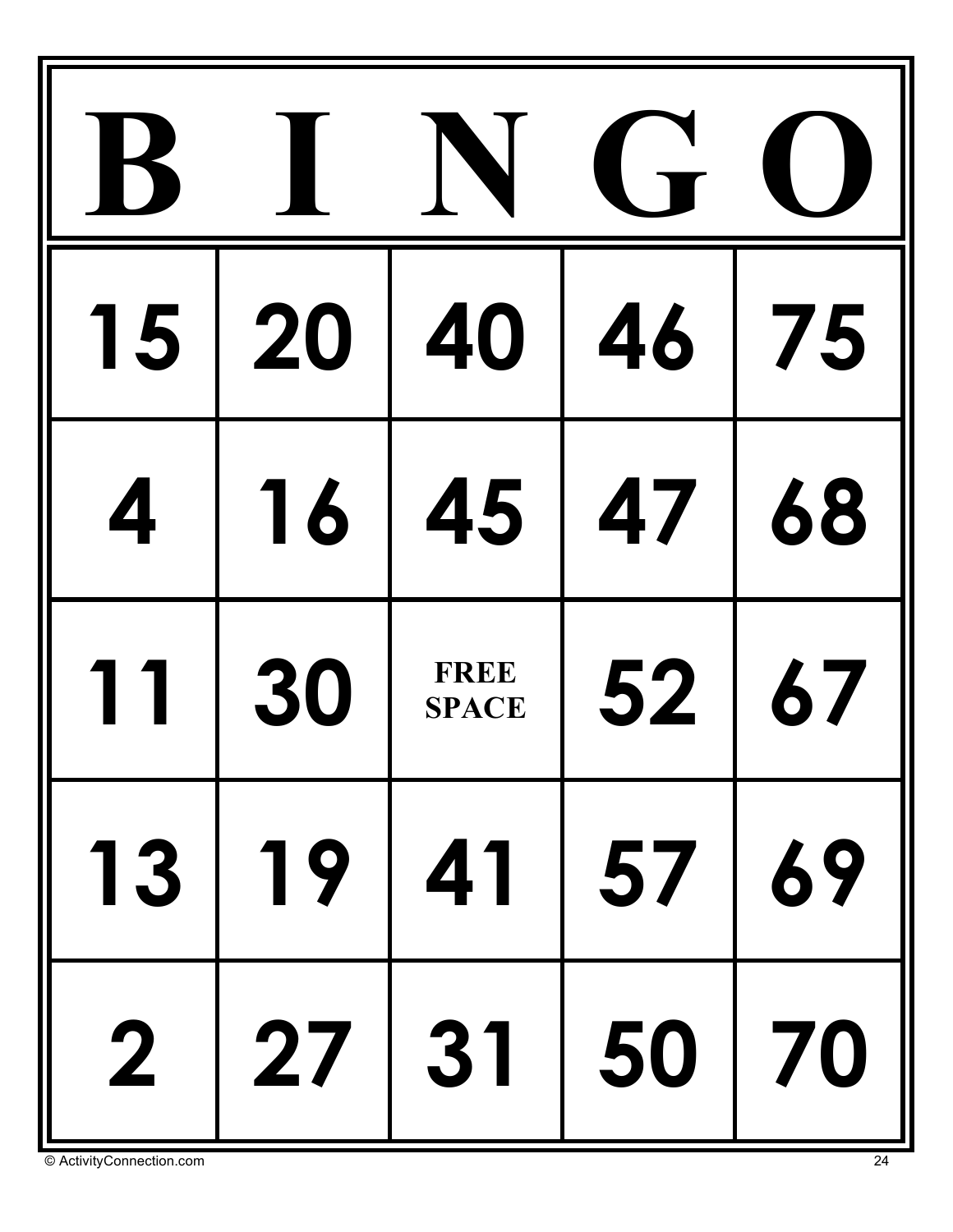| B | I | N | G | O |
|---|---|---|---|---|
| 15 | 20 | 40 | 46 | 75 |
| 4 | 16 | 45 | 47 | 68 |
| 11 | 30 | FREE SPACE | 52 | 67 |
| 13 | 19 | 41 | 57 | 69 |
| 2 | 27 | 31 | 50 | 70 |

© ActivityConnection.com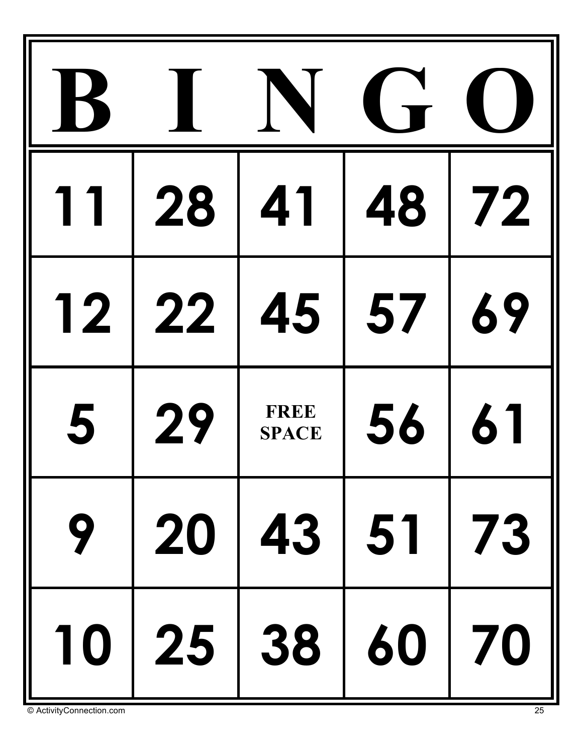| B | I | N | G | O |
|---|---|---|---|---|
| 11 | 28 | 41 | 48 | 72 |
| 12 | 22 | 45 | 57 | 69 |
| 5 | 29 | FREE SPACE | 56 | 61 |
| 9 | 20 | 43 | 51 | 73 |
| 10 | 25 | 38 | 60 | 70 |

© ActivityConnection.com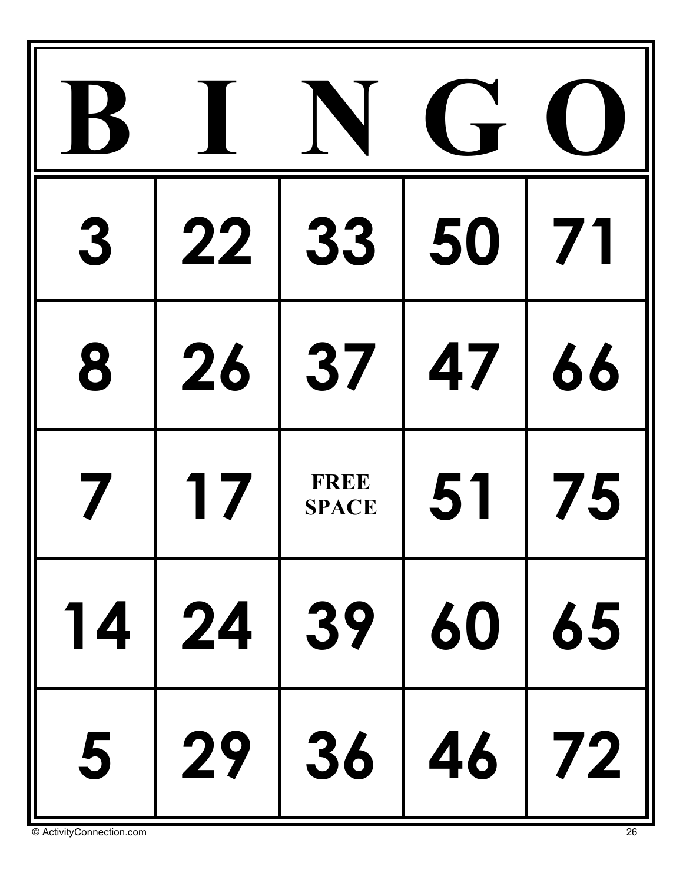| B | I | N | G | O |
|---|---|---|---|---|
| 3 | 22 | 33 | 50 | 71 |
| 8 | 26 | 37 | 47 | 66 |
| 7 | 17 | FREE SPACE | 51 | 75 |
| 14 | 24 | 39 | 60 | 65 |
| 5 | 29 | 36 | 46 | 72 |

© ActivityConnection.com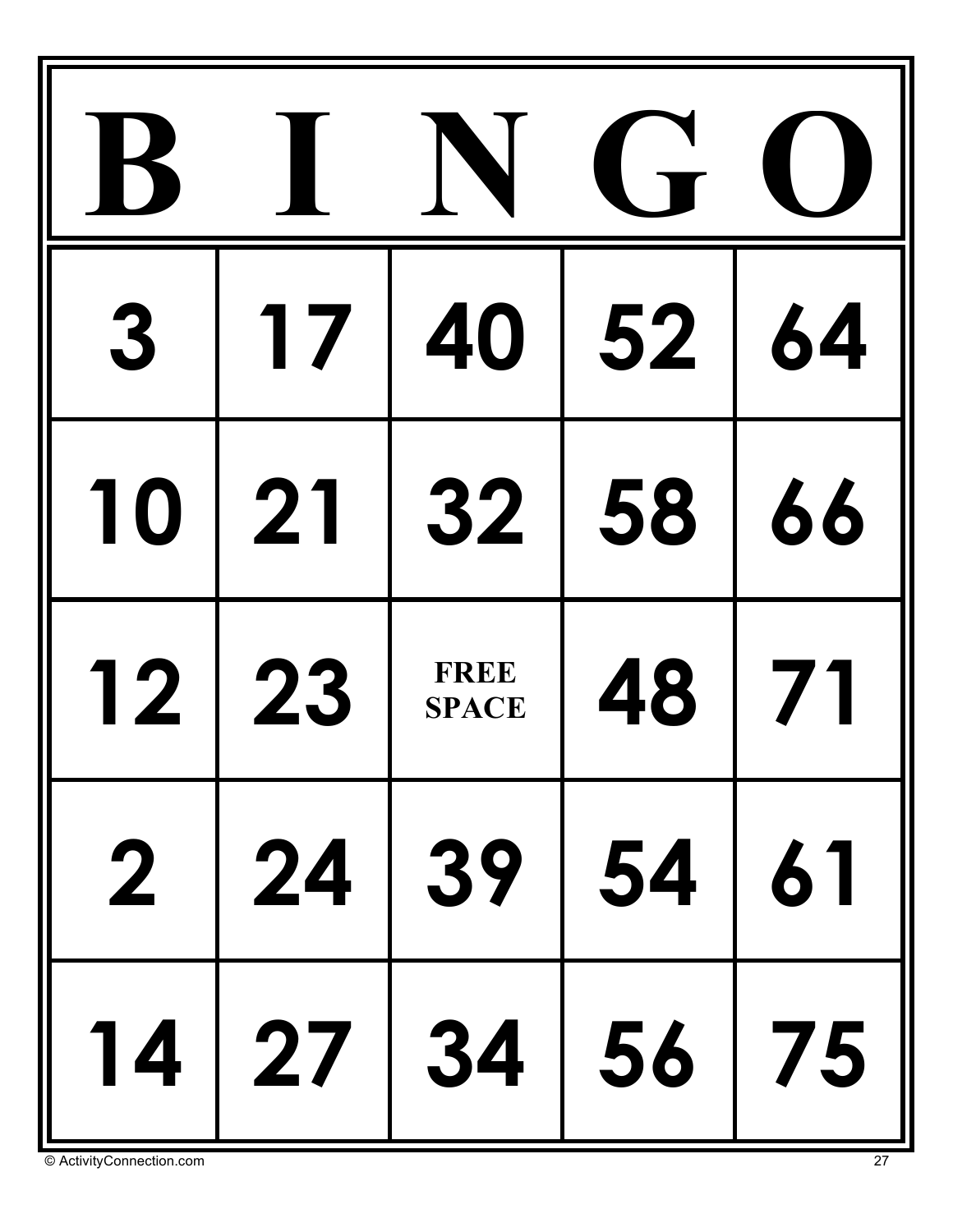| B | I | N | G | O |
|---|---|---|---|---|
| 3 | 17 | 40 | 52 | 64 |
| 10 | 21 | 32 | 58 | 66 |
| 12 | 23 | FREE SPACE | 48 | 71 |
| 2 | 24 | 39 | 54 | 61 |
| 14 | 27 | 34 | 56 | 75 |

© ActivityConnection.com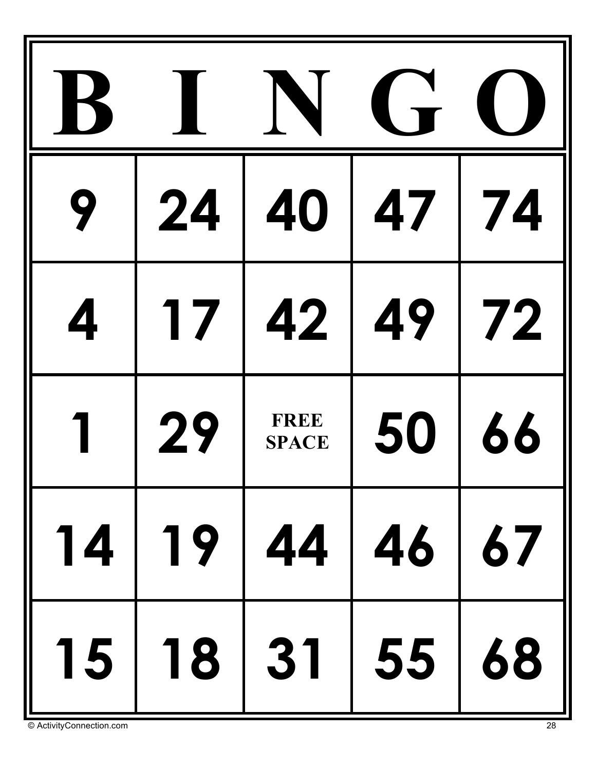| B | I | N | G | O |
|---|---|---|---|---|
| 9 | 24 | 40 | 47 | 74 |
| 4 | 17 | 42 | 49 | 72 |
| 1 | 29 | FREE SPACE | 50 | 66 |
| 14 | 19 | 44 | 46 | 67 |
| 15 | 18 | 31 | 55 | 68 |

© ActivityConnection.com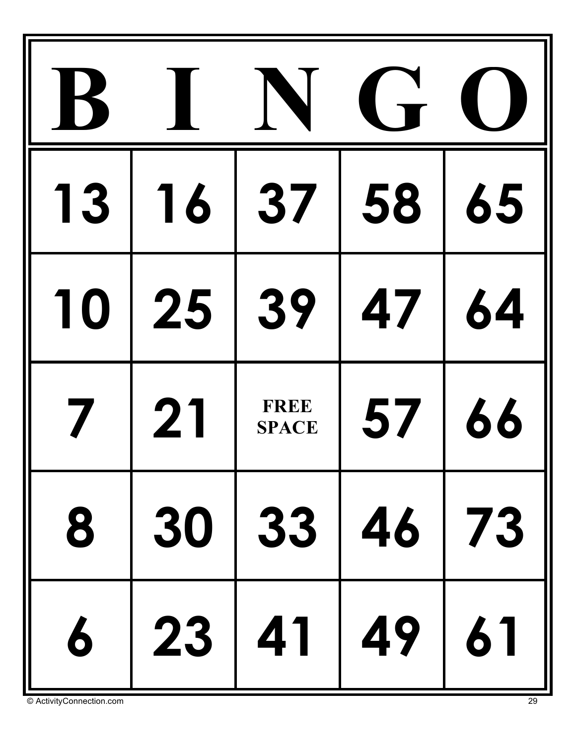| B | I | N | G | O |
| --- | --- | --- | --- | --- |
| 13 | 16 | 37 | 58 | 65 |
| 10 | 25 | 39 | 47 | 64 |
| 7 | 21 | FREE SPACE | 57 | 66 |
| 8 | 30 | 33 | 46 | 73 |
| 6 | 23 | 41 | 49 | 61 |

© ActivityConnection.com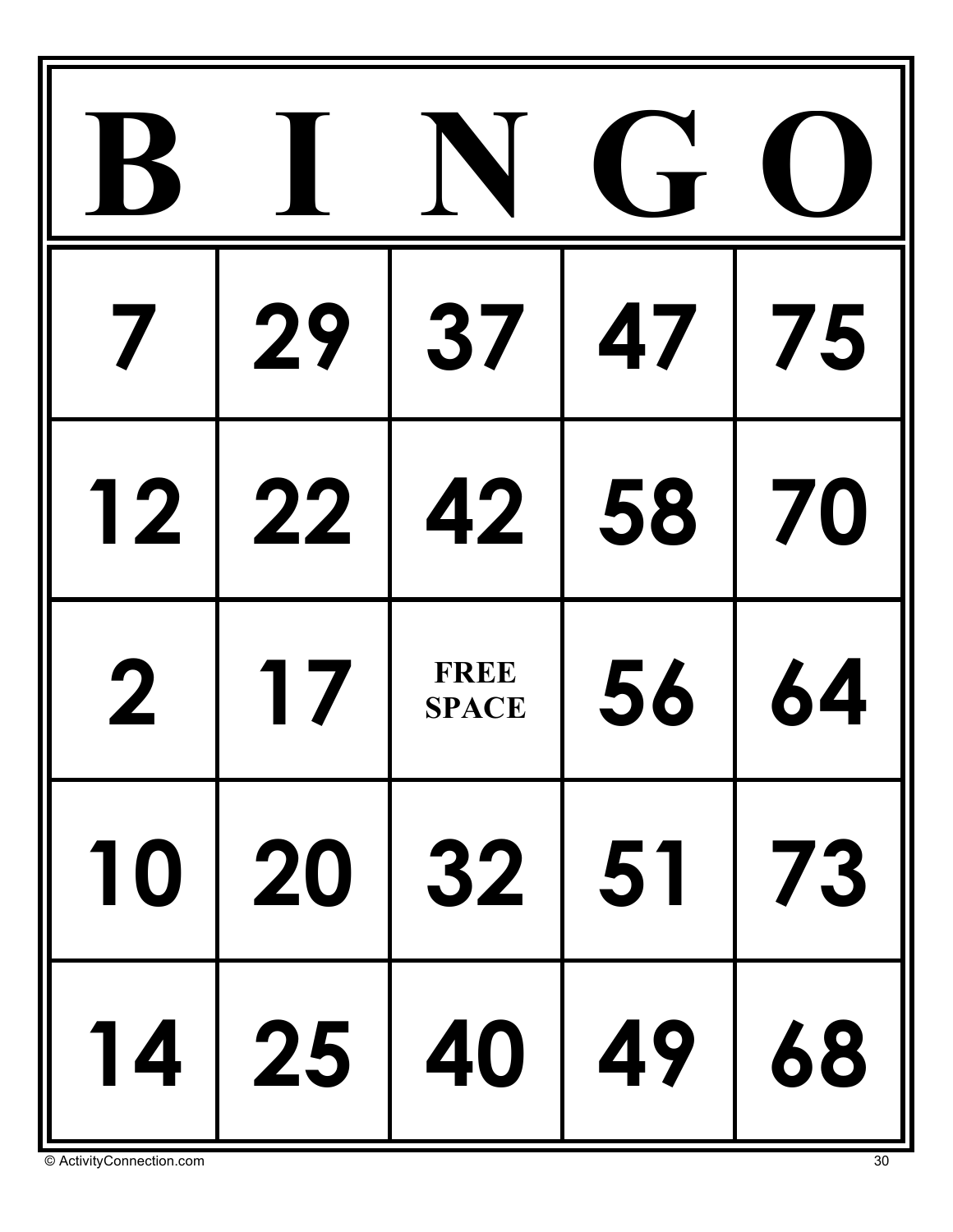| B | I | N | G | O |
|---|---|---|---|---|
| 7 | 29 | 37 | 47 | 75 |
| 12 | 22 | 42 | 58 | 70 |
| 2 | 17 | FREE SPACE | 56 | 64 |
| 10 | 20 | 32 | 51 | 73 |
| 14 | 25 | 40 | 49 | 68 |

© ActivityConnection.com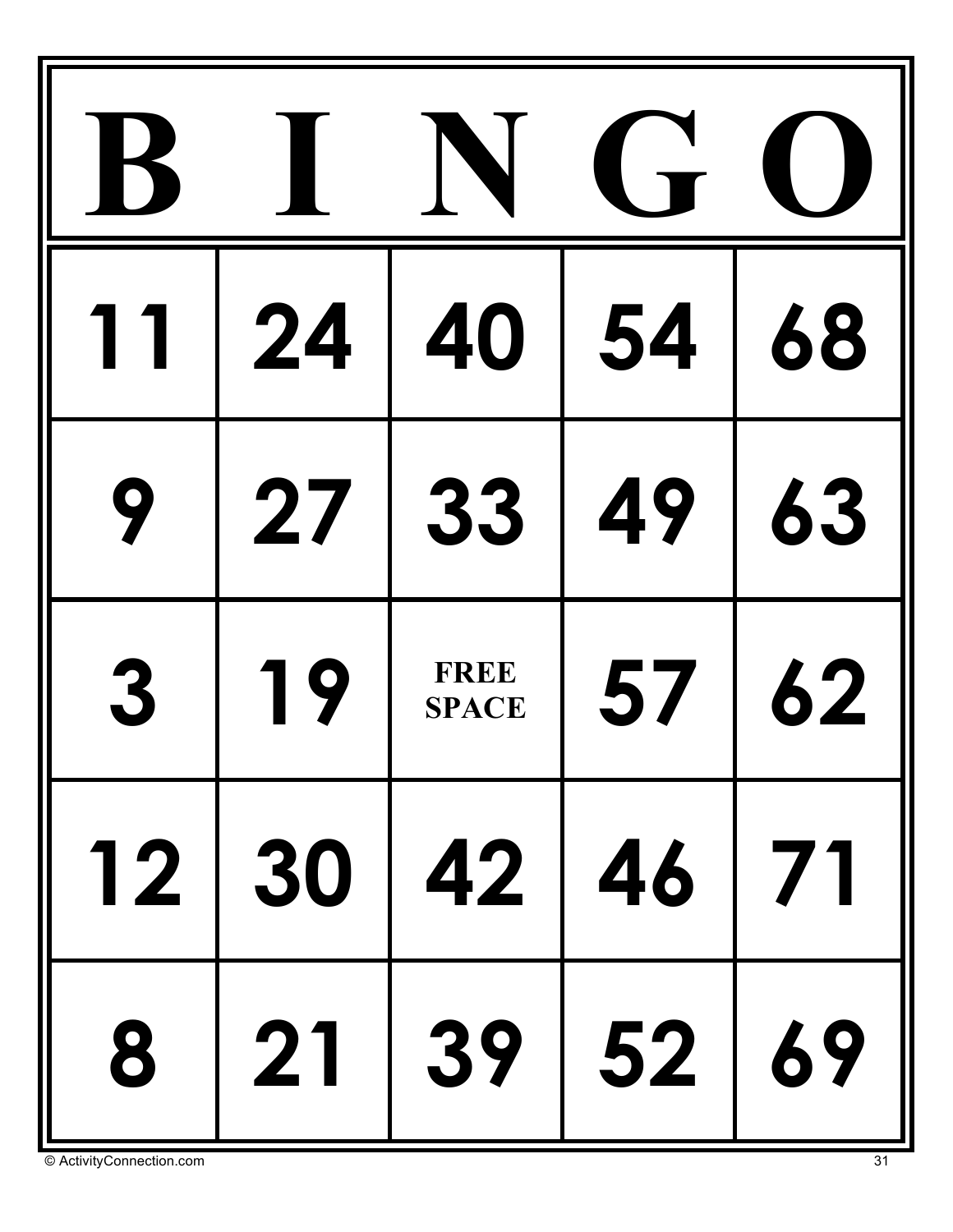| B | I | N | G | O |
|---|---|---|---|---|
| 11 | 24 | 40 | 54 | 68 |
| 9 | 27 | 33 | 49 | 63 |
| 3 | 19 | FREE SPACE | 57 | 62 |
| 12 | 30 | 42 | 46 | 71 |
| 8 | 21 | 39 | 52 | 69 |

© ActivityConnection.com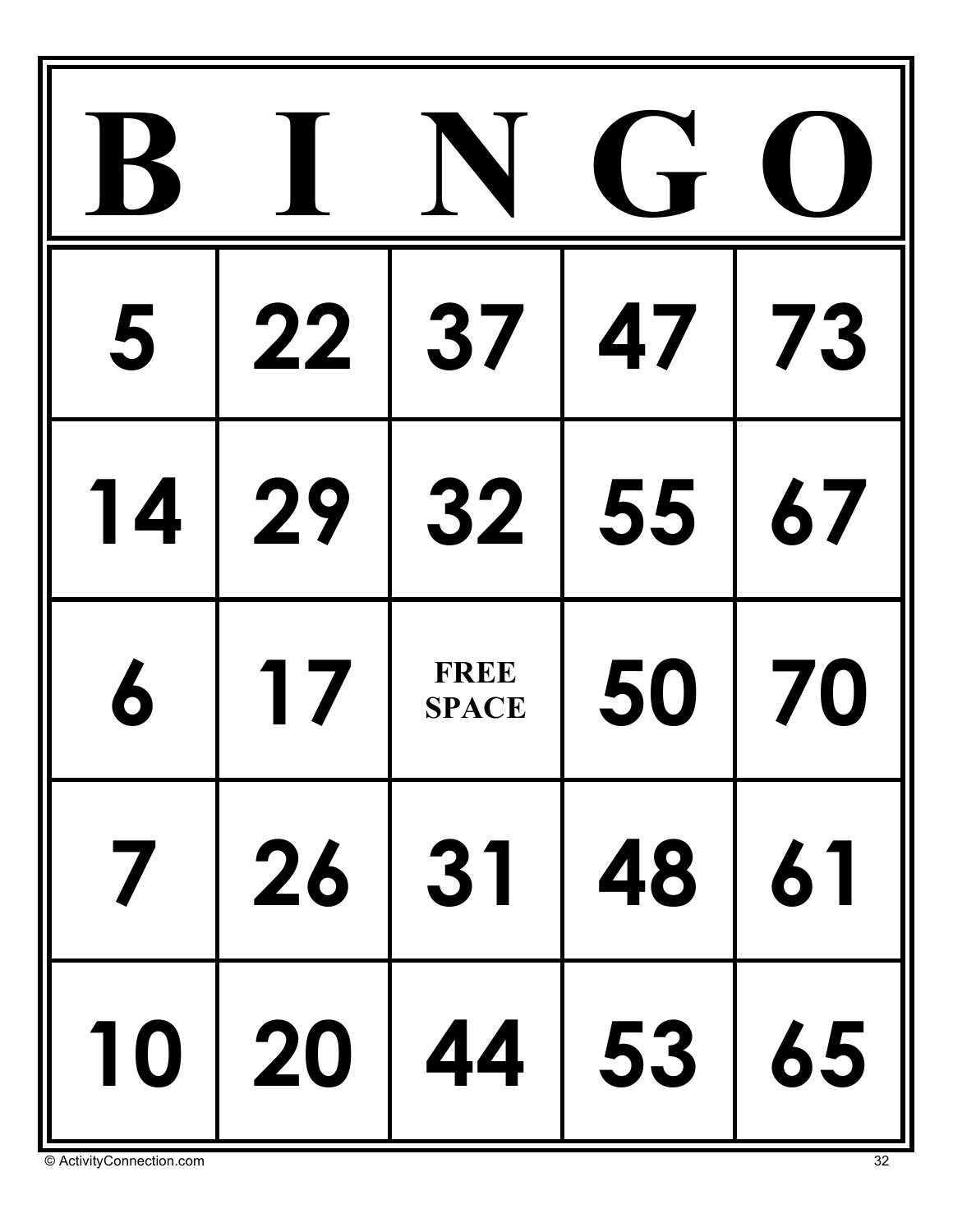| B | I | N | G | O |
|---|---|---|---|---|
| 5 | 22 | 37 | 47 | 73 |
| 14 | 29 | 32 | 55 | 67 |
| 6 | 17 | FREE SPACE | 50 | 70 |
| 7 | 26 | 31 | 48 | 61 |
| 10 | 20 | 44 | 53 | 65 |

© ActivityConnection.com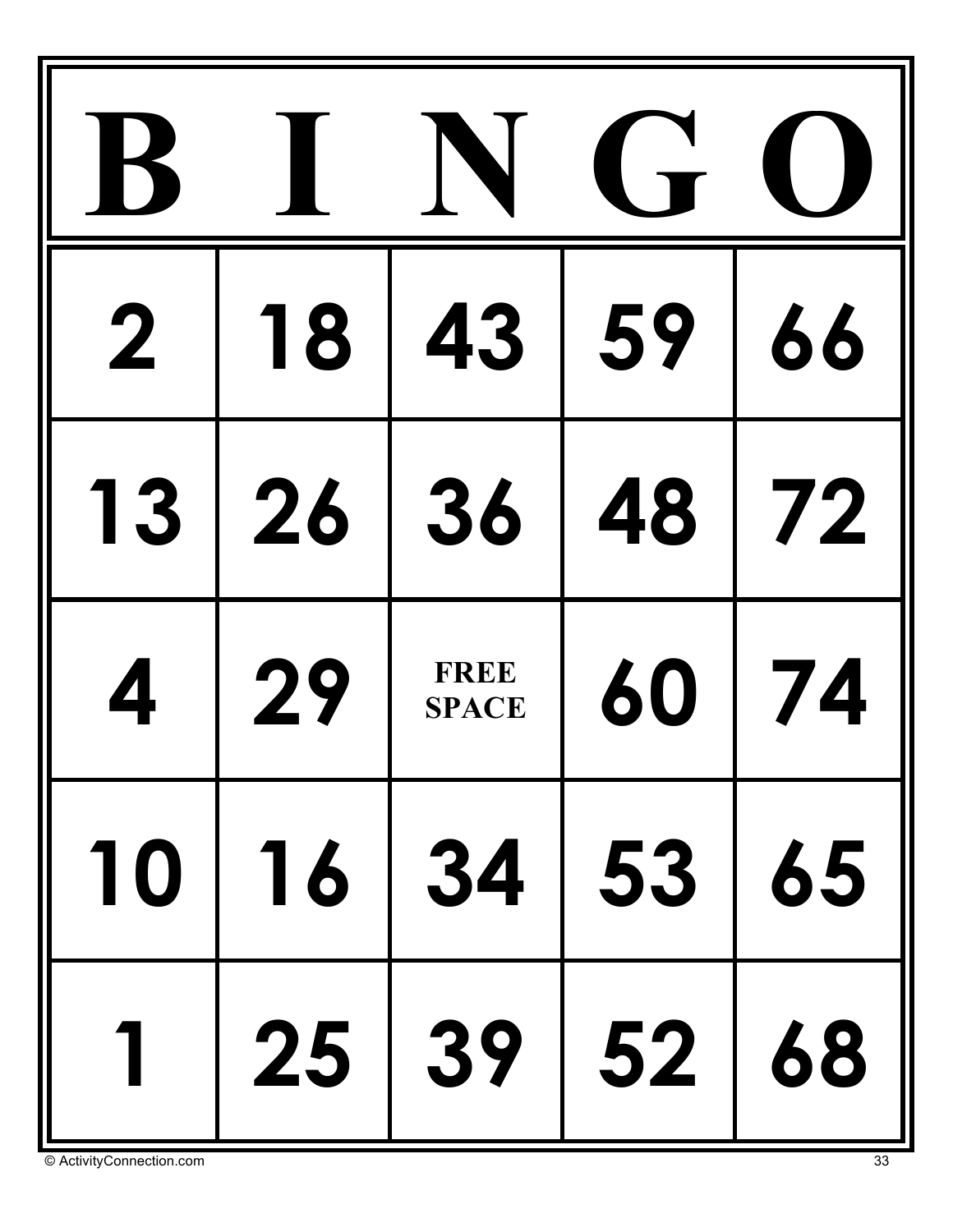| B | I | N | G | O |
|---|---|---|---|---|
| 2 | 18 | 43 | 59 | 66 |
| 13 | 26 | 36 | 48 | 72 |
| 4 | 29 | FREE SPACE | 60 | 74 |
| 10 | 16 | 34 | 53 | 65 |
| 1 | 25 | 39 | 52 | 68 |

© ActivityConnection.com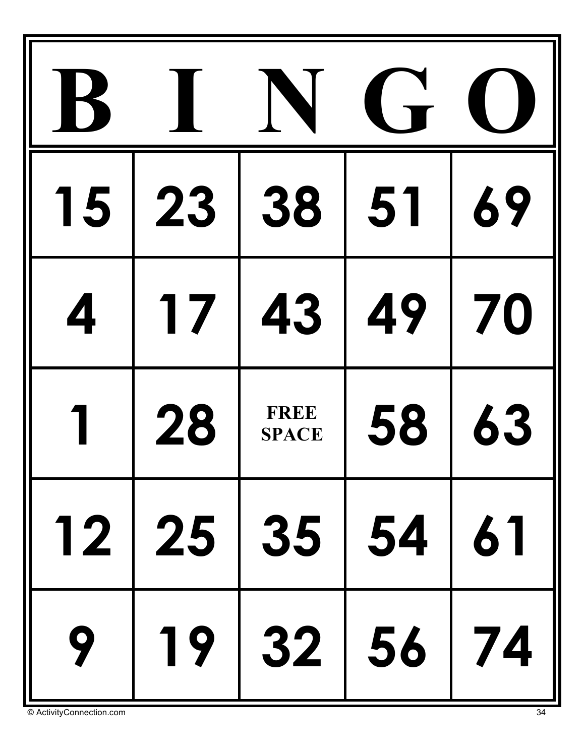| B | I | N | G | O |
|---|---|---|---|---|
| 15 | 23 | 38 | 51 | 69 |
| 4 | 17 | 43 | 49 | 70 |
| 1 | 28 | FREE SPACE | 58 | 63 |
| 12 | 25 | 35 | 54 | 61 |
| 9 | 19 | 32 | 56 | 74 |

© ActivityConnection.com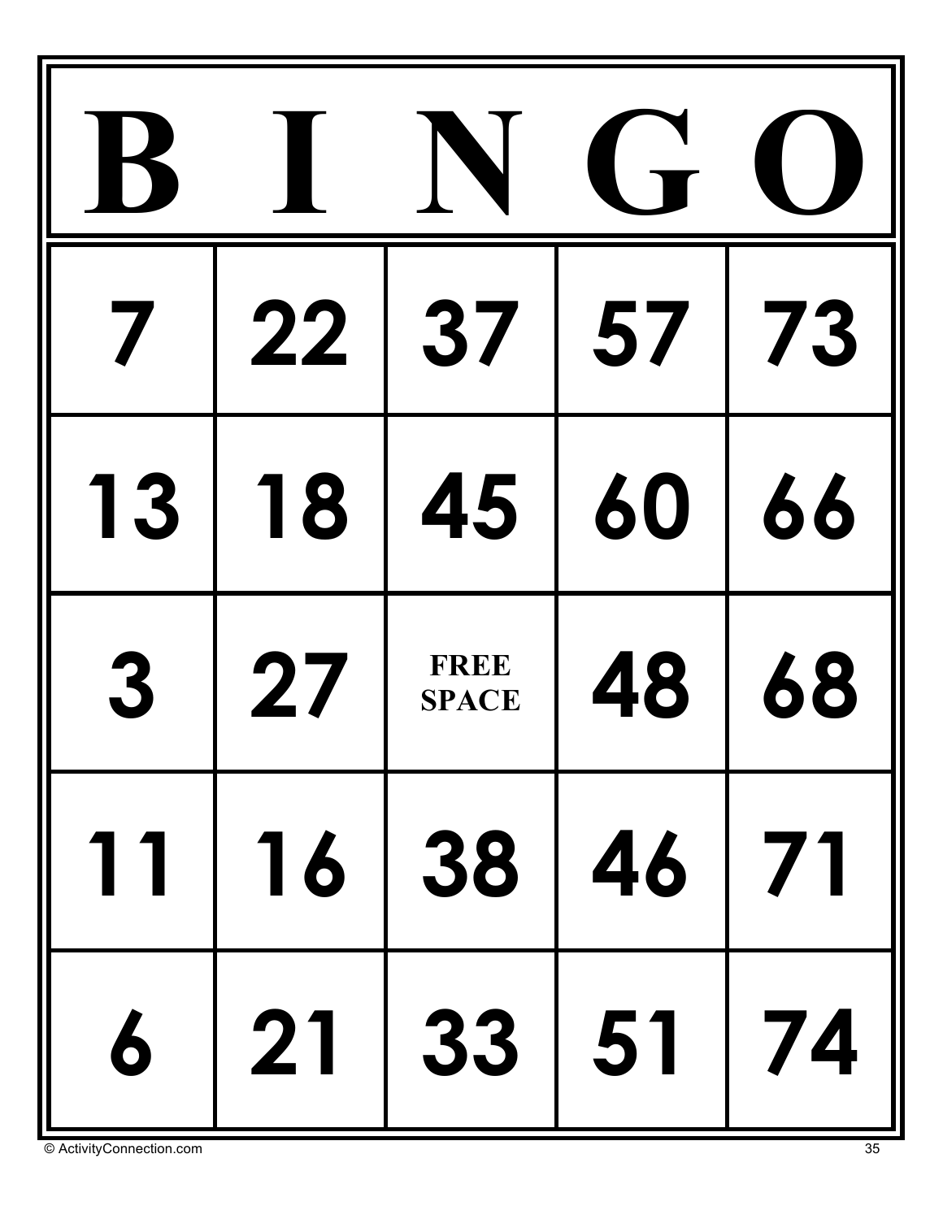| B | I | N | G | O |
|---|---|---|---|---|
| 7 | 22 | 37 | 57 | 73 |
| 13 | 18 | 45 | 60 | 66 |
| 3 | 27 | FREE SPACE | 48 | 68 |
| 11 | 16 | 38 | 46 | 71 |
| 6 | 21 | 33 | 51 | 74 |

© ActivityConnection.com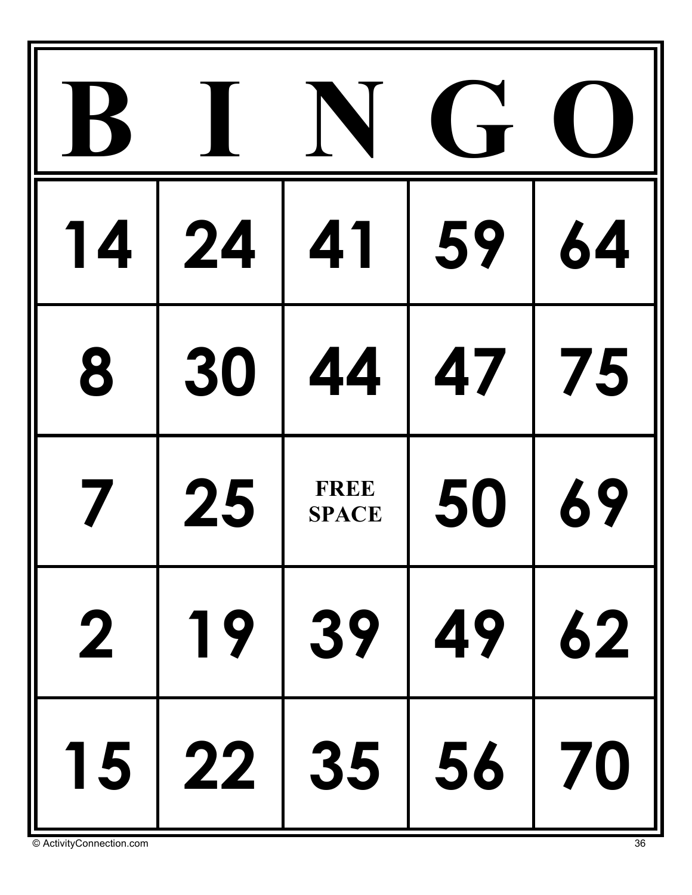| B | I | N | G | O |
|---|---|---|---|---|
| 14 | 24 | 41 | 59 | 64 |
| 8 | 30 | 44 | 47 | 75 |
| 7 | 25 | FREE SPACE | 50 | 69 |
| 2 | 19 | 39 | 49 | 62 |
| 15 | 22 | 35 | 56 | 70 |

© ActivityConnection.com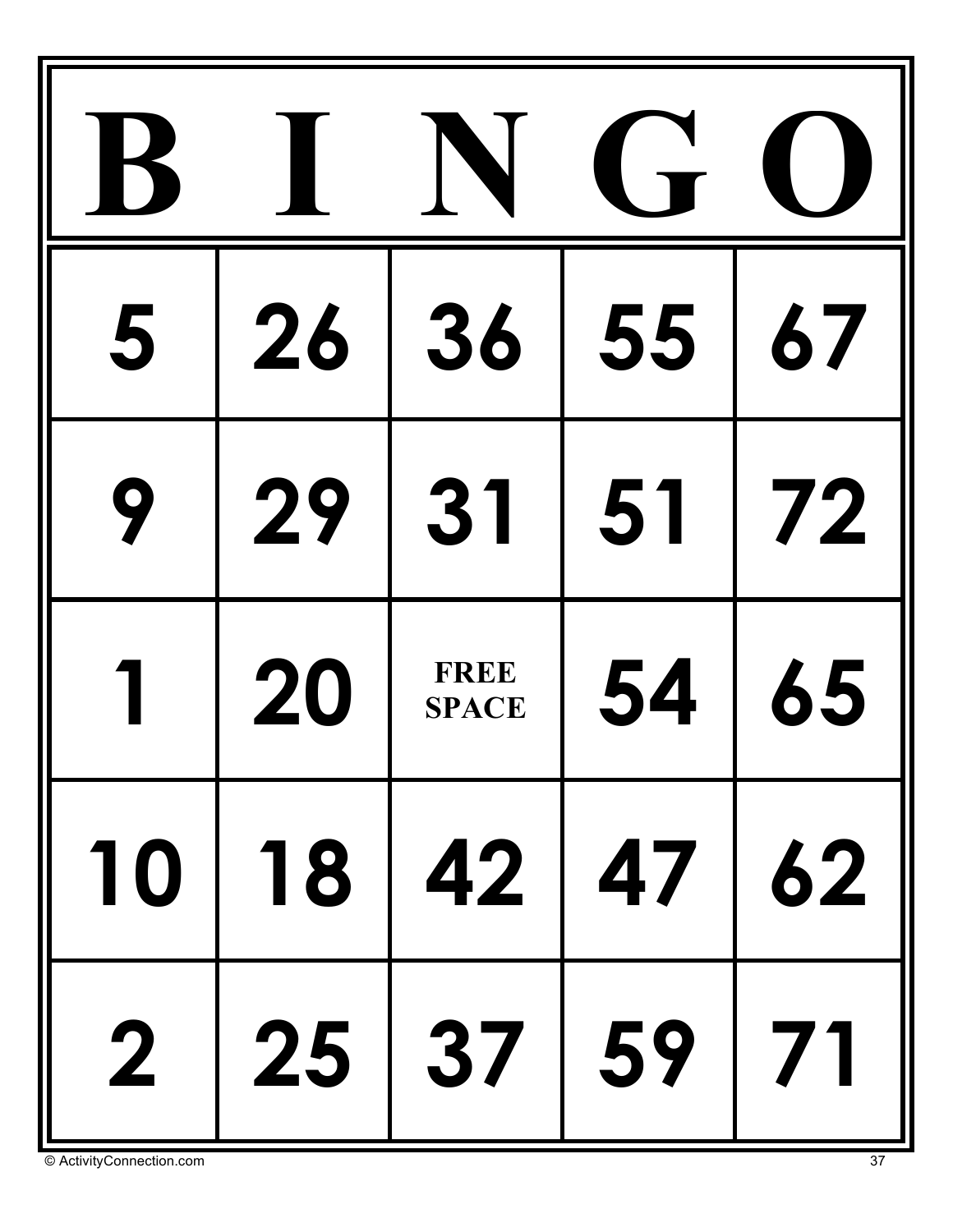| B | I | N | G | O |
| --- | --- | --- | --- | --- |
| 5 | 26 | 36 | 55 | 67 |
| 9 | 29 | 31 | 51 | 72 |
| 1 | 20 | FREE SPACE | 54 | 65 |
| 10 | 18 | 42 | 47 | 62 |
| 2 | 25 | 37 | 59 | 71 |

© ActivityConnection.com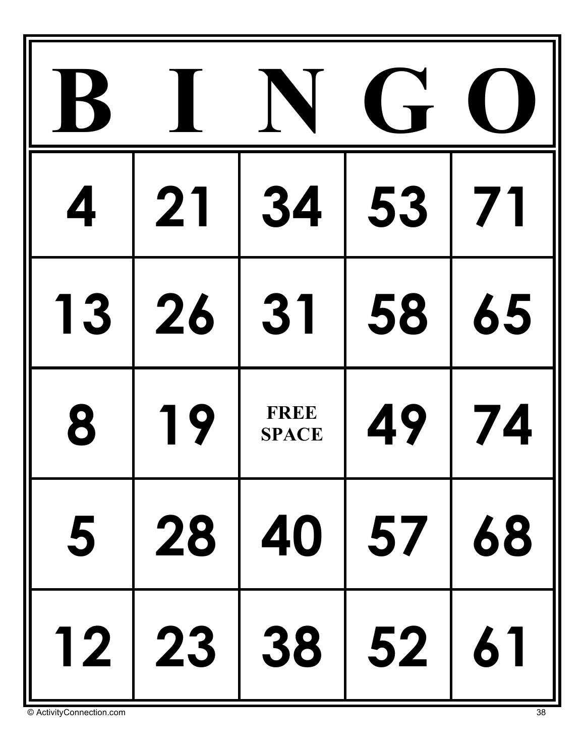| B | I | N | G | O |
|---|---|---|---|---|
| 4 | 21 | 34 | 53 | 71 |
| 13 | 26 | 31 | 58 | 65 |
| 8 | 19 | FREE SPACE | 49 | 74 |
| 5 | 28 | 40 | 57 | 68 |
| 12 | 23 | 38 | 52 | 61 |

© ActivityConnection.com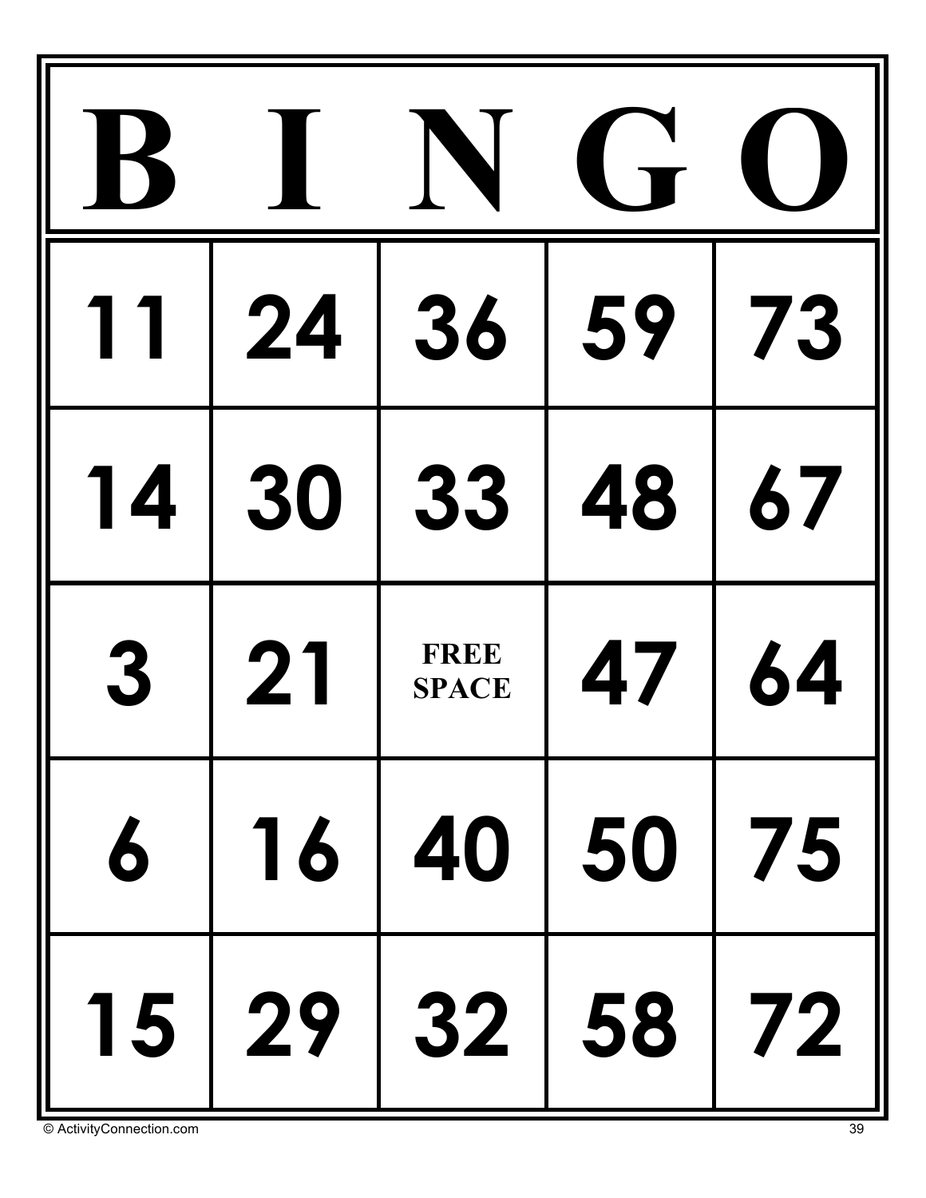| B | I | N | G | O |
| --- | --- | --- | --- | --- |
| 11 | 24 | 36 | 59 | 73 |
| 14 | 30 | 33 | 48 | 67 |
| 3 | 21 | FREE SPACE | 47 | 64 |
| 6 | 16 | 40 | 50 | 75 |
| 15 | 29 | 32 | 58 | 72 |

© ActivityConnection.com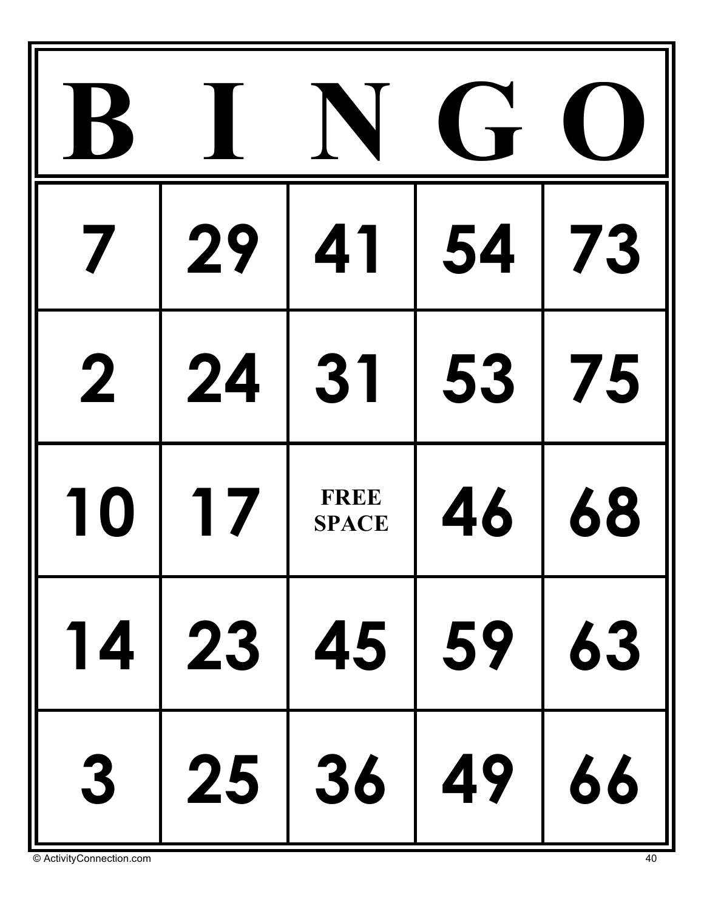| B | I | N | G | O |
|---|---|---|---|---|
| 7 | 29 | 41 | 54 | 73 |
| 2 | 24 | 31 | 53 | 75 |
| 10 | 17 | FREE SPACE | 46 | 68 |
| 14 | 23 | 45 | 59 | 63 |
| 3 | 25 | 36 | 49 | 66 |

© ActivityConnection.com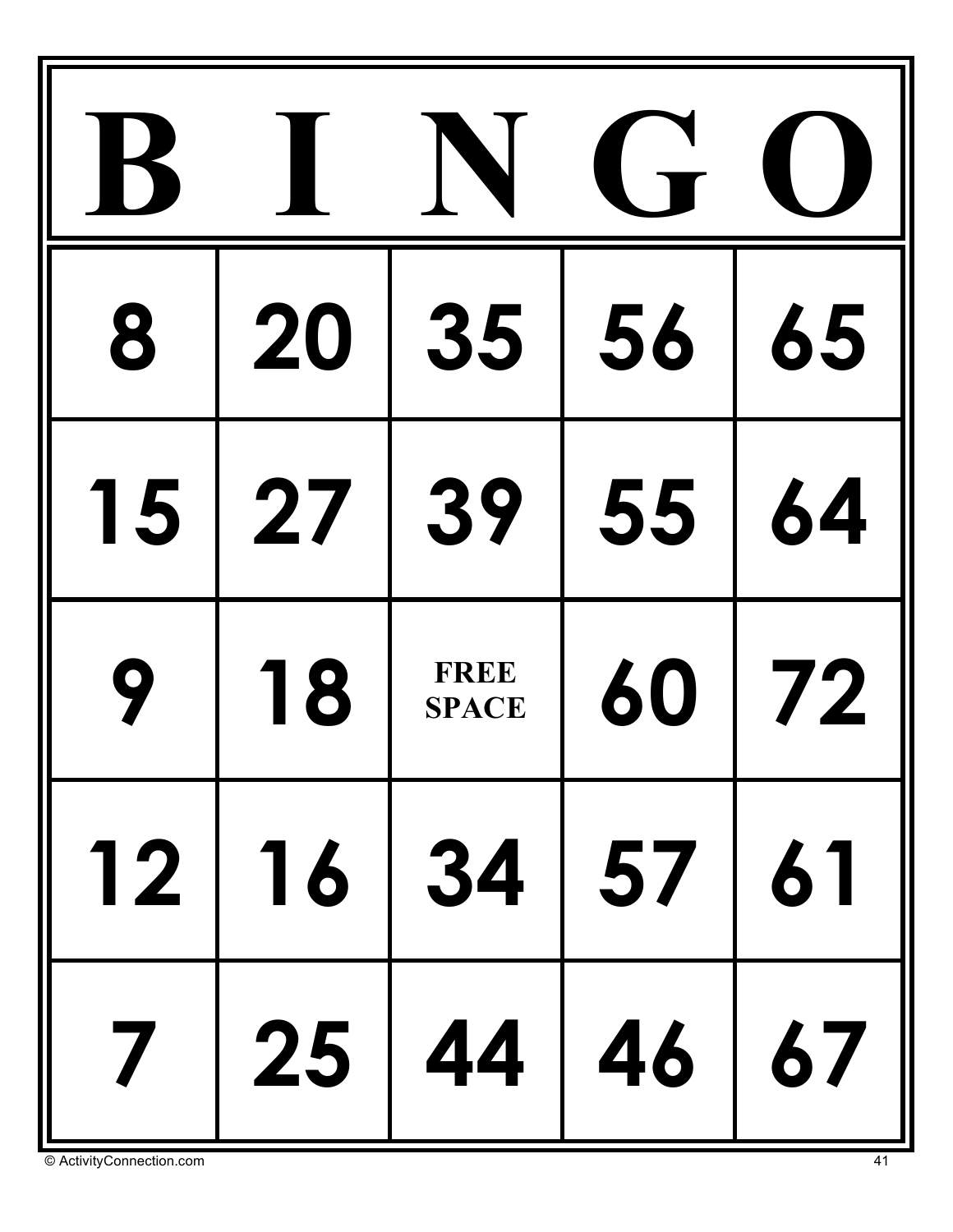| B | I | N | G | O |
|---|---|---|---|---|
| 8 | 20 | 35 | 56 | 65 |
| 15 | 27 | 39 | 55 | 64 |
| 9 | 18 | FREE SPACE | 60 | 72 |
| 12 | 16 | 34 | 57 | 61 |
| 7 | 25 | 44 | 46 | 67 |

© ActivityConnection.com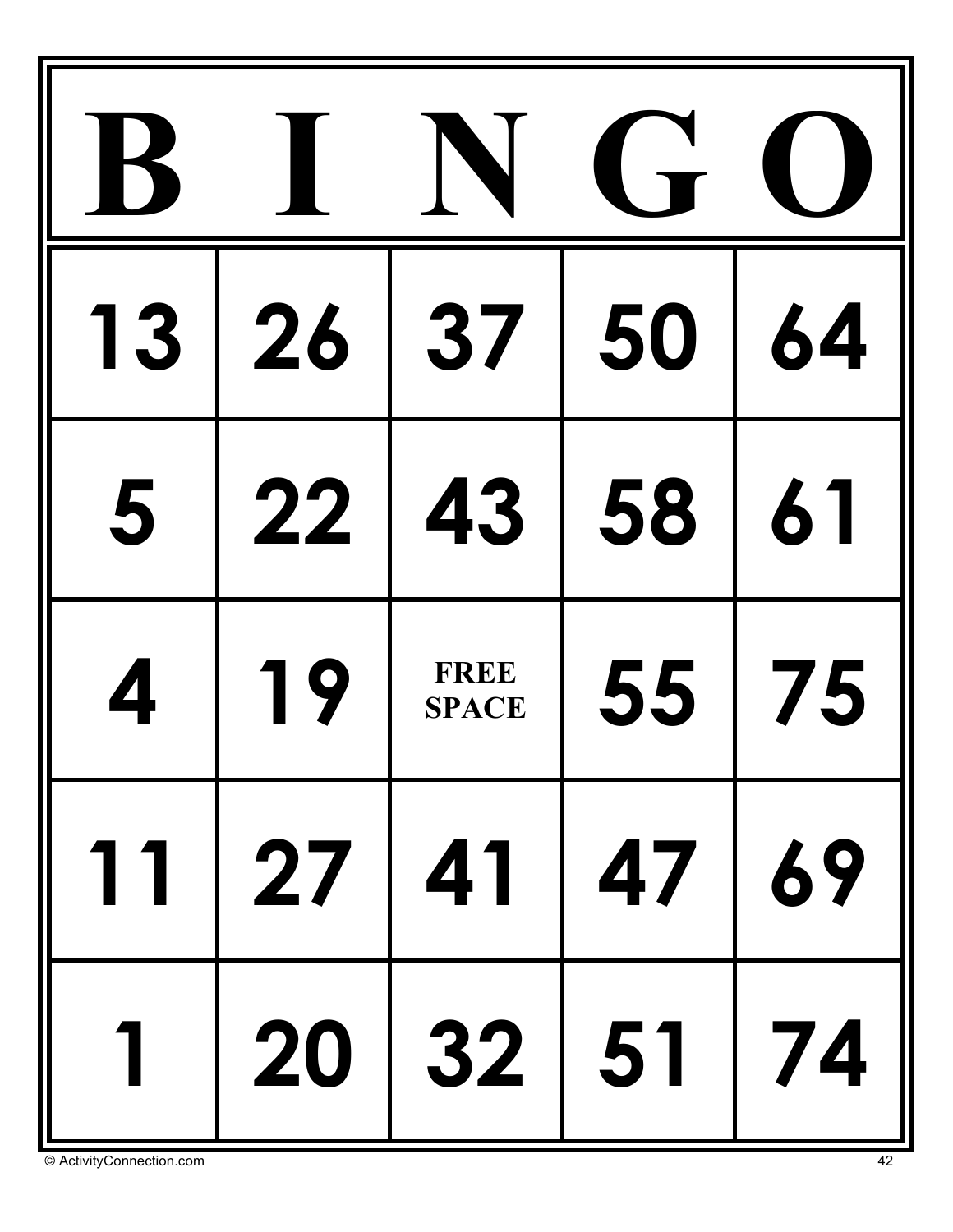| B | I | N | G | O |
|---|---|---|---|---|
| 13 | 26 | 37 | 50 | 64 |
| 5 | 22 | 43 | 58 | 61 |
| 4 | 19 | FREE SPACE | 55 | 75 |
| 11 | 27 | 41 | 47 | 69 |
| 1 | 20 | 32 | 51 | 74 |

© ActivityConnection.com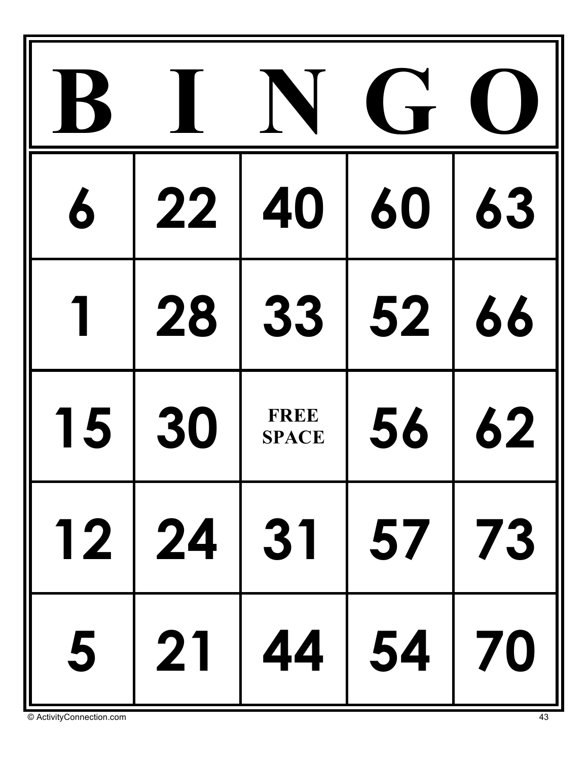| B | I | N | G | O |
|---|---|---|---|---|
| 6 | 22 | 40 | 60 | 63 |
| 1 | 28 | 33 | 52 | 66 |
| 15 | 30 | FREE SPACE | 56 | 62 |
| 12 | 24 | 31 | 57 | 73 |
| 5 | 21 | 44 | 54 | 70 |

© ActivityConnection.com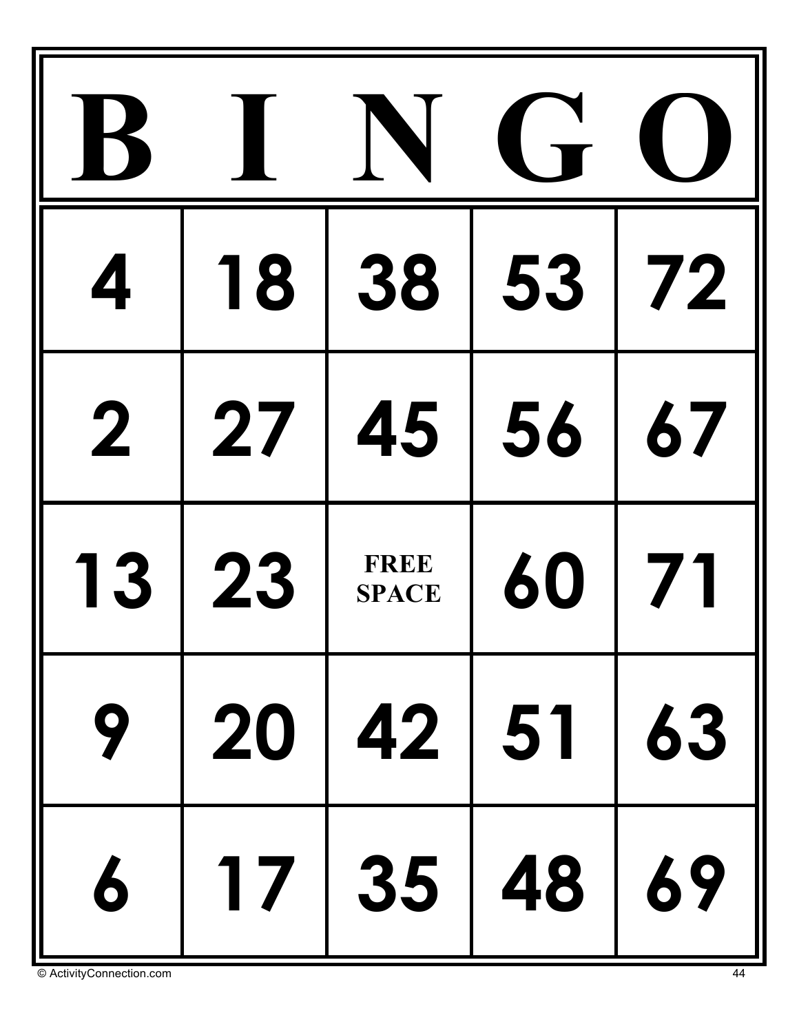| B | I | N | G | O |
| --- | --- | --- | --- | --- |
| 4 | 18 | 38 | 53 | 72 |
| 2 | 27 | 45 | 56 | 67 |
| 13 | 23 | FREE SPACE | 60 | 71 |
| 9 | 20 | 42 | 51 | 63 |
| 6 | 17 | 35 | 48 | 69 |

© ActivityConnection.com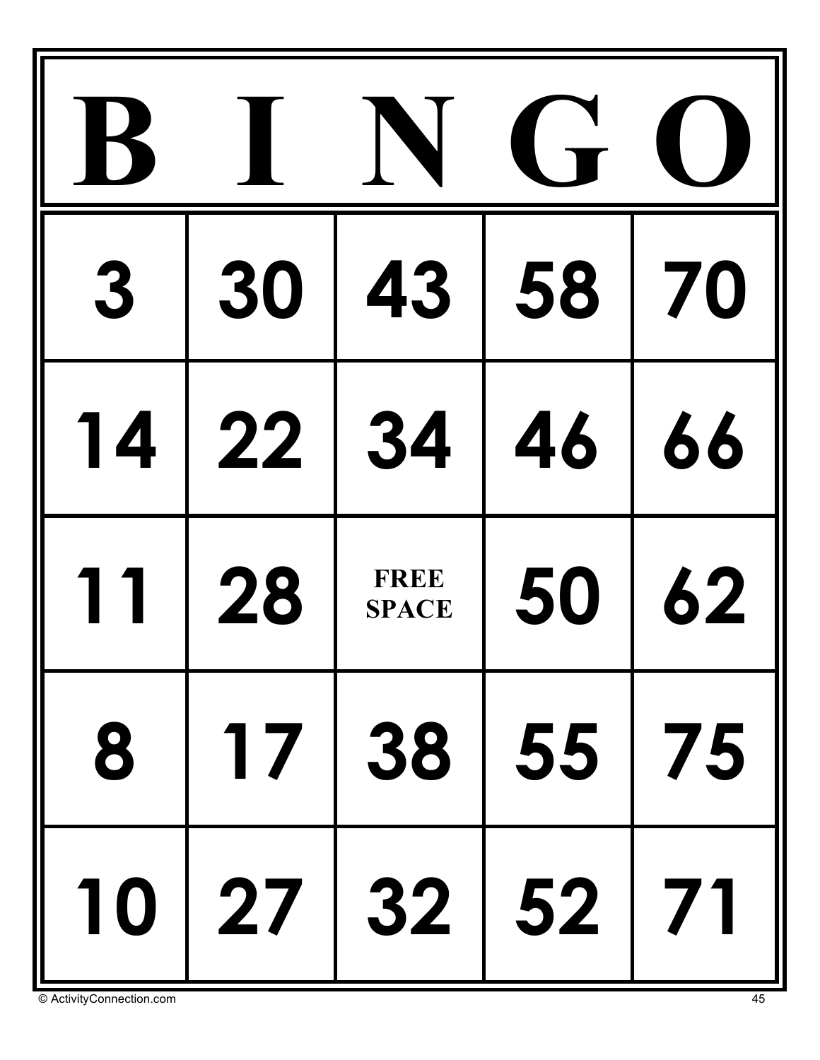| B | I | N | G | O |
|---|---|---|---|---|
| 3 | 30 | 43 | 58 | 70 |
| 14 | 22 | 34 | 46 | 66 |
| 11 | 28 | FREE SPACE | 50 | 62 |
| 8 | 17 | 38 | 55 | 75 |
| 10 | 27 | 32 | 52 | 71 |

© ActivityConnection.com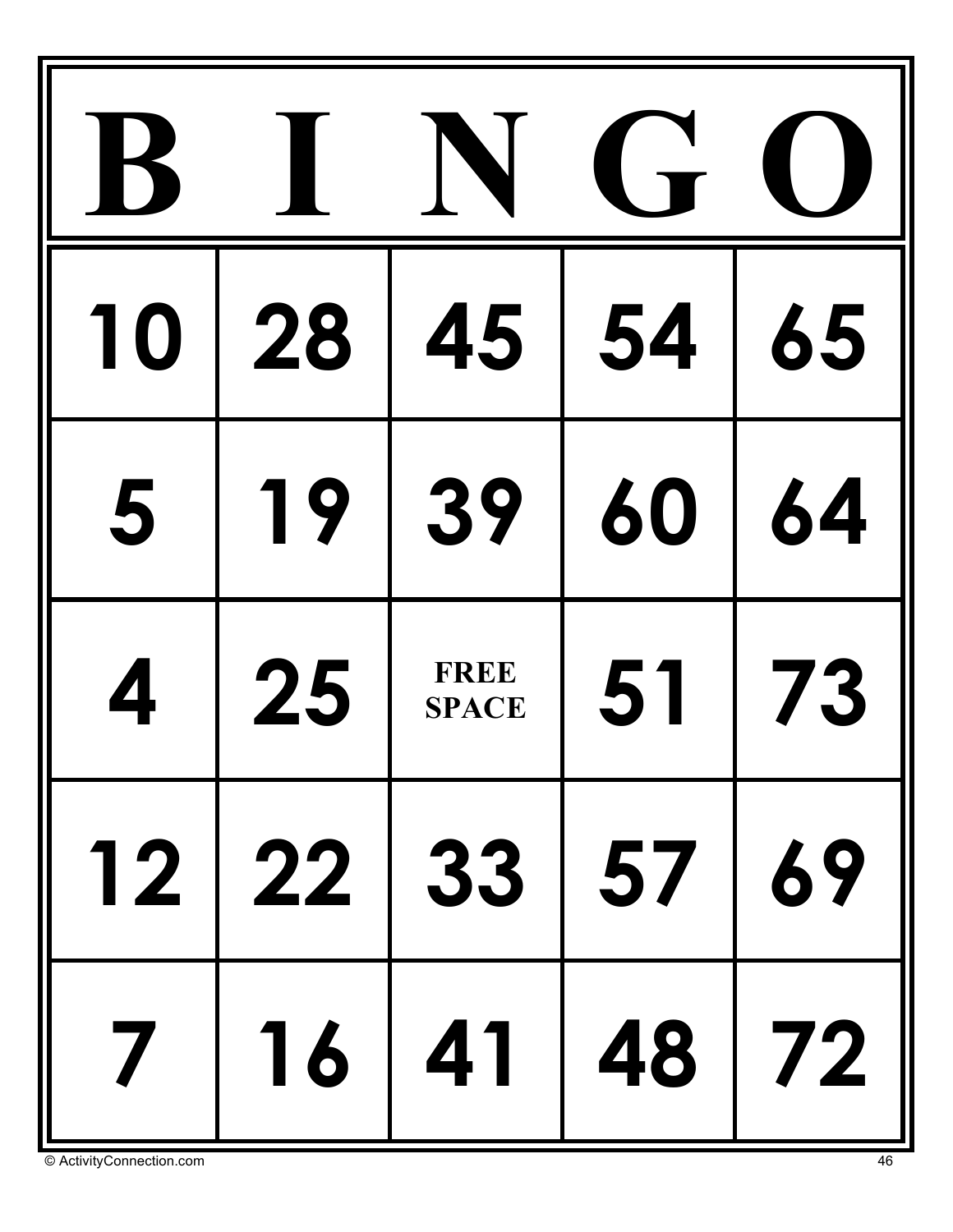| B | I | N | G | O |
|---|---|---|---|---|
| 10 | 28 | 45 | 54 | 65 |
| 5 | 19 | 39 | 60 | 64 |
| 4 | 25 | FREE SPACE | 51 | 73 |
| 12 | 22 | 33 | 57 | 69 |
| 7 | 16 | 41 | 48 | 72 |

© ActivityConnection.com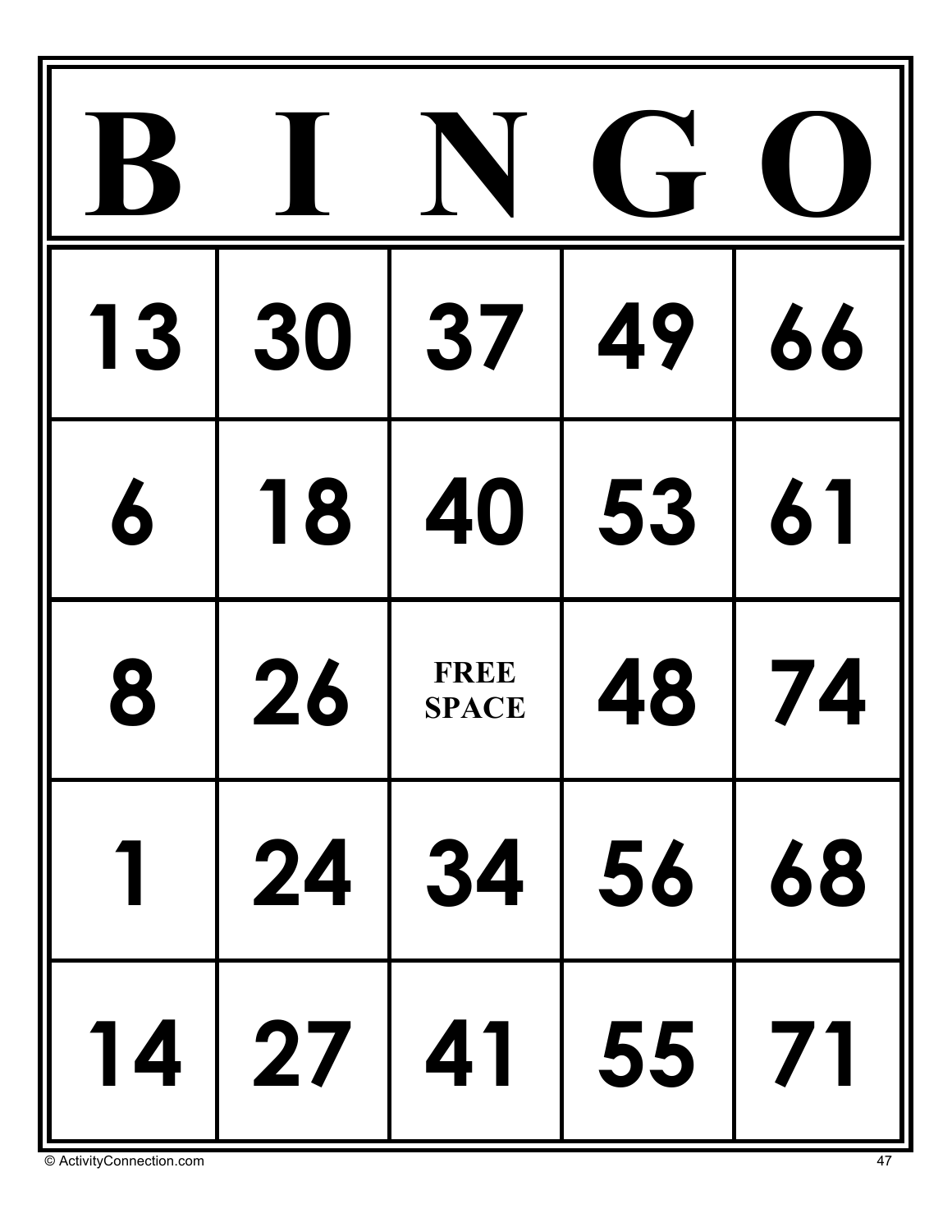| B | I | N | G | O |
|---|---|---|---|---|
| 13 | 30 | 37 | 49 | 66 |
| 6 | 18 | 40 | 53 | 61 |
| 8 | 26 | FREE SPACE | 48 | 74 |
| 1 | 24 | 34 | 56 | 68 |
| 14 | 27 | 41 | 55 | 71 |

© ActivityConnection.com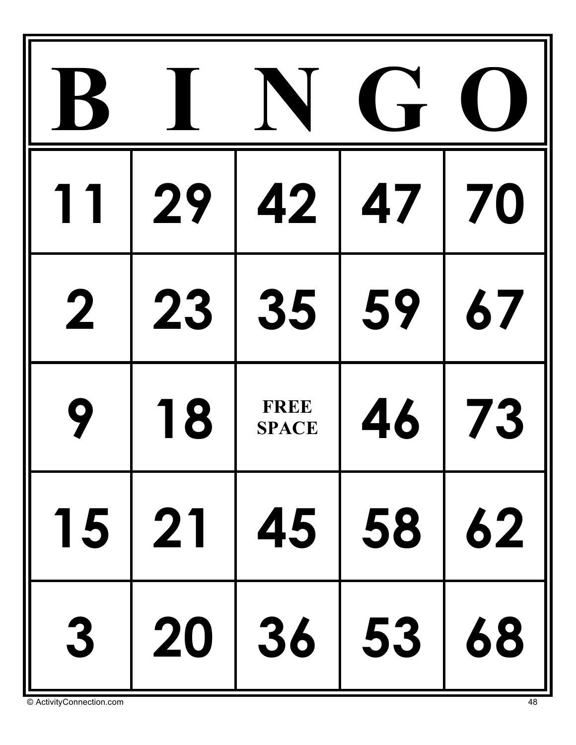| B | I | N | G | O |
|---|---|---|---|---|
| 11 | 29 | 42 | 47 | 70 |
| 2 | 23 | 35 | 59 | 67 |
| 9 | 18 | FREE SPACE | 46 | 73 |
| 15 | 21 | 45 | 58 | 62 |
| 3 | 20 | 36 | 53 | 68 |

© ActivityConnection.com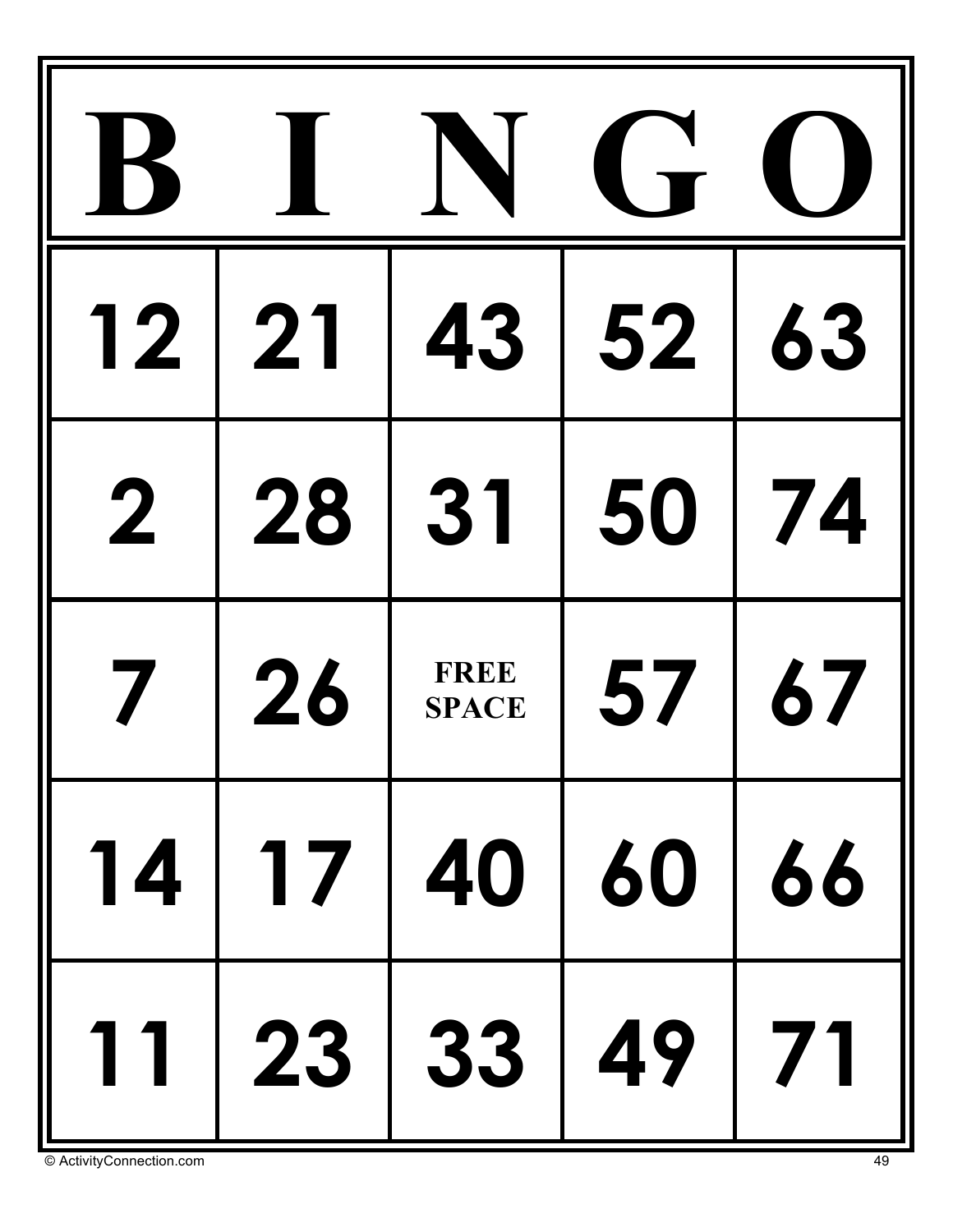| B | I | N | G | O |
| --- | --- | --- | --- | --- |
| 12 | 21 | 43 | 52 | 63 |
| 2 | 28 | 31 | 50 | 74 |
| 7 | 26 | FREE SPACE | 57 | 67 |
| 14 | 17 | 40 | 60 | 66 |
| 11 | 23 | 33 | 49 | 71 |

© ActivityConnection.com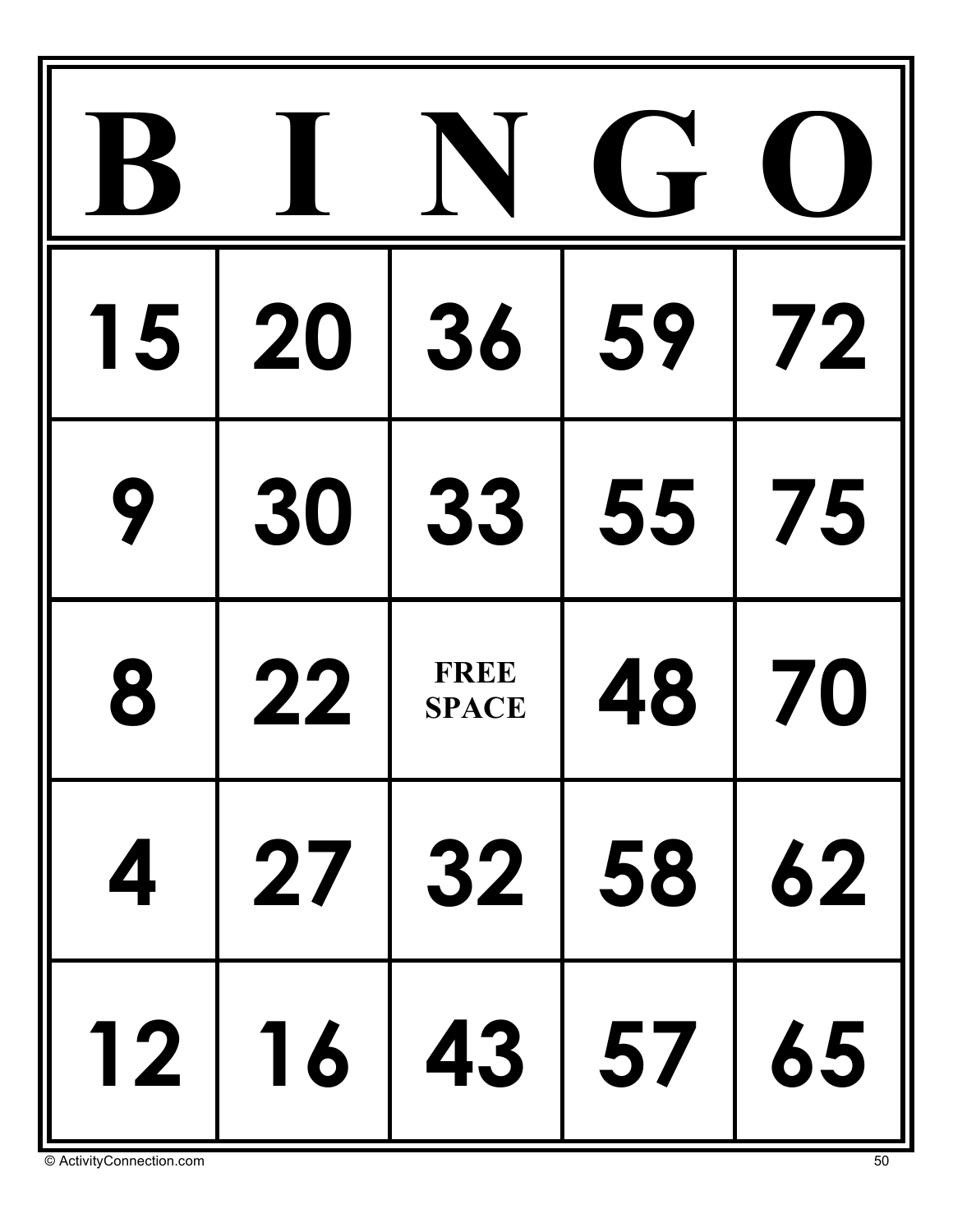| B | I | N | G | O |
|---|---|---|---|---|
| 15 | 20 | 36 | 59 | 72 |
| 9 | 30 | 33 | 55 | 75 |
| 8 | 22 | FREE SPACE | 48 | 70 |
| 4 | 27 | 32 | 58 | 62 |
| 12 | 16 | 43 | 57 | 65 |

© ActivityConnection.com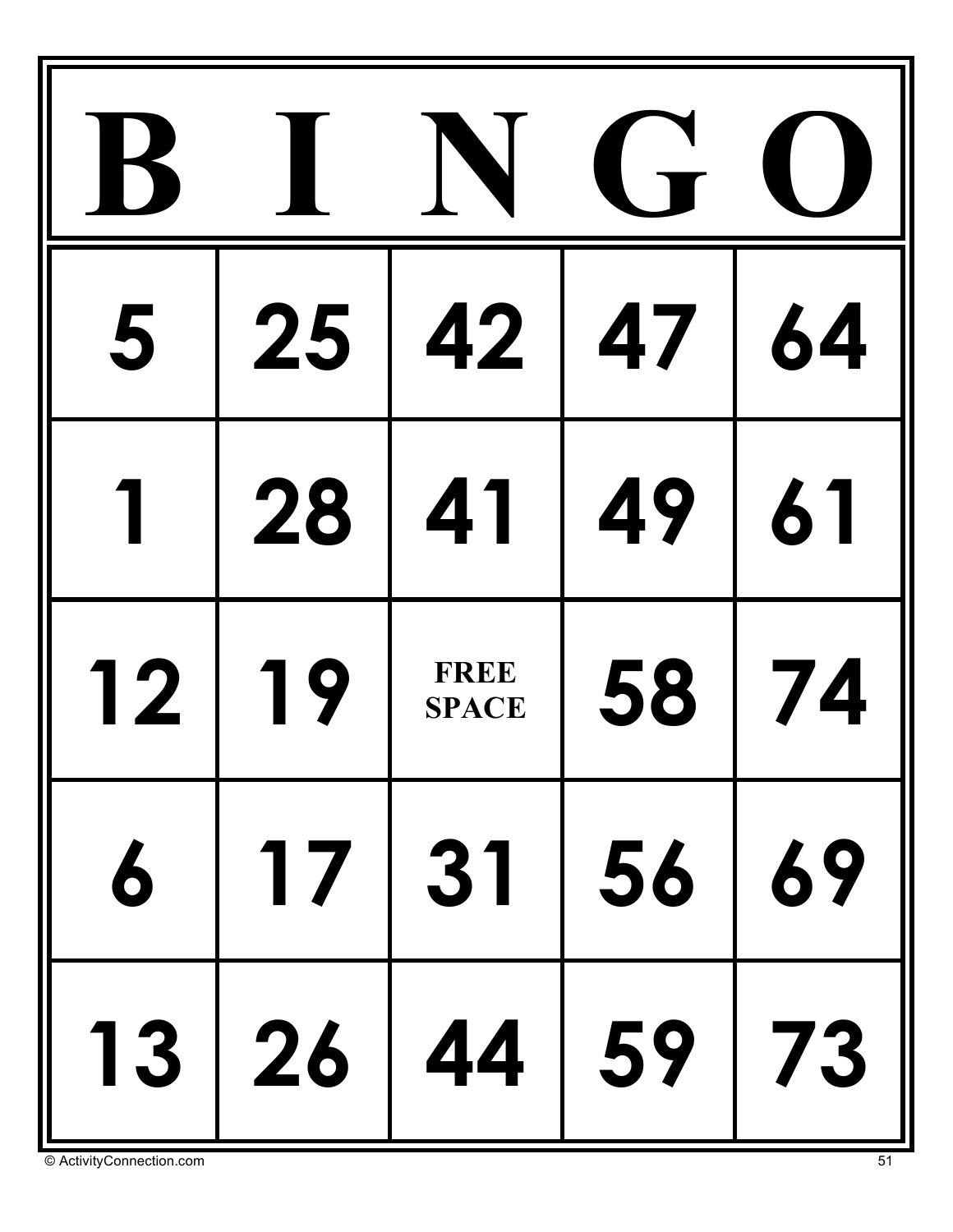| B | I | N | G | O |
| --- | --- | --- | --- | --- |
| 5 | 25 | 42 | 47 | 64 |
| 1 | 28 | 41 | 49 | 61 |
| 12 | 19 | FREE SPACE | 58 | 74 |
| 6 | 17 | 31 | 56 | 69 |
| 13 | 26 | 44 | 59 | 73 |

© ActivityConnection.com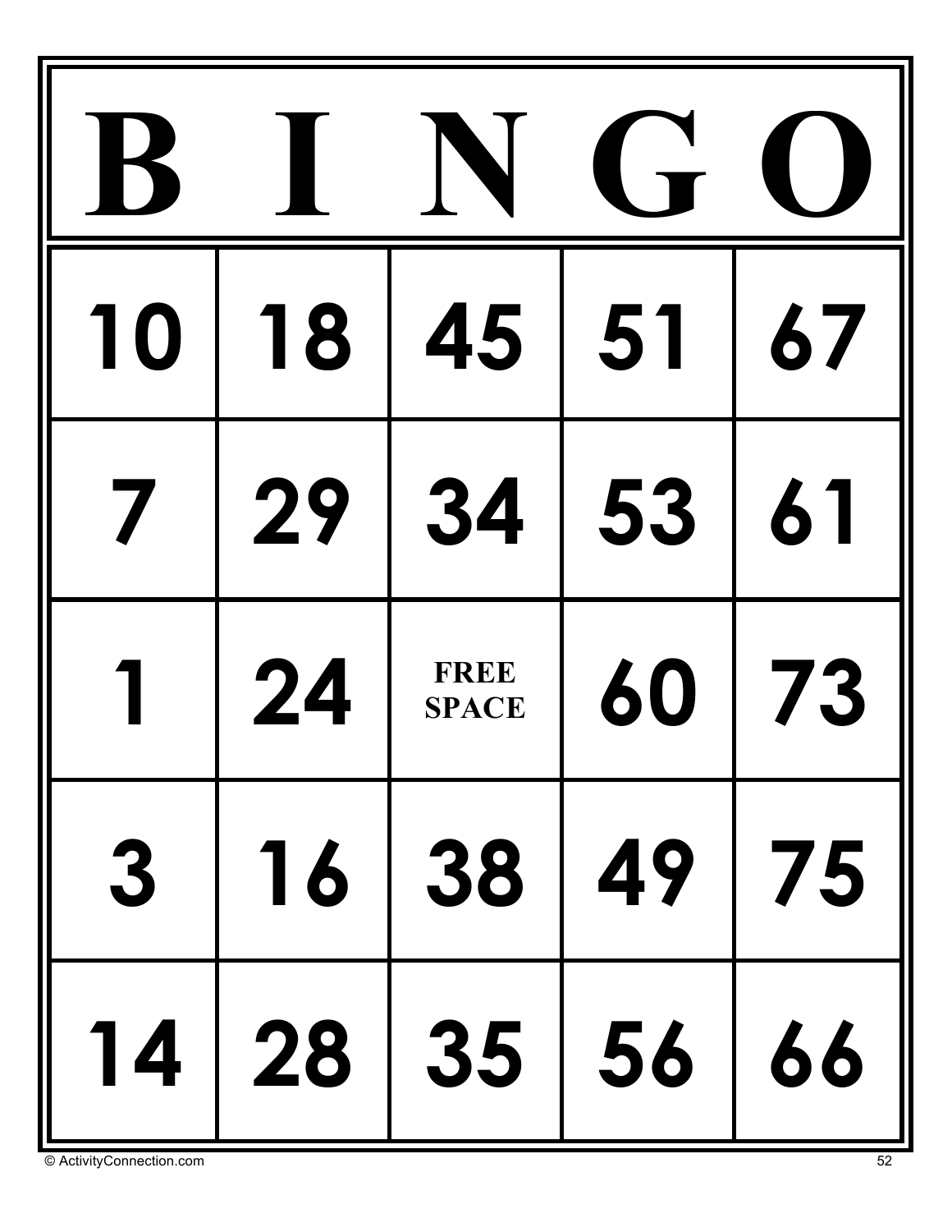| B | I | N | G | O |
|---|---|---|---|---|
| 10 | 18 | 45 | 51 | 67 |
| 7 | 29 | 34 | 53 | 61 |
| 1 | 24 | FREE SPACE | 60 | 73 |
| 3 | 16 | 38 | 49 | 75 |
| 14 | 28 | 35 | 56 | 66 |

© ActivityConnection.com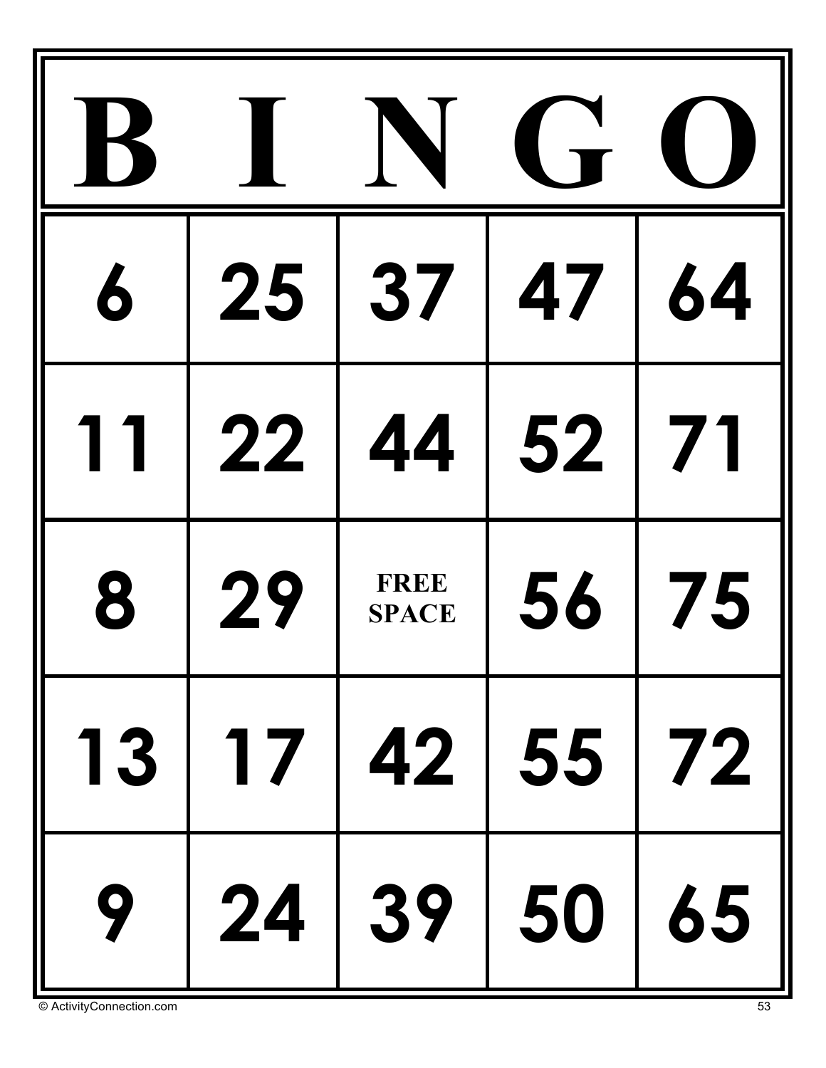| B | I | N | G | O |
| --- | --- | --- | --- | --- |
| 6 | 25 | 37 | 47 | 64 |
| 11 | 22 | 44 | 52 | 71 |
| 8 | 29 | FREE SPACE | 56 | 75 |
| 13 | 17 | 42 | 55 | 72 |
| 9 | 24 | 39 | 50 | 65 |

© ActivityConnection.com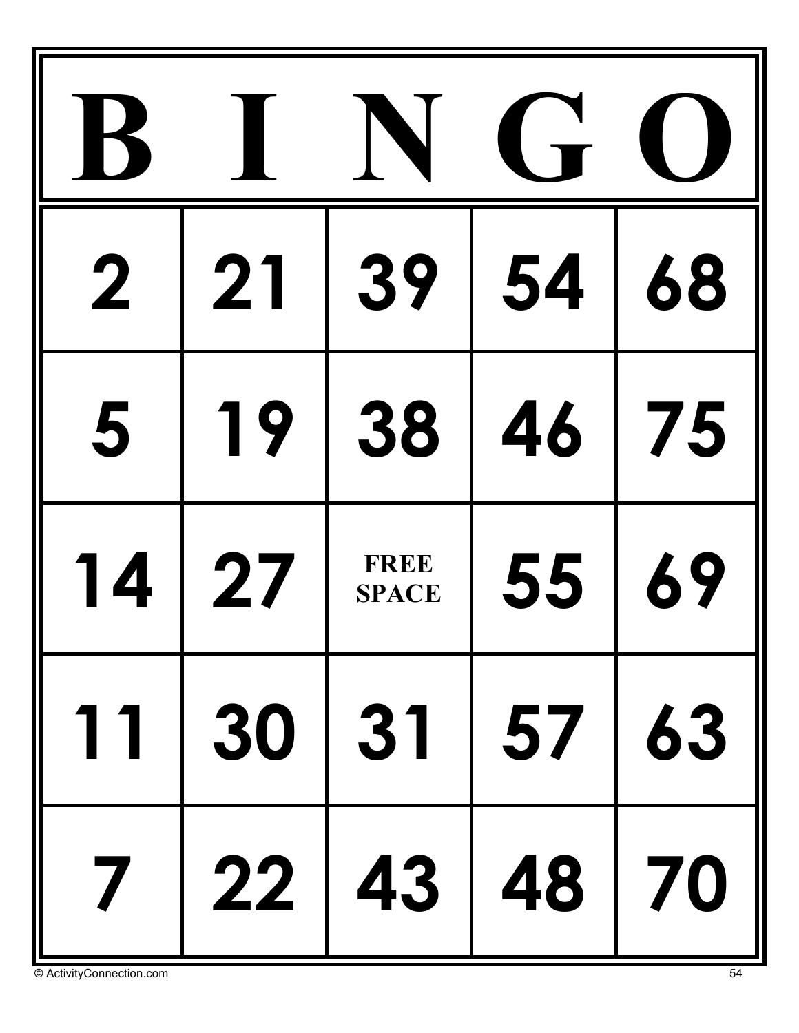| B | I | N | G | O |
| --- | --- | --- | --- | --- |
| 2 | 21 | 39 | 54 | 68 |
| 5 | 19 | 38 | 46 | 75 |
| 14 | 27 | FREE SPACE | 55 | 69 |
| 11 | 30 | 31 | 57 | 63 |
| 7 | 22 | 43 | 48 | 70 |

© ActivityConnection.com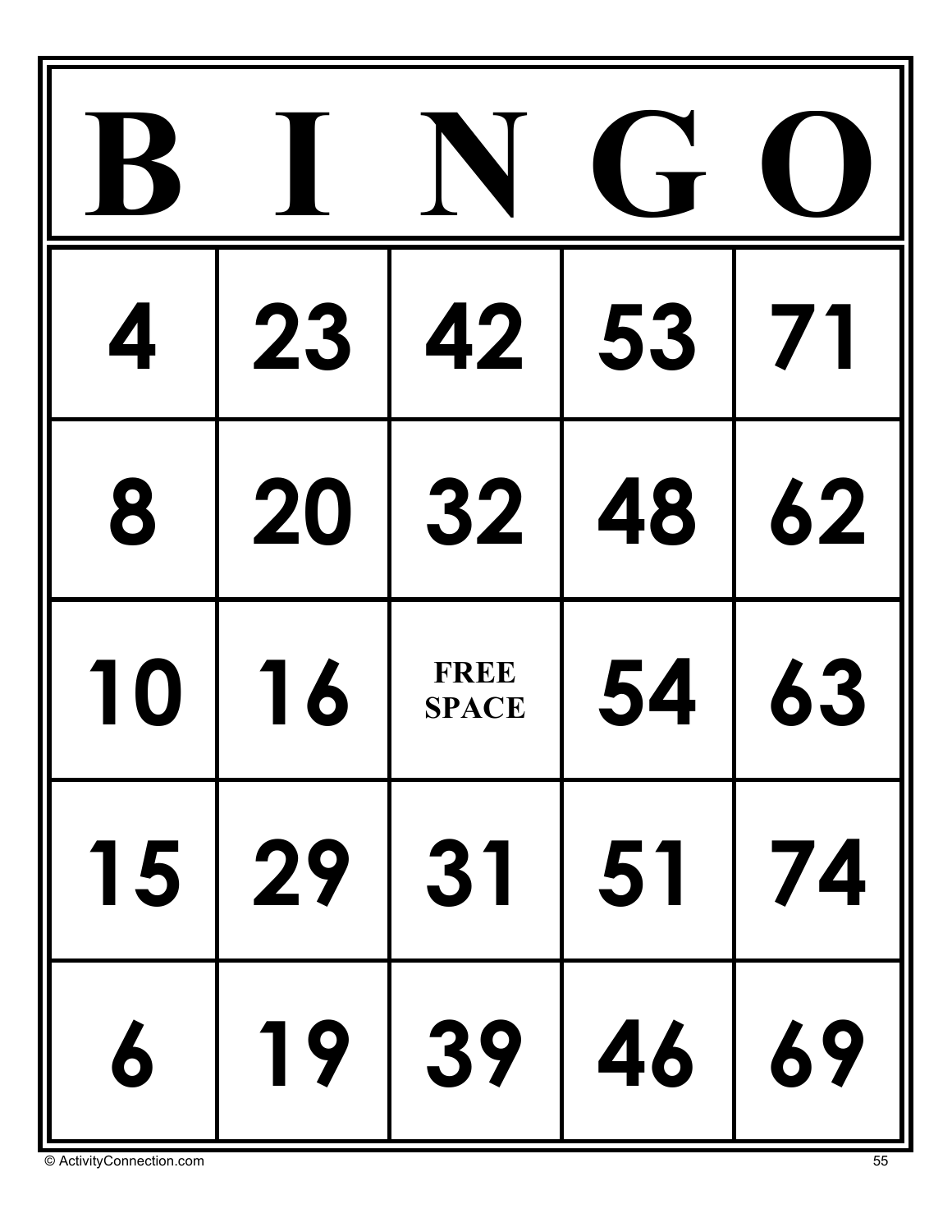| B | I | N | G | O |
|---|---|---|---|---|
| 4 | 23 | 42 | 53 | 71 |
| 8 | 20 | 32 | 48 | 62 |
| 10 | 16 | FREE SPACE | 54 | 63 |
| 15 | 29 | 31 | 51 | 74 |
| 6 | 19 | 39 | 46 | 69 |

© ActivityConnection.com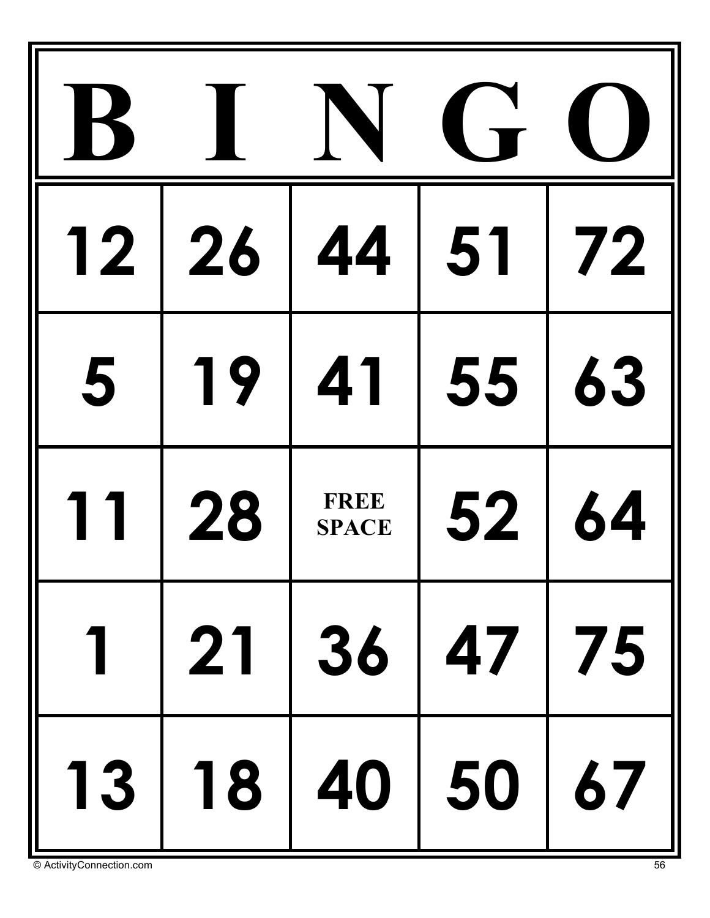| B | I | N | G | O |
|---|---|---|---|---|
| 12 | 26 | 44 | 51 | 72 |
| 5 | 19 | 41 | 55 | 63 |
| 11 | 28 | FREE SPACE | 52 | 64 |
| 1 | 21 | 36 | 47 | 75 |
| 13 | 18 | 40 | 50 | 67 |

© ActivityConnection.com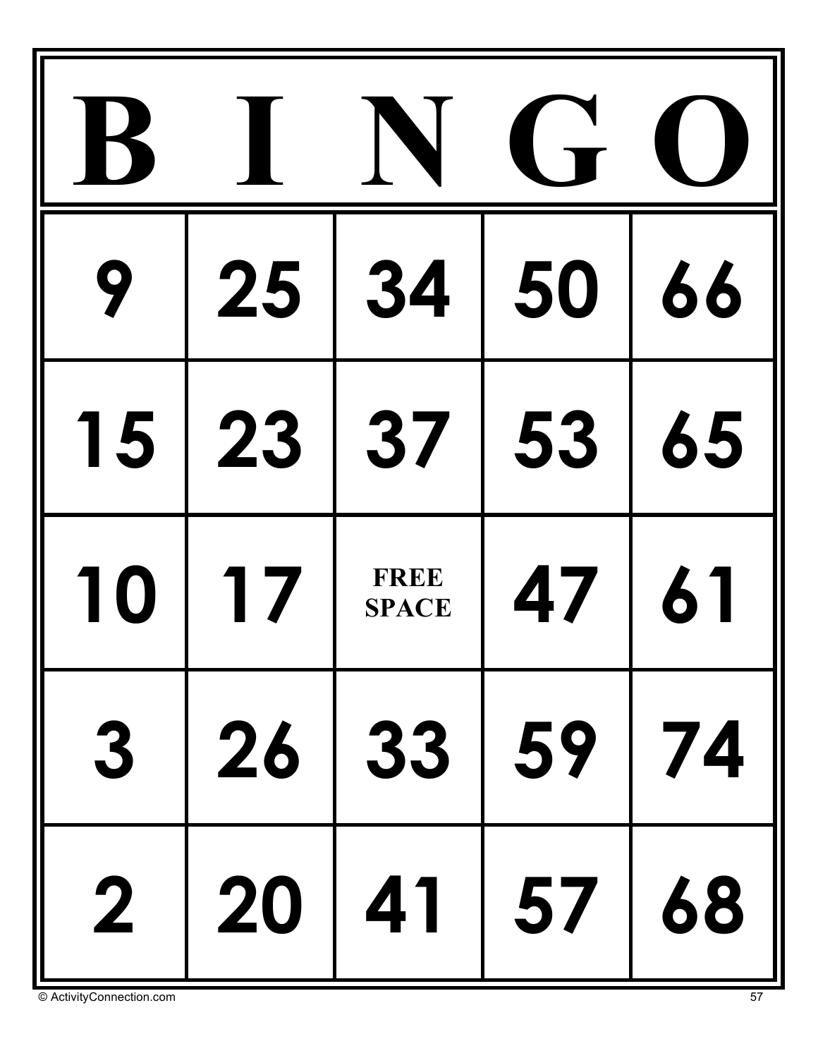| B | I | N | G | O |
|---|---|---|---|---|
| 9 | 25 | 34 | 50 | 66 |
| 15 | 23 | 37 | 53 | 65 |
| 10 | 17 | FREE SPACE | 47 | 61 |
| 3 | 26 | 33 | 59 | 74 |
| 2 | 20 | 41 | 57 | 68 |

© ActivityConnection.com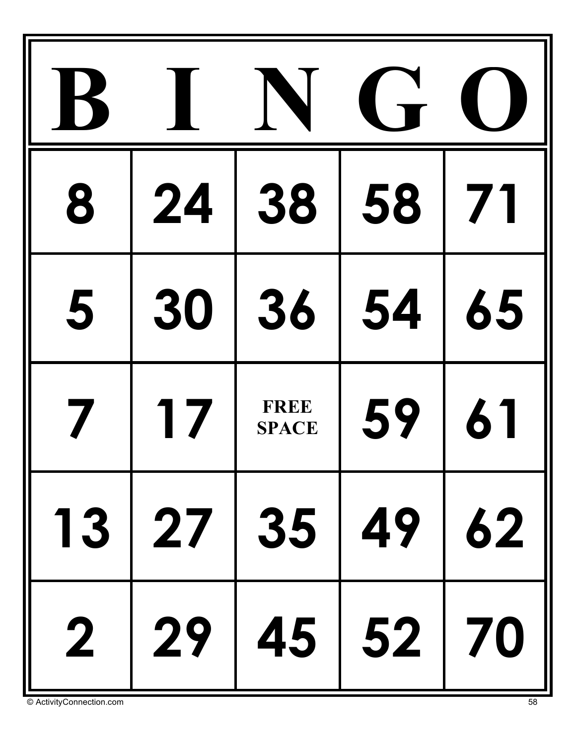| B | I | N | G | O |
|---|---|---|---|---|
| 8 | 24 | 38 | 58 | 71 |
| 5 | 30 | 36 | 54 | 65 |
| 7 | 17 | FREE SPACE | 59 | 61 |
| 13 | 27 | 35 | 49 | 62 |
| 2 | 29 | 45 | 52 | 70 |

© ActivityConnection.com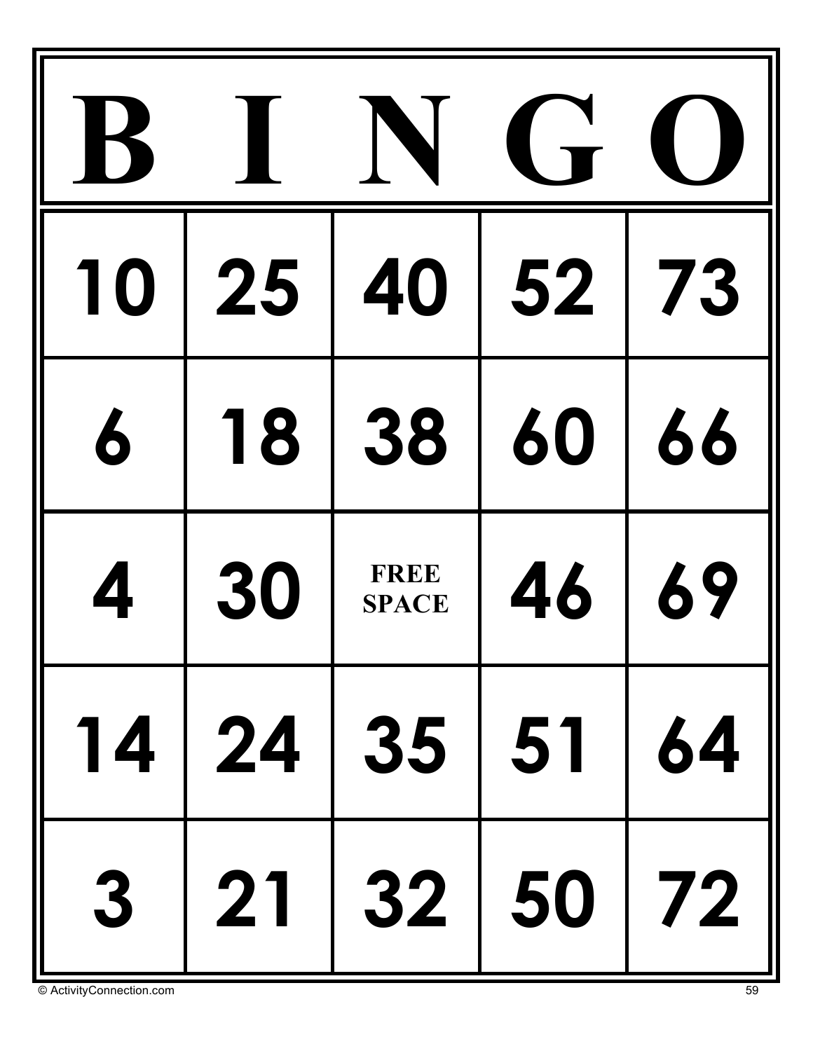| B | I | N | G | O |
|---|---|---|---|---|
| 10 | 25 | 40 | 52 | 73 |
| 6 | 18 | 38 | 60 | 66 |
| 4 | 30 | FREE SPACE | 46 | 69 |
| 14 | 24 | 35 | 51 | 64 |
| 3 | 21 | 32 | 50 | 72 |

© ActivityConnection.com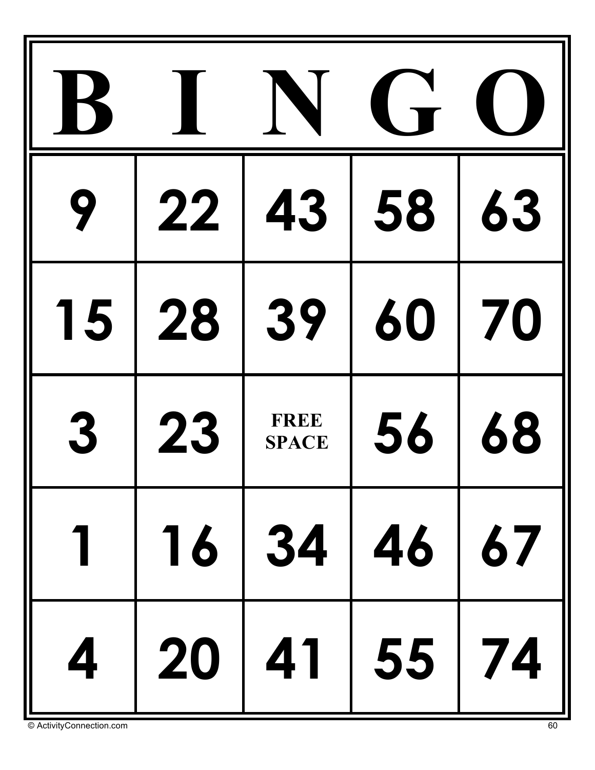| B | I | N | G | O |
|---|---|---|---|---|
| 9 | 22 | 43 | 58 | 63 |
| 15 | 28 | 39 | 60 | 70 |
| 3 | 23 | FREE SPACE | 56 | 68 |
| 1 | 16 | 34 | 46 | 67 |
| 4 | 20 | 41 | 55 | 74 |

© ActivityConnection.com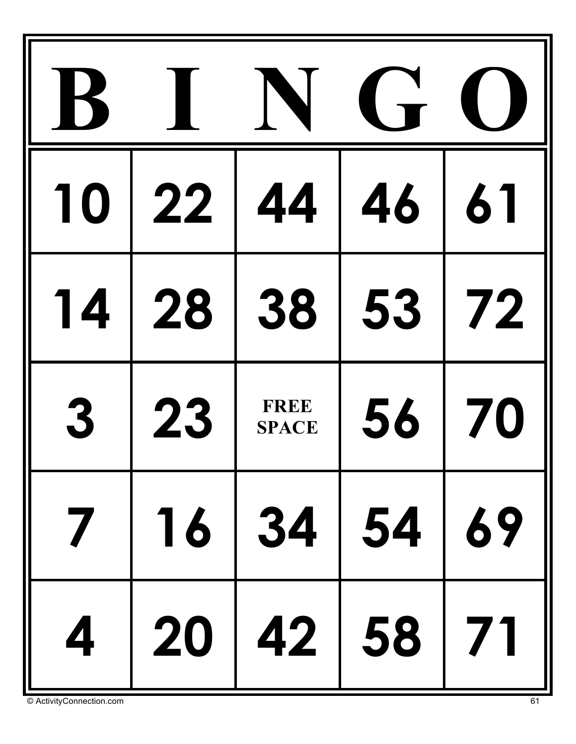| B | I | N | G | O |
|---|---|---|---|---|
| 10 | 22 | 44 | 46 | 61 |
| 14 | 28 | 38 | 53 | 72 |
| 3 | 23 | FREE SPACE | 56 | 70 |
| 7 | 16 | 34 | 54 | 69 |
| 4 | 20 | 42 | 58 | 71 |

© ActivityConnection.com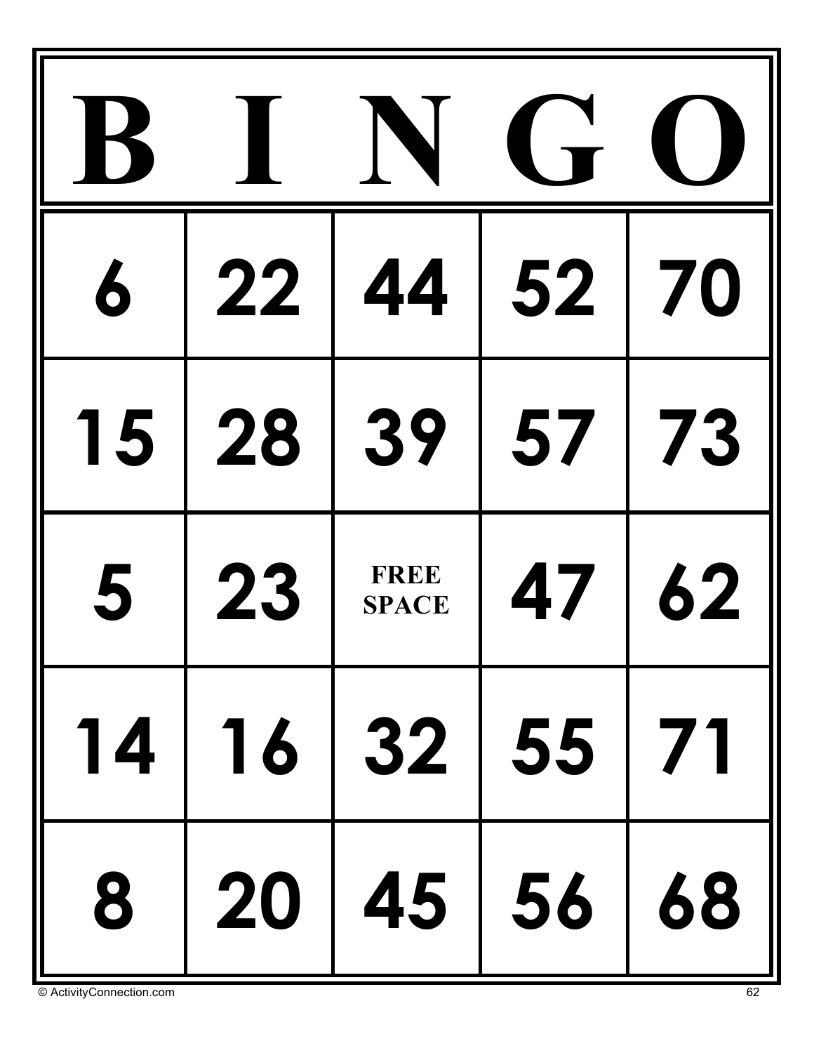| B | I | N | G | O |
| --- | --- | --- | --- | --- |
| 6 | 22 | 44 | 52 | 70 |
| 15 | 28 | 39 | 57 | 73 |
| 5 | 23 | FREE SPACE | 47 | 62 |
| 14 | 16 | 32 | 55 | 71 |
| 8 | 20 | 45 | 56 | 68 |

© ActivityConnection.com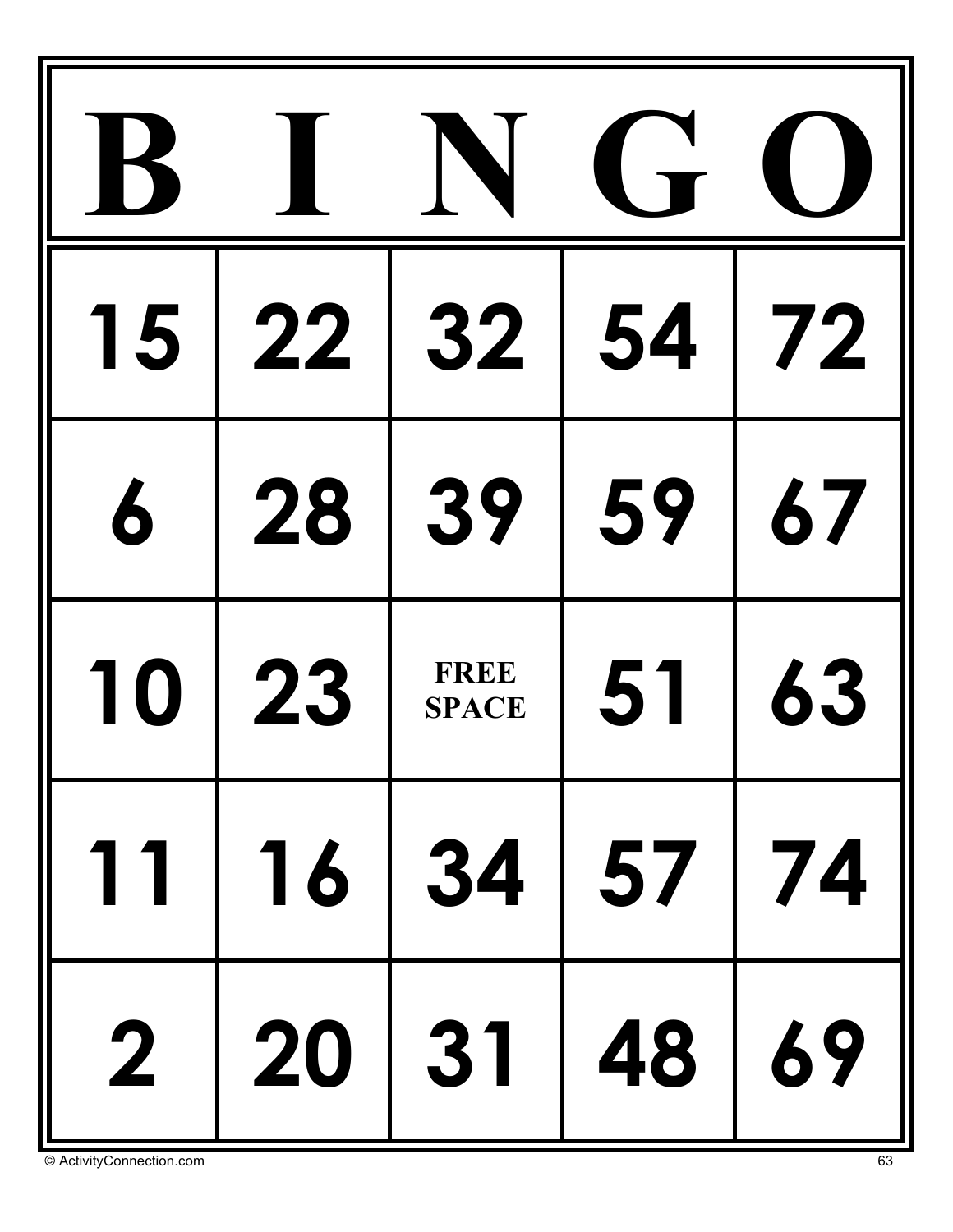| B | I | N | G | O |
|---|---|---|---|---|
| 15 | 22 | 32 | 54 | 72 |
| 6 | 28 | 39 | 59 | 67 |
| 10 | 23 | FREE SPACE | 51 | 63 |
| 11 | 16 | 34 | 57 | 74 |
| 2 | 20 | 31 | 48 | 69 |

© ActivityConnection.com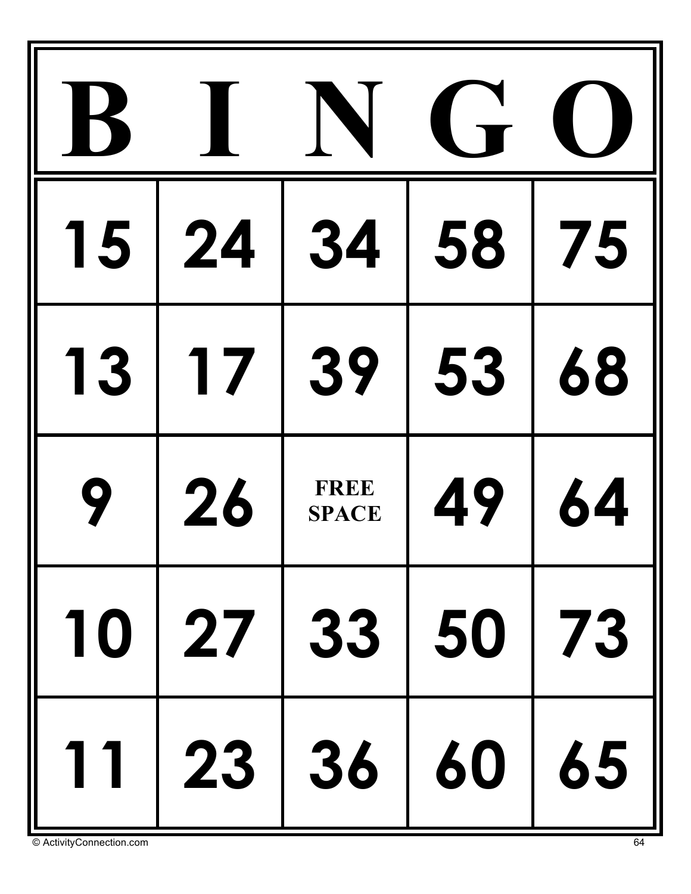| B | I | N | G | O |
|---|---|---|---|---|
| 15 | 24 | 34 | 58 | 75 |
| 13 | 17 | 39 | 53 | 68 |
| 9 | 26 | FREE SPACE | 49 | 64 |
| 10 | 27 | 33 | 50 | 73 |
| 11 | 23 | 36 | 60 | 65 |

© ActivityConnection.com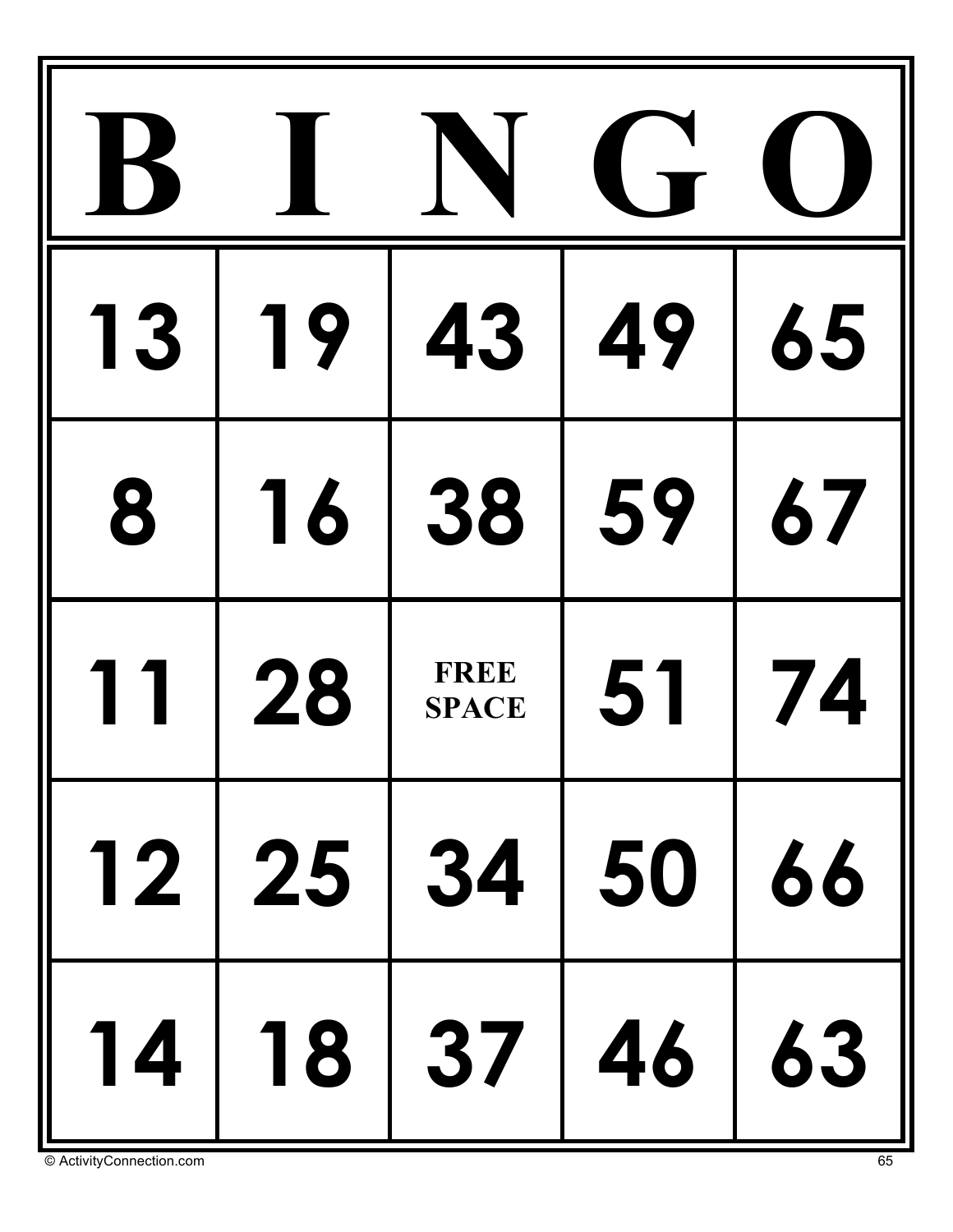| B | I | N | G | O |
| --- | --- | --- | --- | --- |
| 13 | 19 | 43 | 49 | 65 |
| 8 | 16 | 38 | 59 | 67 |
| 11 | 28 | FREE SPACE | 51 | 74 |
| 12 | 25 | 34 | 50 | 66 |
| 14 | 18 | 37 | 46 | 63 |

© ActivityConnection.com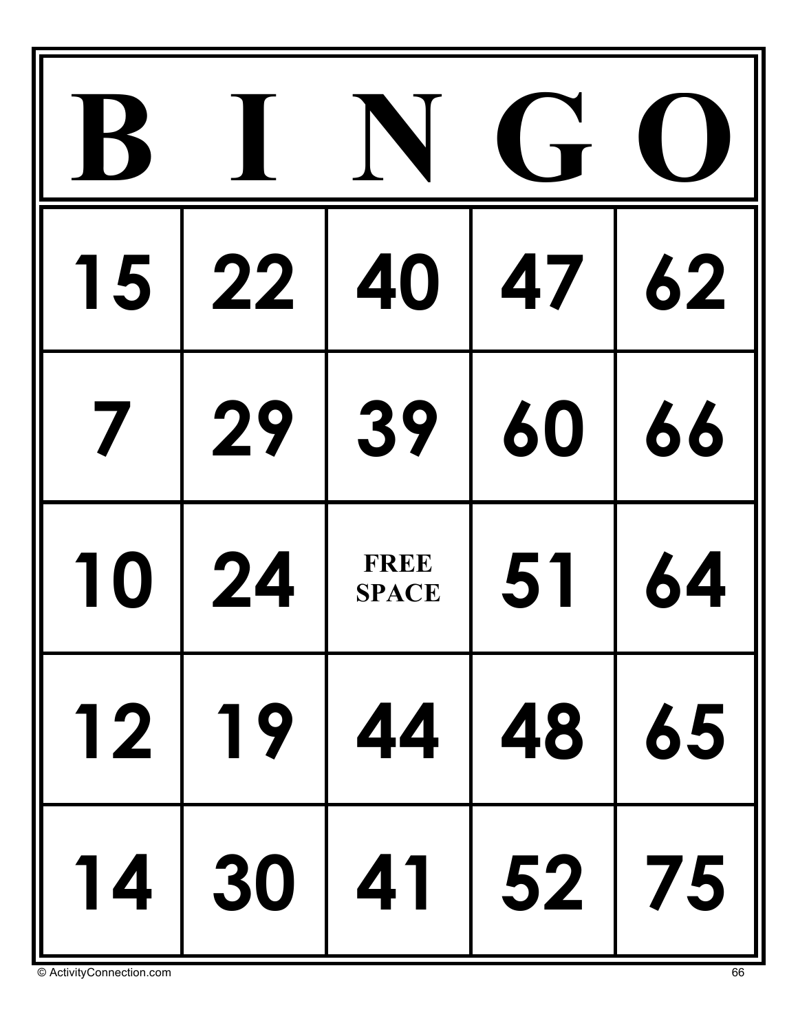| B | I | N | G | O |
|---|---|---|---|---|
| 15 | 22 | 40 | 47 | 62 |
| 7 | 29 | 39 | 60 | 66 |
| 10 | 24 | FREE SPACE | 51 | 64 |
| 12 | 19 | 44 | 48 | 65 |
| 14 | 30 | 41 | 52 | 75 |

© ActivityConnection.com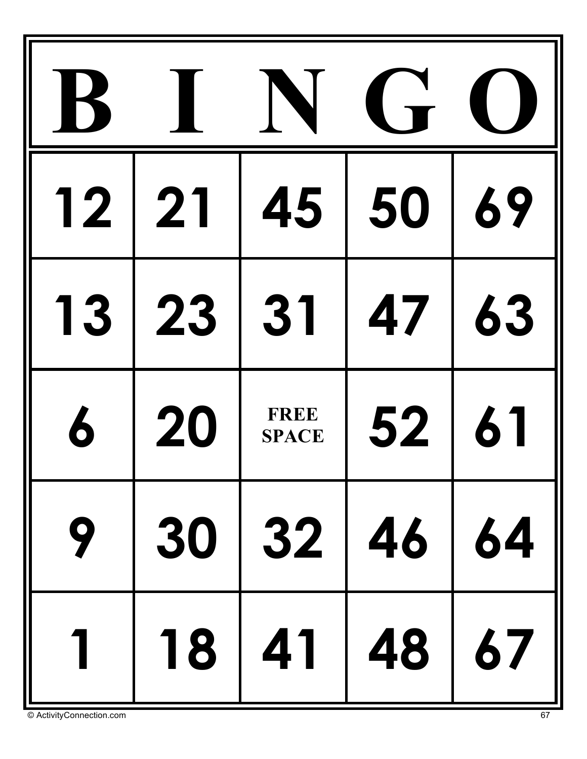| B | I | N | G | O |
|---|---|---|---|---|
| 12 | 21 | 45 | 50 | 69 |
| 13 | 23 | 31 | 47 | 63 |
| 6 | 20 | FREE SPACE | 52 | 61 |
| 9 | 30 | 32 | 46 | 64 |
| 1 | 18 | 41 | 48 | 67 |

© ActivityConnection.com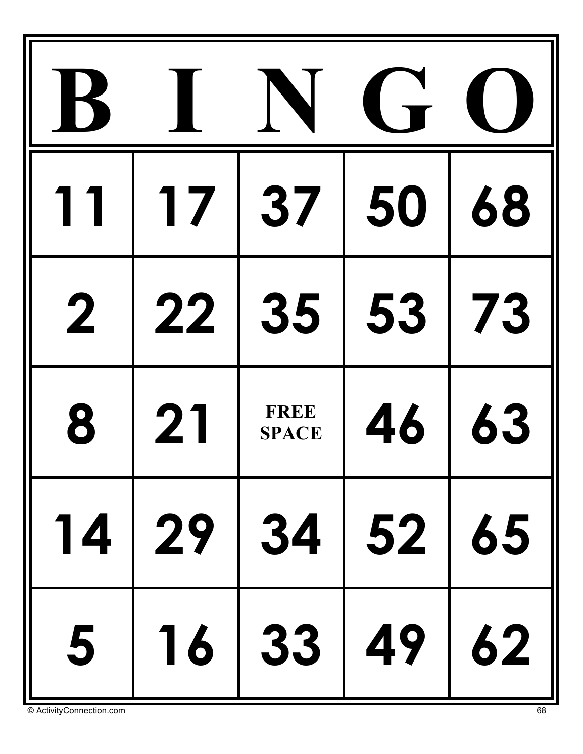| B | I | N | G | O |
| --- | --- | --- | --- | --- |
| 11 | 17 | 37 | 50 | 68 |
| 2 | 22 | 35 | 53 | 73 |
| 8 | 21 | FREE SPACE | 46 | 63 |
| 14 | 29 | 34 | 52 | 65 |
| 5 | 16 | 33 | 49 | 62 |

© ActivityConnection.com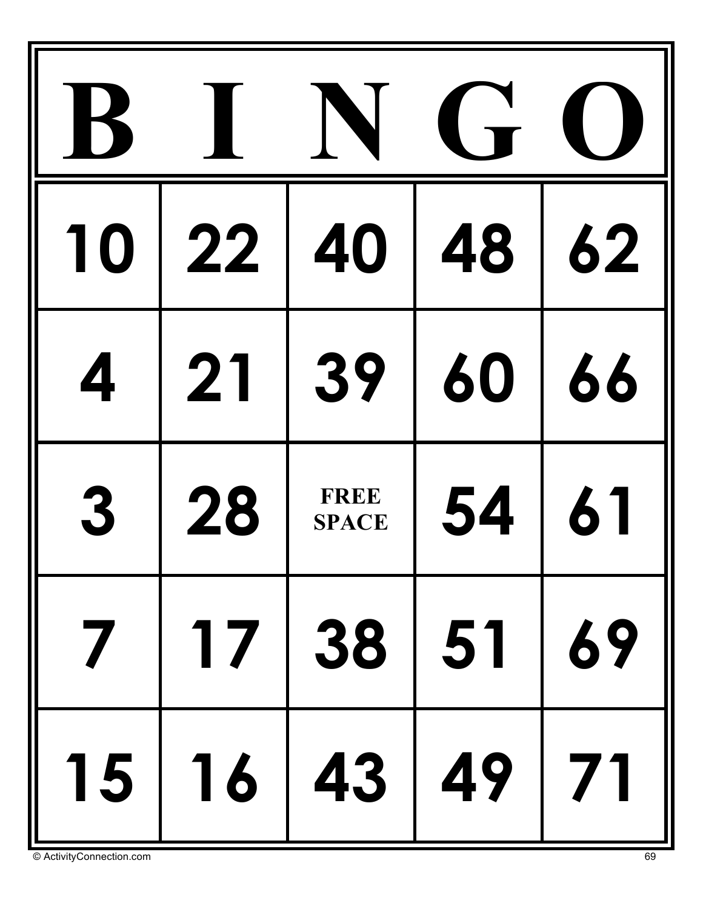| B | I | N | G | O |
|---|---|---|---|---|
| 10 | 22 | 40 | 48 | 62 |
| 4 | 21 | 39 | 60 | 66 |
| 3 | 28 | FREE SPACE | 54 | 61 |
| 7 | 17 | 38 | 51 | 69 |
| 15 | 16 | 43 | 49 | 71 |

© ActivityConnection.com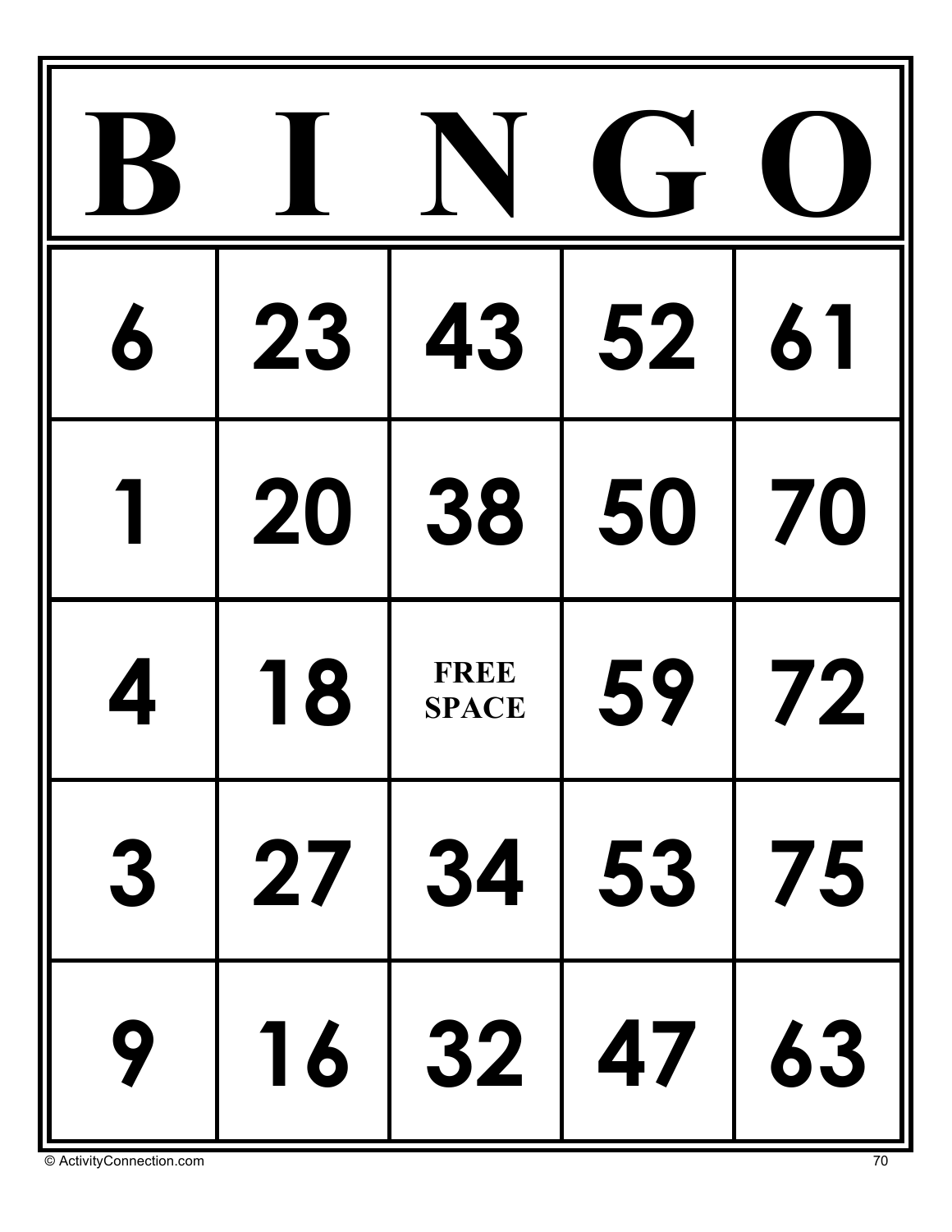| B | I | N | G | O |
|---|---|---|---|---|
| 6 | 23 | 43 | 52 | 61 |
| 1 | 20 | 38 | 50 | 70 |
| 4 | 18 | FREE SPACE | 59 | 72 |
| 3 | 27 | 34 | 53 | 75 |
| 9 | 16 | 32 | 47 | 63 |

© ActivityConnection.com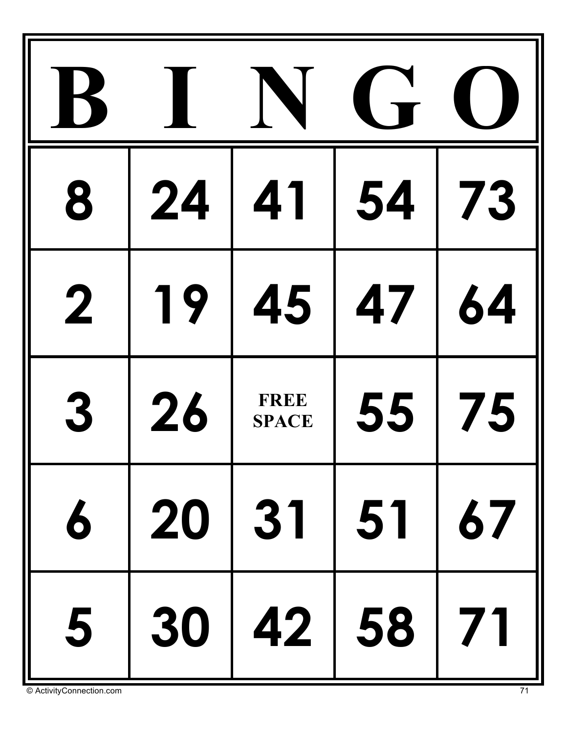| B | I | N | G | O |
|---|---|---|---|---|
| 8 | 24 | 41 | 54 | 73 |
| 2 | 19 | 45 | 47 | 64 |
| 3 | 26 | FREE SPACE | 55 | 75 |
| 6 | 20 | 31 | 51 | 67 |
| 5 | 30 | 42 | 58 | 71 |

© ActivityConnection.com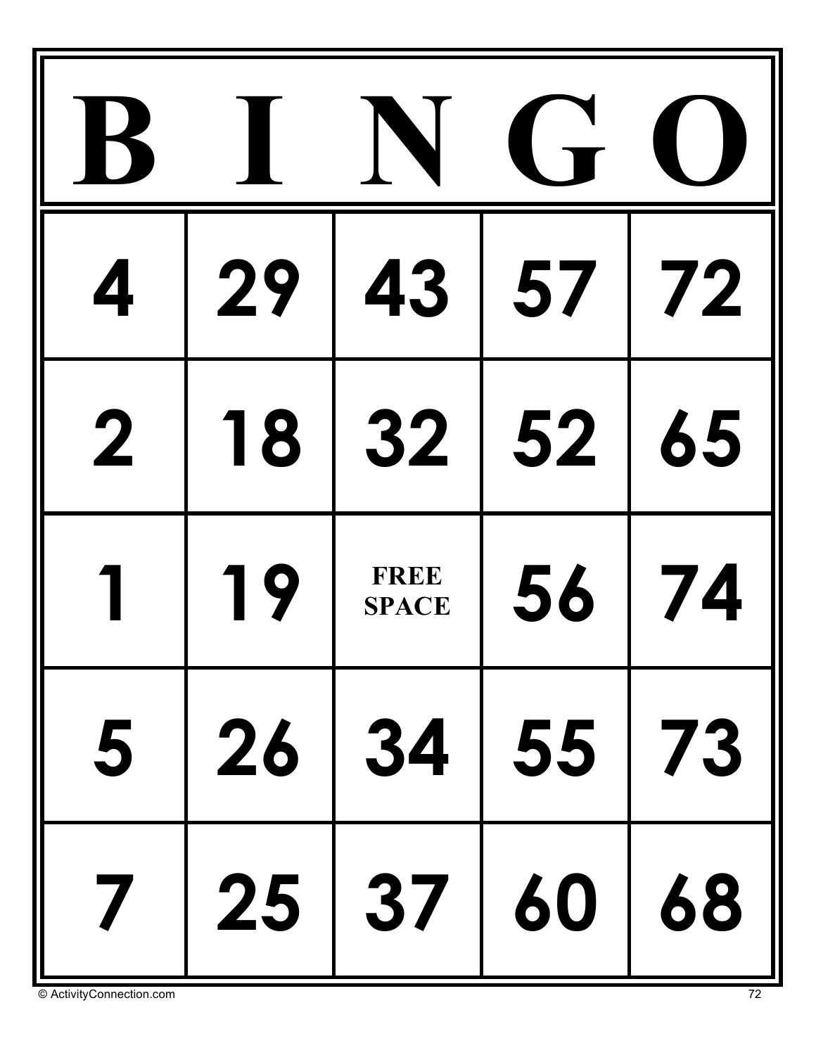| B | I | N | G | O |
|---|---|---|---|---|
| 4 | 29 | 43 | 57 | 72 |
| 2 | 18 | 32 | 52 | 65 |
| 1 | 19 | FREE SPACE | 56 | 74 |
| 5 | 26 | 34 | 55 | 73 |
| 7 | 25 | 37 | 60 | 68 |

© ActivityConnection.com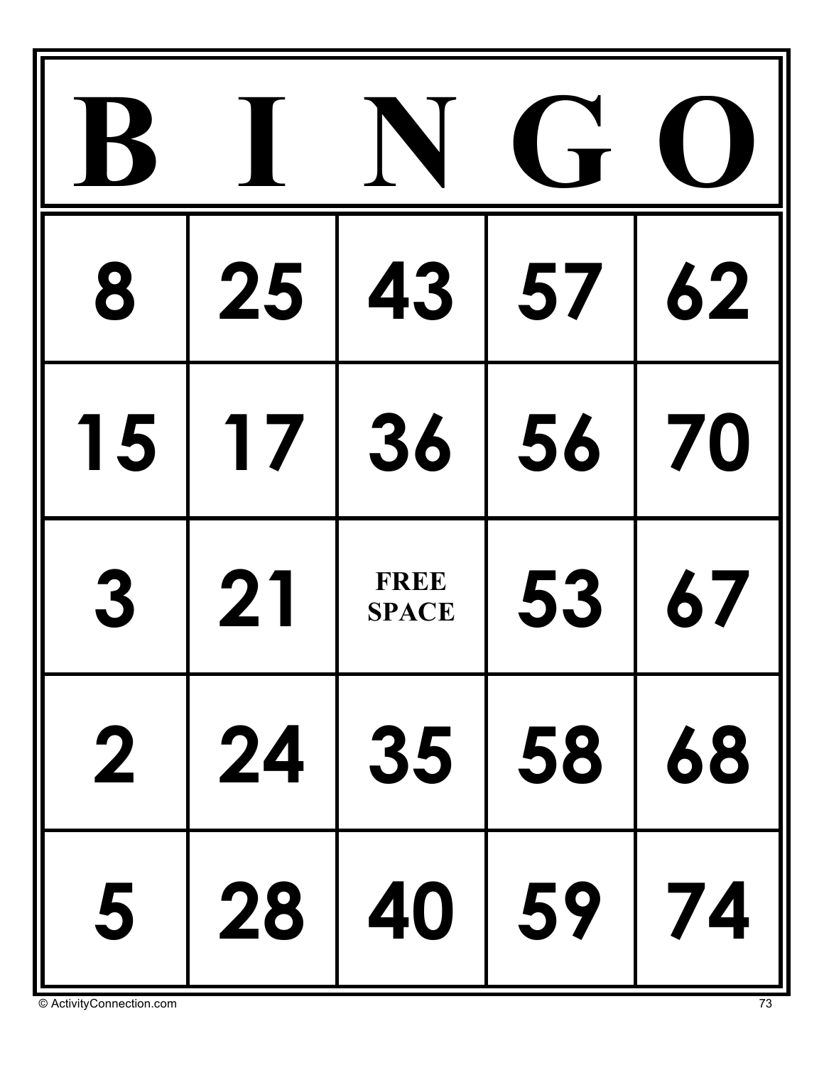| B | I | N | G | O |
|---|---|---|---|---|
| 8 | 25 | 43 | 57 | 62 |
| 15 | 17 | 36 | 56 | 70 |
| 3 | 21 | FREE SPACE | 53 | 67 |
| 2 | 24 | 35 | 58 | 68 |
| 5 | 28 | 40 | 59 | 74 |

© ActivityConnection.com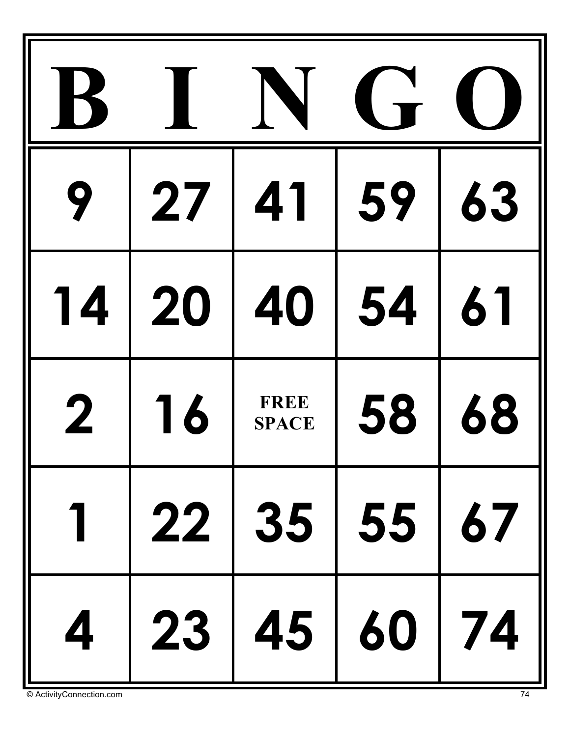| B | I | N | G | O |
| --- | --- | --- | --- | --- |
| 9 | 27 | 41 | 59 | 63 |
| 14 | 20 | 40 | 54 | 61 |
| 2 | 16 | FREE SPACE | 58 | 68 |
| 1 | 22 | 35 | 55 | 67 |
| 4 | 23 | 45 | 60 | 74 |

© ActivityConnection.com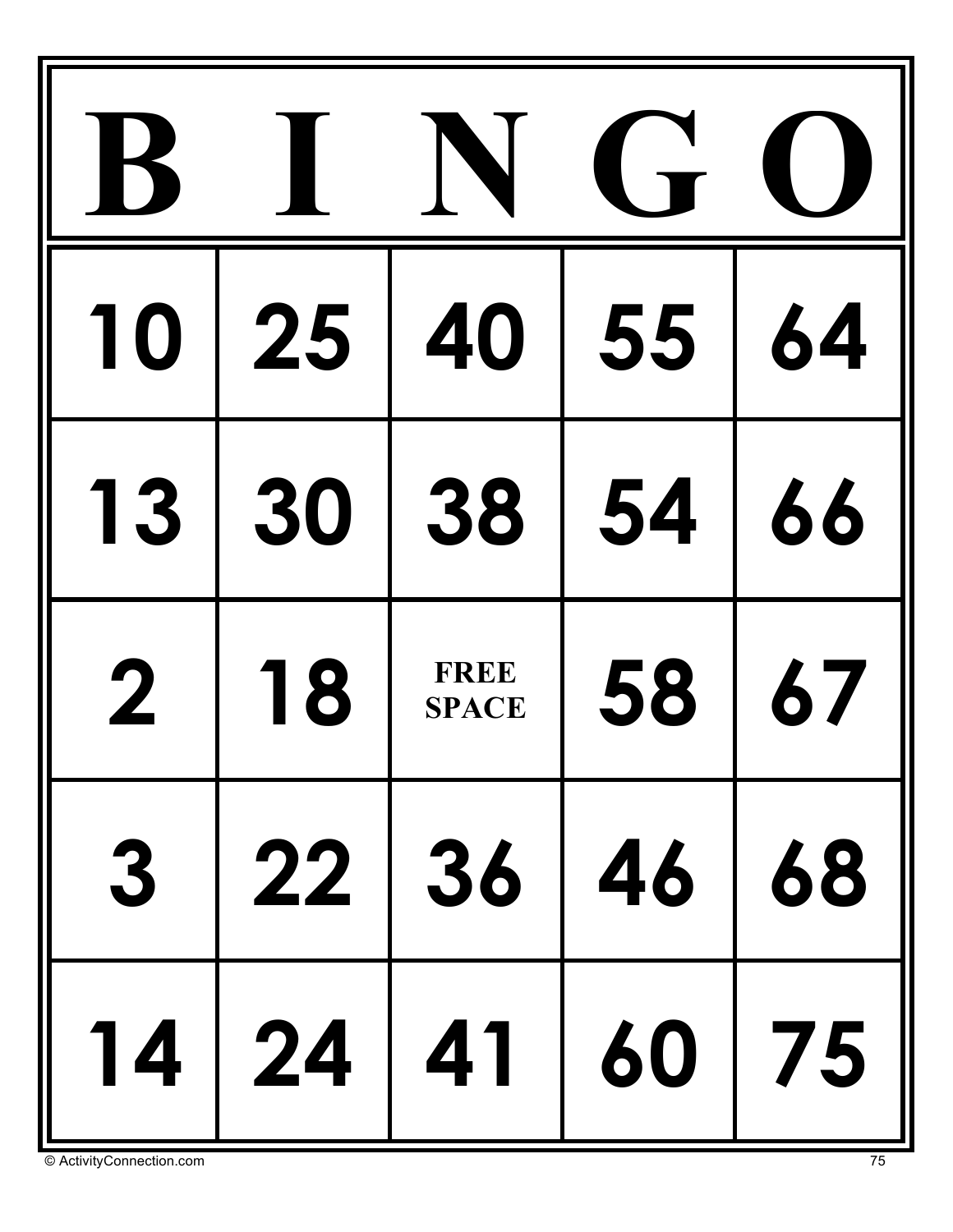| B | I | N | G | O |
| --- | --- | --- | --- | --- |
| 10 | 25 | 40 | 55 | 64 |
| 13 | 30 | 38 | 54 | 66 |
| 2 | 18 | FREE SPACE | 58 | 67 |
| 3 | 22 | 36 | 46 | 68 |
| 14 | 24 | 41 | 60 | 75 |

© ActivityConnection.com